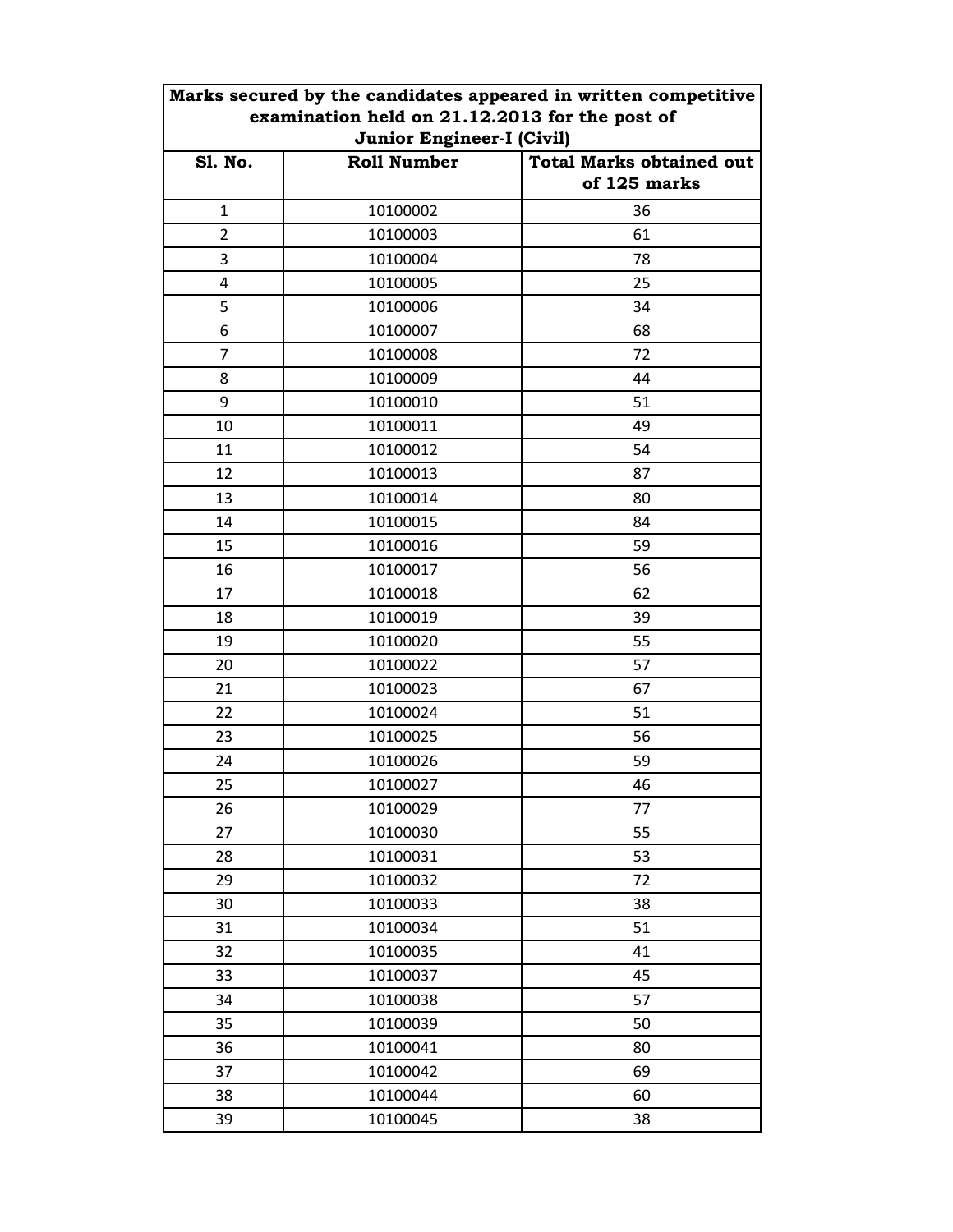**Marks secured by the candidates appeared in written competitive examination held on 21.12.2013 for the post of Junior Engineer-I (Civil)**

| Sl. No. | Roll Number | Total Marks obtained out of 125 marks |
|---|---|---|
| 1 | 10100002 | 36 |
| 2 | 10100003 | 61 |
| 3 | 10100004 | 78 |
| 4 | 10100005 | 25 |
| 5 | 10100006 | 34 |
| 6 | 10100007 | 68 |
| 7 | 10100008 | 72 |
| 8 | 10100009 | 44 |
| 9 | 10100010 | 51 |
| 10 | 10100011 | 49 |
| 11 | 10100012 | 54 |
| 12 | 10100013 | 87 |
| 13 | 10100014 | 80 |
| 14 | 10100015 | 84 |
| 15 | 10100016 | 59 |
| 16 | 10100017 | 56 |
| 17 | 10100018 | 62 |
| 18 | 10100019 | 39 |
| 19 | 10100020 | 55 |
| 20 | 10100022 | 57 |
| 21 | 10100023 | 67 |
| 22 | 10100024 | 51 |
| 23 | 10100025 | 56 |
| 24 | 10100026 | 59 |
| 25 | 10100027 | 46 |
| 26 | 10100029 | 77 |
| 27 | 10100030 | 55 |
| 28 | 10100031 | 53 |
| 29 | 10100032 | 72 |
| 30 | 10100033 | 38 |
| 31 | 10100034 | 51 |
| 32 | 10100035 | 41 |
| 33 | 10100037 | 45 |
| 34 | 10100038 | 57 |
| 35 | 10100039 | 50 |
| 36 | 10100041 | 80 |
| 37 | 10100042 | 69 |
| 38 | 10100044 | 60 |
| 39 | 10100045 | 38 |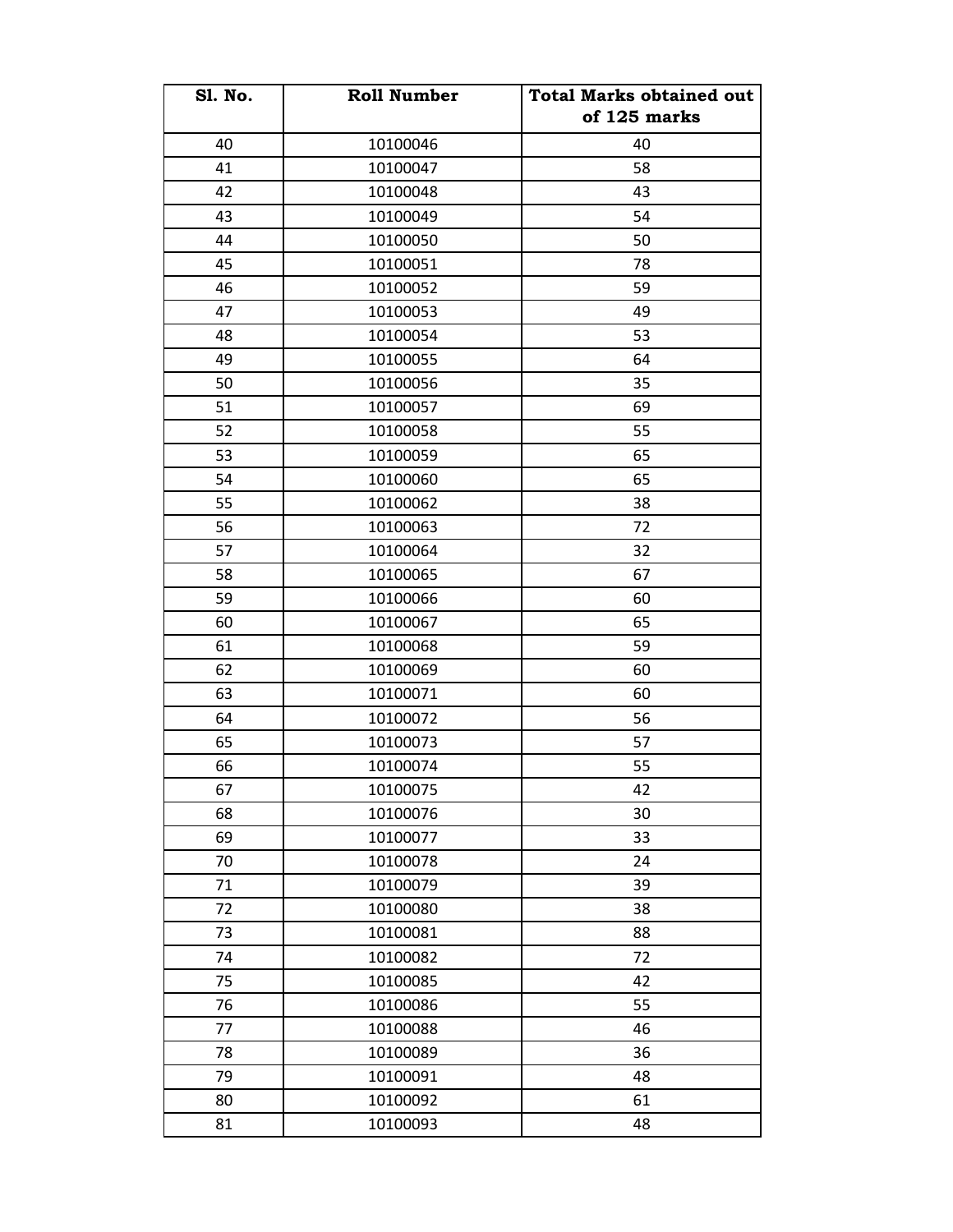| Sl. No. | Roll Number | Total Marks obtained out of 125 marks |
|---|---|---|
| 40 | 10100046 | 40 |
| 41 | 10100047 | 58 |
| 42 | 10100048 | 43 |
| 43 | 10100049 | 54 |
| 44 | 10100050 | 50 |
| 45 | 10100051 | 78 |
| 46 | 10100052 | 59 |
| 47 | 10100053 | 49 |
| 48 | 10100054 | 53 |
| 49 | 10100055 | 64 |
| 50 | 10100056 | 35 |
| 51 | 10100057 | 69 |
| 52 | 10100058 | 55 |
| 53 | 10100059 | 65 |
| 54 | 10100060 | 65 |
| 55 | 10100062 | 38 |
| 56 | 10100063 | 72 |
| 57 | 10100064 | 32 |
| 58 | 10100065 | 67 |
| 59 | 10100066 | 60 |
| 60 | 10100067 | 65 |
| 61 | 10100068 | 59 |
| 62 | 10100069 | 60 |
| 63 | 10100071 | 60 |
| 64 | 10100072 | 56 |
| 65 | 10100073 | 57 |
| 66 | 10100074 | 55 |
| 67 | 10100075 | 42 |
| 68 | 10100076 | 30 |
| 69 | 10100077 | 33 |
| 70 | 10100078 | 24 |
| 71 | 10100079 | 39 |
| 72 | 10100080 | 38 |
| 73 | 10100081 | 88 |
| 74 | 10100082 | 72 |
| 75 | 10100085 | 42 |
| 76 | 10100086 | 55 |
| 77 | 10100088 | 46 |
| 78 | 10100089 | 36 |
| 79 | 10100091 | 48 |
| 80 | 10100092 | 61 |
| 81 | 10100093 | 48 |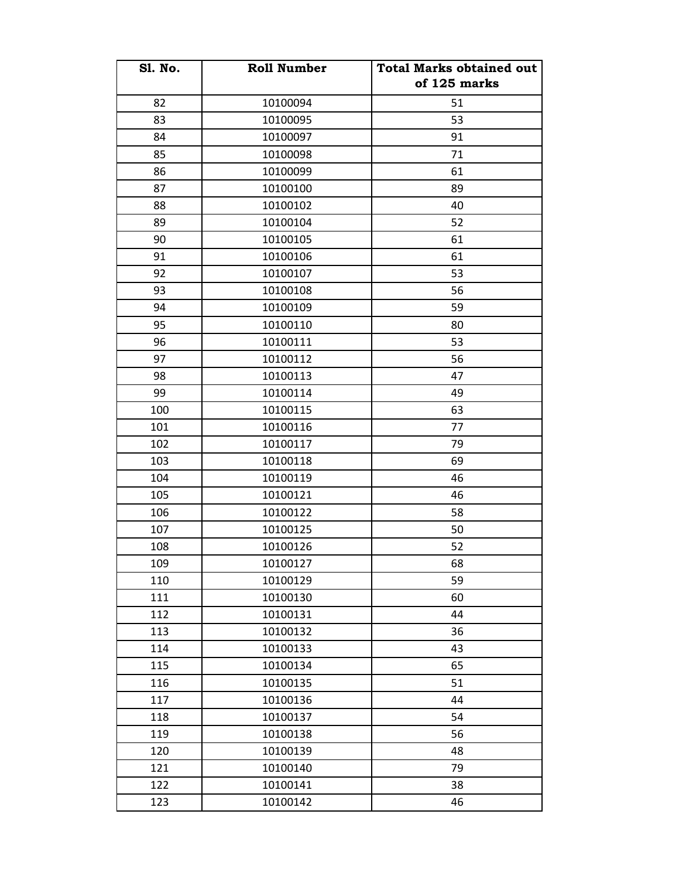| Sl. No. | Roll Number | Total Marks obtained out of 125 marks |
|---|---|---|
| 82 | 10100094 | 51 |
| 83 | 10100095 | 53 |
| 84 | 10100097 | 91 |
| 85 | 10100098 | 71 |
| 86 | 10100099 | 61 |
| 87 | 10100100 | 89 |
| 88 | 10100102 | 40 |
| 89 | 10100104 | 52 |
| 90 | 10100105 | 61 |
| 91 | 10100106 | 61 |
| 92 | 10100107 | 53 |
| 93 | 10100108 | 56 |
| 94 | 10100109 | 59 |
| 95 | 10100110 | 80 |
| 96 | 10100111 | 53 |
| 97 | 10100112 | 56 |
| 98 | 10100113 | 47 |
| 99 | 10100114 | 49 |
| 100 | 10100115 | 63 |
| 101 | 10100116 | 77 |
| 102 | 10100117 | 79 |
| 103 | 10100118 | 69 |
| 104 | 10100119 | 46 |
| 105 | 10100121 | 46 |
| 106 | 10100122 | 58 |
| 107 | 10100125 | 50 |
| 108 | 10100126 | 52 |
| 109 | 10100127 | 68 |
| 110 | 10100129 | 59 |
| 111 | 10100130 | 60 |
| 112 | 10100131 | 44 |
| 113 | 10100132 | 36 |
| 114 | 10100133 | 43 |
| 115 | 10100134 | 65 |
| 116 | 10100135 | 51 |
| 117 | 10100136 | 44 |
| 118 | 10100137 | 54 |
| 119 | 10100138 | 56 |
| 120 | 10100139 | 48 |
| 121 | 10100140 | 79 |
| 122 | 10100141 | 38 |
| 123 | 10100142 | 46 |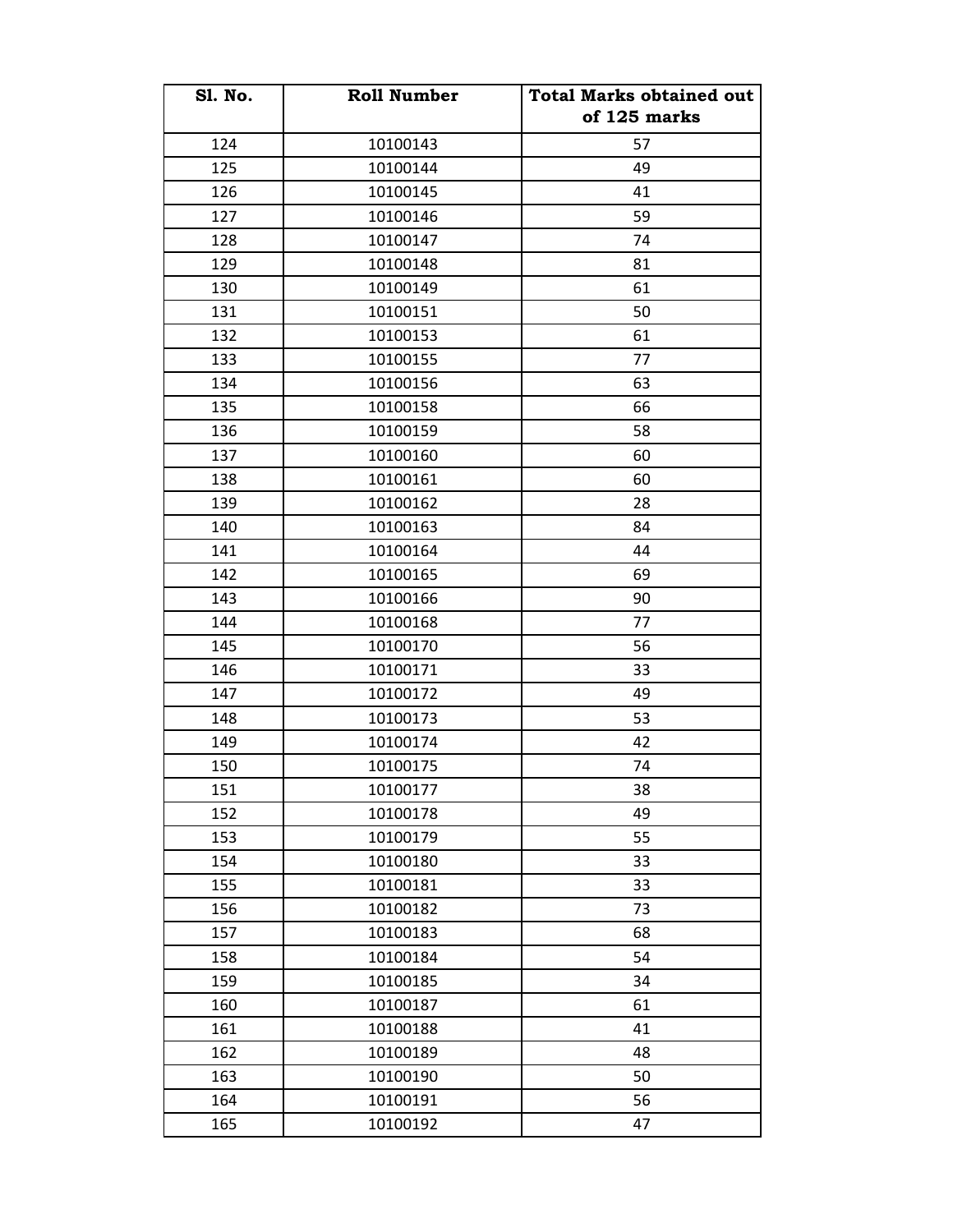| Sl. No. | Roll Number | Total Marks obtained out of 125 marks |
|---|---|---|
| 124 | 10100143 | 57 |
| 125 | 10100144 | 49 |
| 126 | 10100145 | 41 |
| 127 | 10100146 | 59 |
| 128 | 10100147 | 74 |
| 129 | 10100148 | 81 |
| 130 | 10100149 | 61 |
| 131 | 10100151 | 50 |
| 132 | 10100153 | 61 |
| 133 | 10100155 | 77 |
| 134 | 10100156 | 63 |
| 135 | 10100158 | 66 |
| 136 | 10100159 | 58 |
| 137 | 10100160 | 60 |
| 138 | 10100161 | 60 |
| 139 | 10100162 | 28 |
| 140 | 10100163 | 84 |
| 141 | 10100164 | 44 |
| 142 | 10100165 | 69 |
| 143 | 10100166 | 90 |
| 144 | 10100168 | 77 |
| 145 | 10100170 | 56 |
| 146 | 10100171 | 33 |
| 147 | 10100172 | 49 |
| 148 | 10100173 | 53 |
| 149 | 10100174 | 42 |
| 150 | 10100175 | 74 |
| 151 | 10100177 | 38 |
| 152 | 10100178 | 49 |
| 153 | 10100179 | 55 |
| 154 | 10100180 | 33 |
| 155 | 10100181 | 33 |
| 156 | 10100182 | 73 |
| 157 | 10100183 | 68 |
| 158 | 10100184 | 54 |
| 159 | 10100185 | 34 |
| 160 | 10100187 | 61 |
| 161 | 10100188 | 41 |
| 162 | 10100189 | 48 |
| 163 | 10100190 | 50 |
| 164 | 10100191 | 56 |
| 165 | 10100192 | 47 |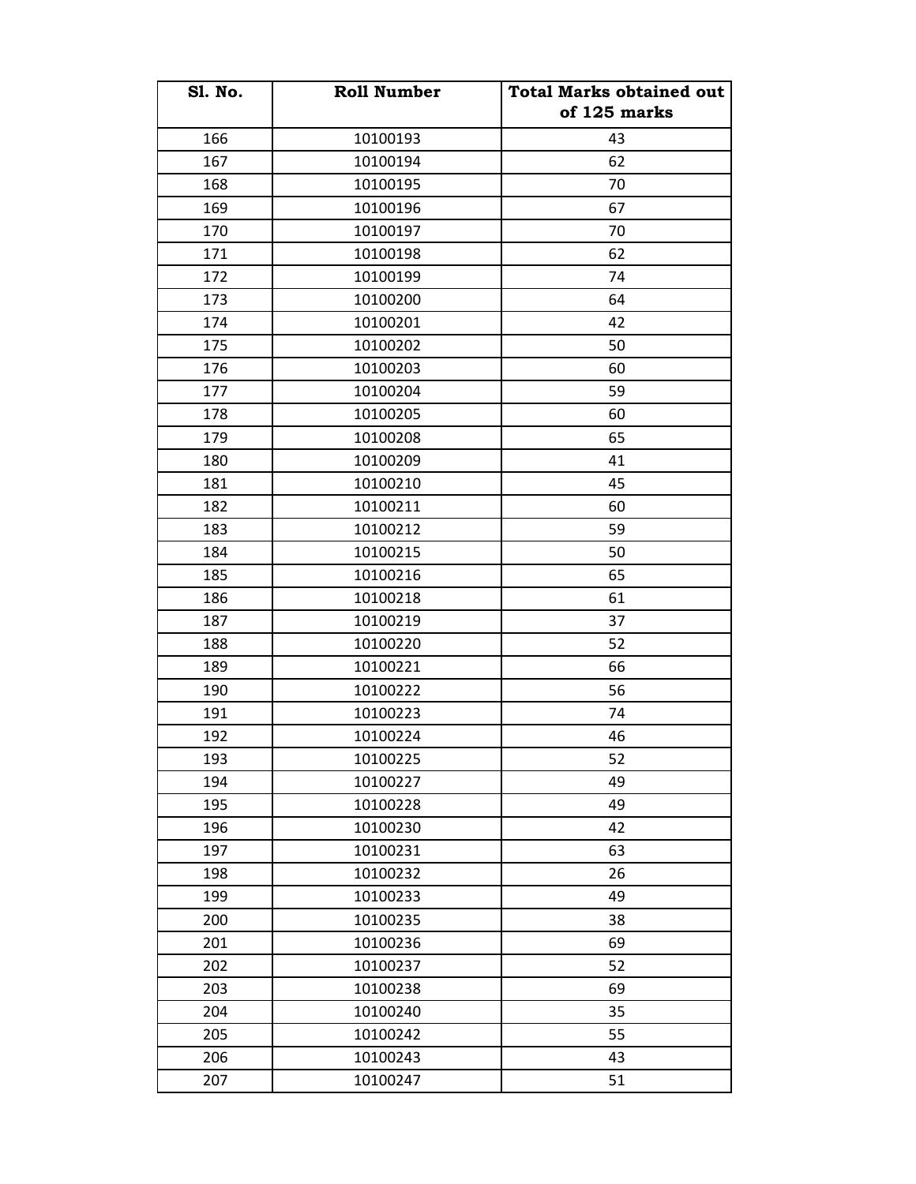| Sl. No. | Roll Number | Total Marks obtained out of 125 marks |
|---|---|---|
| 166 | 10100193 | 43 |
| 167 | 10100194 | 62 |
| 168 | 10100195 | 70 |
| 169 | 10100196 | 67 |
| 170 | 10100197 | 70 |
| 171 | 10100198 | 62 |
| 172 | 10100199 | 74 |
| 173 | 10100200 | 64 |
| 174 | 10100201 | 42 |
| 175 | 10100202 | 50 |
| 176 | 10100203 | 60 |
| 177 | 10100204 | 59 |
| 178 | 10100205 | 60 |
| 179 | 10100208 | 65 |
| 180 | 10100209 | 41 |
| 181 | 10100210 | 45 |
| 182 | 10100211 | 60 |
| 183 | 10100212 | 59 |
| 184 | 10100215 | 50 |
| 185 | 10100216 | 65 |
| 186 | 10100218 | 61 |
| 187 | 10100219 | 37 |
| 188 | 10100220 | 52 |
| 189 | 10100221 | 66 |
| 190 | 10100222 | 56 |
| 191 | 10100223 | 74 |
| 192 | 10100224 | 46 |
| 193 | 10100225 | 52 |
| 194 | 10100227 | 49 |
| 195 | 10100228 | 49 |
| 196 | 10100230 | 42 |
| 197 | 10100231 | 63 |
| 198 | 10100232 | 26 |
| 199 | 10100233 | 49 |
| 200 | 10100235 | 38 |
| 201 | 10100236 | 69 |
| 202 | 10100237 | 52 |
| 203 | 10100238 | 69 |
| 204 | 10100240 | 35 |
| 205 | 10100242 | 55 |
| 206 | 10100243 | 43 |
| 207 | 10100247 | 51 |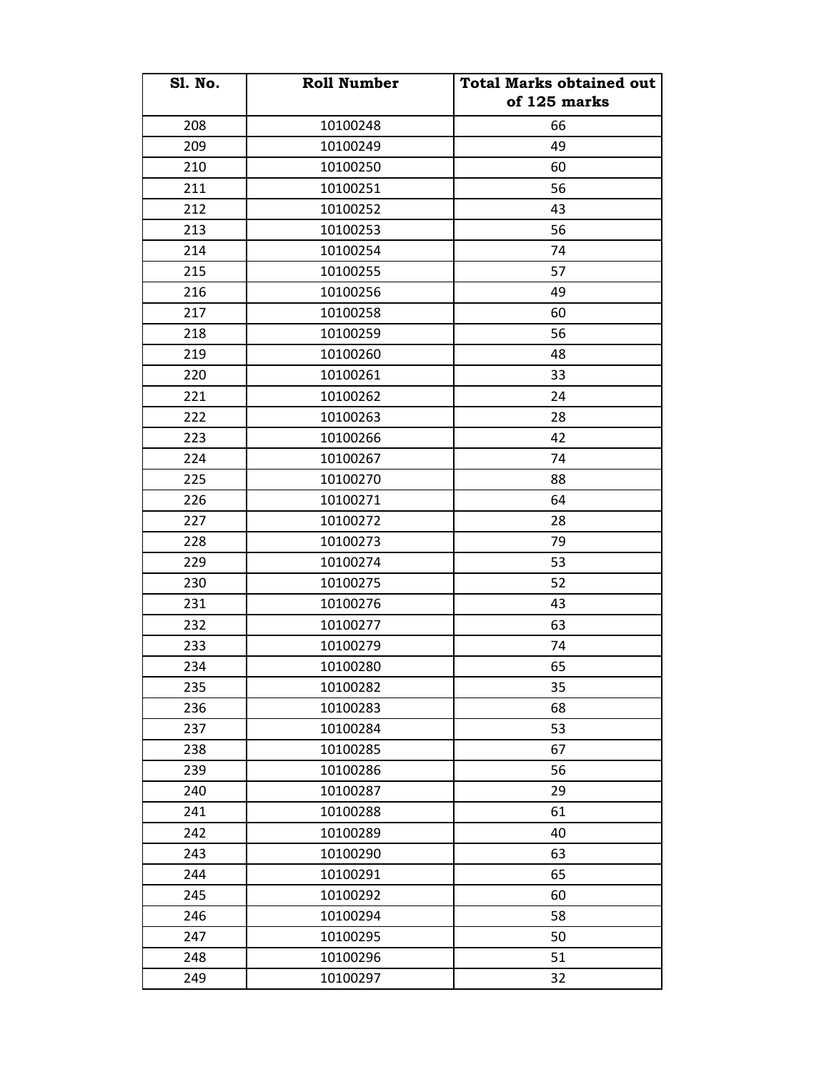| Sl. No. | Roll Number | Total Marks obtained out of 125 marks |
|---|---|---|
| 208 | 10100248 | 66 |
| 209 | 10100249 | 49 |
| 210 | 10100250 | 60 |
| 211 | 10100251 | 56 |
| 212 | 10100252 | 43 |
| 213 | 10100253 | 56 |
| 214 | 10100254 | 74 |
| 215 | 10100255 | 57 |
| 216 | 10100256 | 49 |
| 217 | 10100258 | 60 |
| 218 | 10100259 | 56 |
| 219 | 10100260 | 48 |
| 220 | 10100261 | 33 |
| 221 | 10100262 | 24 |
| 222 | 10100263 | 28 |
| 223 | 10100266 | 42 |
| 224 | 10100267 | 74 |
| 225 | 10100270 | 88 |
| 226 | 10100271 | 64 |
| 227 | 10100272 | 28 |
| 228 | 10100273 | 79 |
| 229 | 10100274 | 53 |
| 230 | 10100275 | 52 |
| 231 | 10100276 | 43 |
| 232 | 10100277 | 63 |
| 233 | 10100279 | 74 |
| 234 | 10100280 | 65 |
| 235 | 10100282 | 35 |
| 236 | 10100283 | 68 |
| 237 | 10100284 | 53 |
| 238 | 10100285 | 67 |
| 239 | 10100286 | 56 |
| 240 | 10100287 | 29 |
| 241 | 10100288 | 61 |
| 242 | 10100289 | 40 |
| 243 | 10100290 | 63 |
| 244 | 10100291 | 65 |
| 245 | 10100292 | 60 |
| 246 | 10100294 | 58 |
| 247 | 10100295 | 50 |
| 248 | 10100296 | 51 |
| 249 | 10100297 | 32 |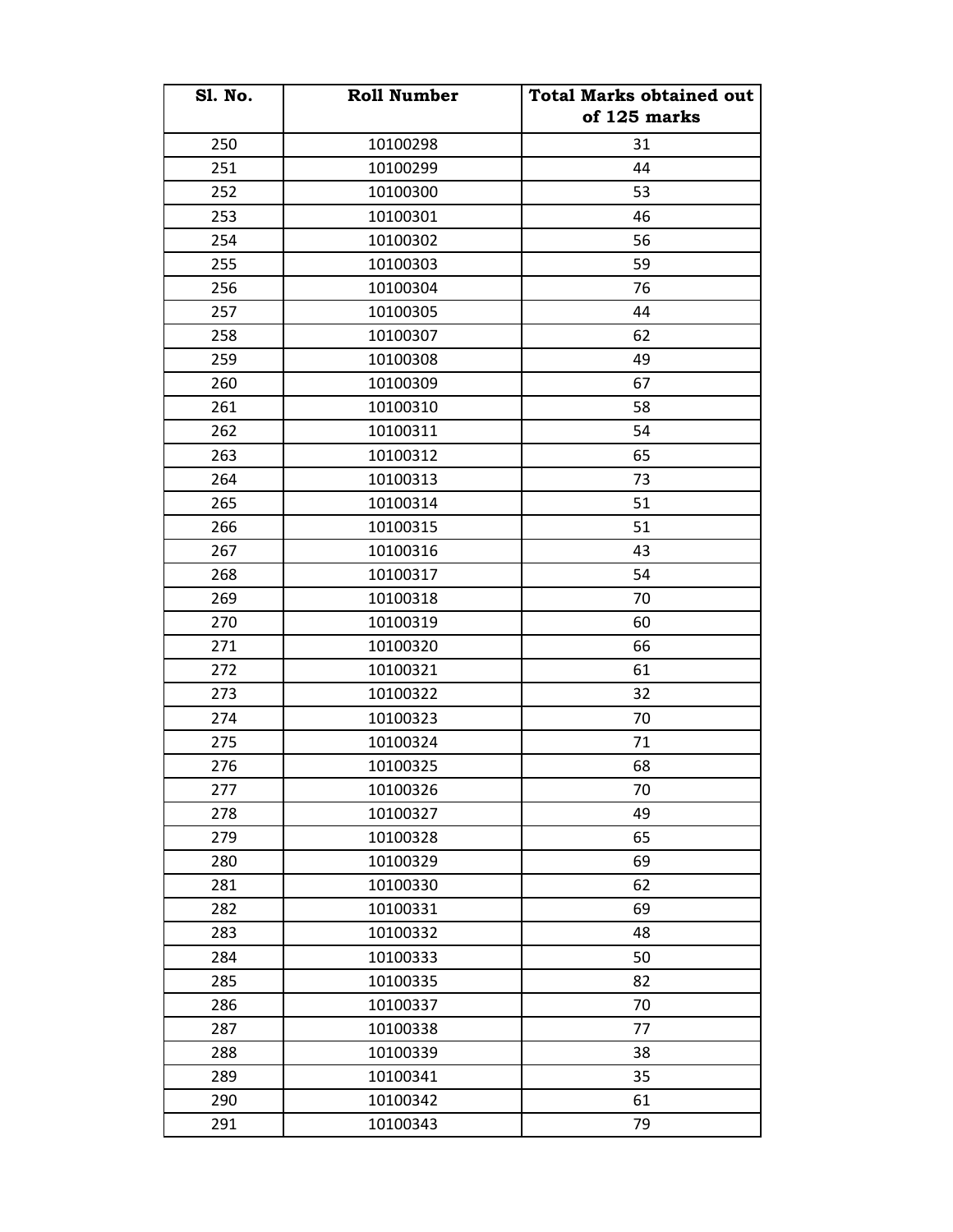| Sl. No. | Roll Number | Total Marks obtained out of 125 marks |
|---|---|---|
| 250 | 10100298 | 31 |
| 251 | 10100299 | 44 |
| 252 | 10100300 | 53 |
| 253 | 10100301 | 46 |
| 254 | 10100302 | 56 |
| 255 | 10100303 | 59 |
| 256 | 10100304 | 76 |
| 257 | 10100305 | 44 |
| 258 | 10100307 | 62 |
| 259 | 10100308 | 49 |
| 260 | 10100309 | 67 |
| 261 | 10100310 | 58 |
| 262 | 10100311 | 54 |
| 263 | 10100312 | 65 |
| 264 | 10100313 | 73 |
| 265 | 10100314 | 51 |
| 266 | 10100315 | 51 |
| 267 | 10100316 | 43 |
| 268 | 10100317 | 54 |
| 269 | 10100318 | 70 |
| 270 | 10100319 | 60 |
| 271 | 10100320 | 66 |
| 272 | 10100321 | 61 |
| 273 | 10100322 | 32 |
| 274 | 10100323 | 70 |
| 275 | 10100324 | 71 |
| 276 | 10100325 | 68 |
| 277 | 10100326 | 70 |
| 278 | 10100327 | 49 |
| 279 | 10100328 | 65 |
| 280 | 10100329 | 69 |
| 281 | 10100330 | 62 |
| 282 | 10100331 | 69 |
| 283 | 10100332 | 48 |
| 284 | 10100333 | 50 |
| 285 | 10100335 | 82 |
| 286 | 10100337 | 70 |
| 287 | 10100338 | 77 |
| 288 | 10100339 | 38 |
| 289 | 10100341 | 35 |
| 290 | 10100342 | 61 |
| 291 | 10100343 | 79 |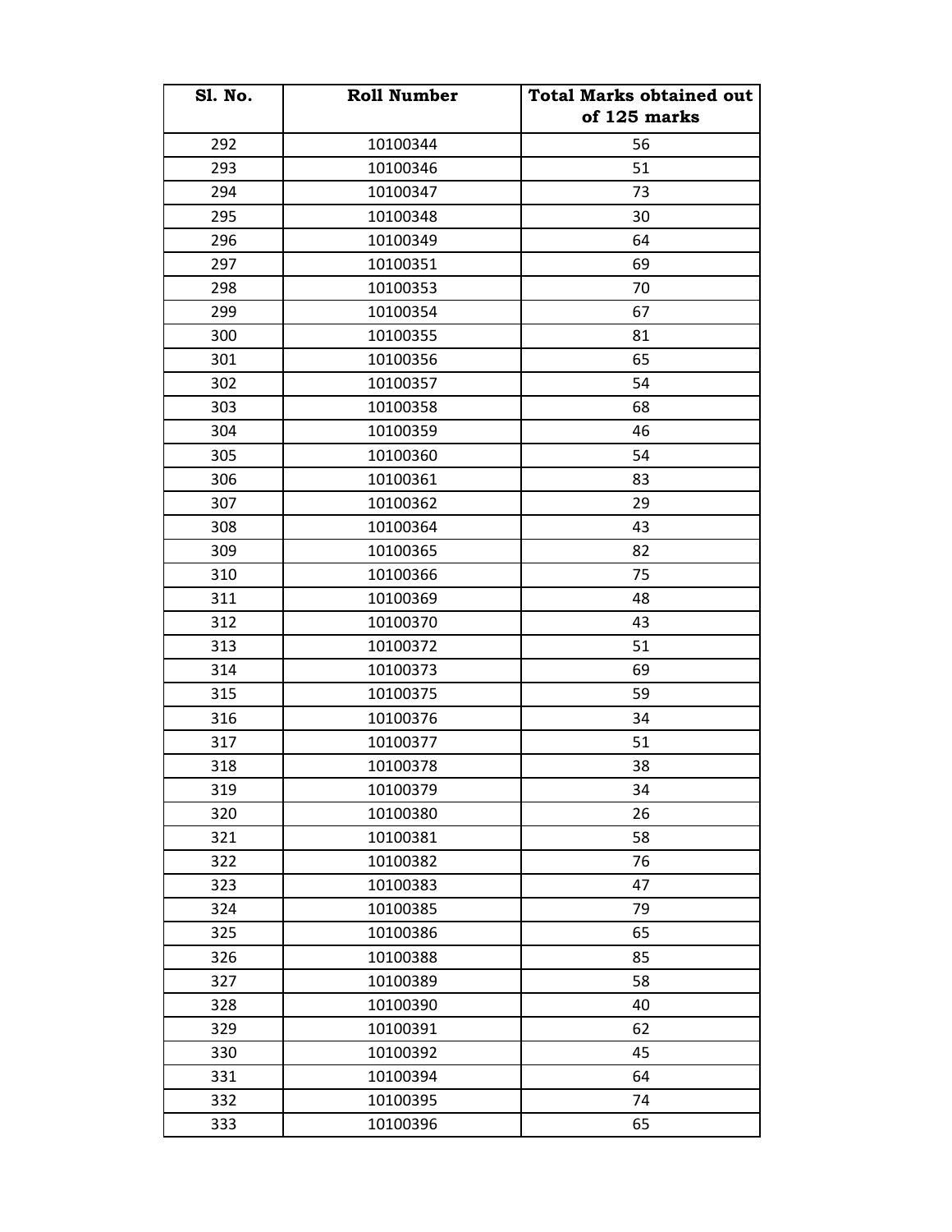| Sl. No. | Roll Number | Total Marks obtained out of 125 marks |
|---|---|---|
| 292 | 10100344 | 56 |
| 293 | 10100346 | 51 |
| 294 | 10100347 | 73 |
| 295 | 10100348 | 30 |
| 296 | 10100349 | 64 |
| 297 | 10100351 | 69 |
| 298 | 10100353 | 70 |
| 299 | 10100354 | 67 |
| 300 | 10100355 | 81 |
| 301 | 10100356 | 65 |
| 302 | 10100357 | 54 |
| 303 | 10100358 | 68 |
| 304 | 10100359 | 46 |
| 305 | 10100360 | 54 |
| 306 | 10100361 | 83 |
| 307 | 10100362 | 29 |
| 308 | 10100364 | 43 |
| 309 | 10100365 | 82 |
| 310 | 10100366 | 75 |
| 311 | 10100369 | 48 |
| 312 | 10100370 | 43 |
| 313 | 10100372 | 51 |
| 314 | 10100373 | 69 |
| 315 | 10100375 | 59 |
| 316 | 10100376 | 34 |
| 317 | 10100377 | 51 |
| 318 | 10100378 | 38 |
| 319 | 10100379 | 34 |
| 320 | 10100380 | 26 |
| 321 | 10100381 | 58 |
| 322 | 10100382 | 76 |
| 323 | 10100383 | 47 |
| 324 | 10100385 | 79 |
| 325 | 10100386 | 65 |
| 326 | 10100388 | 85 |
| 327 | 10100389 | 58 |
| 328 | 10100390 | 40 |
| 329 | 10100391 | 62 |
| 330 | 10100392 | 45 |
| 331 | 10100394 | 64 |
| 332 | 10100395 | 74 |
| 333 | 10100396 | 65 |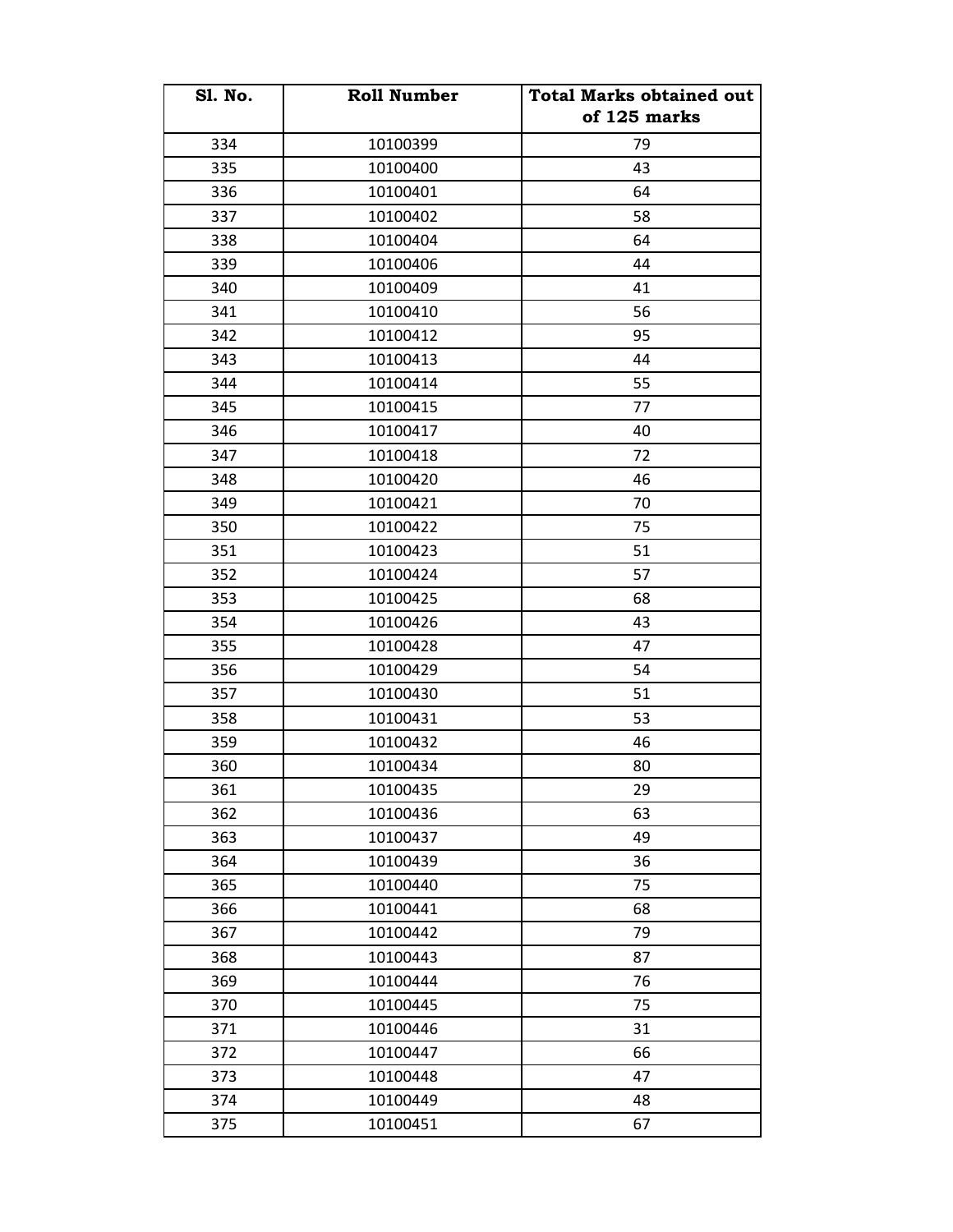| Sl. No. | Roll Number | Total Marks obtained out of 125 marks |
| --- | --- | --- |
| 334 | 10100399 | 79 |
| 335 | 10100400 | 43 |
| 336 | 10100401 | 64 |
| 337 | 10100402 | 58 |
| 338 | 10100404 | 64 |
| 339 | 10100406 | 44 |
| 340 | 10100409 | 41 |
| 341 | 10100410 | 56 |
| 342 | 10100412 | 95 |
| 343 | 10100413 | 44 |
| 344 | 10100414 | 55 |
| 345 | 10100415 | 77 |
| 346 | 10100417 | 40 |
| 347 | 10100418 | 72 |
| 348 | 10100420 | 46 |
| 349 | 10100421 | 70 |
| 350 | 10100422 | 75 |
| 351 | 10100423 | 51 |
| 352 | 10100424 | 57 |
| 353 | 10100425 | 68 |
| 354 | 10100426 | 43 |
| 355 | 10100428 | 47 |
| 356 | 10100429 | 54 |
| 357 | 10100430 | 51 |
| 358 | 10100431 | 53 |
| 359 | 10100432 | 46 |
| 360 | 10100434 | 80 |
| 361 | 10100435 | 29 |
| 362 | 10100436 | 63 |
| 363 | 10100437 | 49 |
| 364 | 10100439 | 36 |
| 365 | 10100440 | 75 |
| 366 | 10100441 | 68 |
| 367 | 10100442 | 79 |
| 368 | 10100443 | 87 |
| 369 | 10100444 | 76 |
| 370 | 10100445 | 75 |
| 371 | 10100446 | 31 |
| 372 | 10100447 | 66 |
| 373 | 10100448 | 47 |
| 374 | 10100449 | 48 |
| 375 | 10100451 | 67 |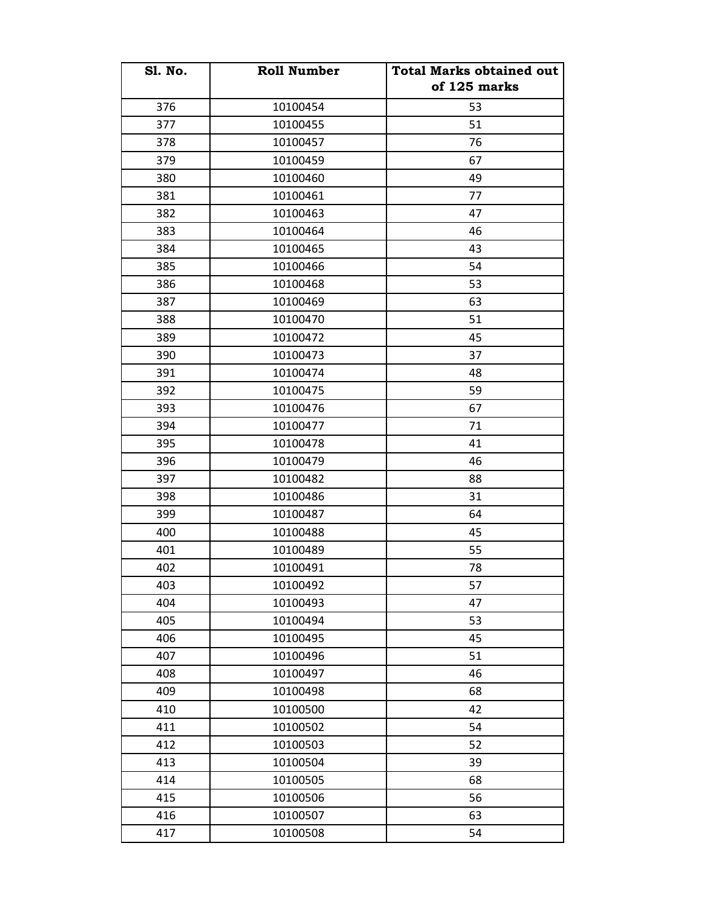| Sl. No. | Roll Number | Total Marks obtained out of 125 marks |
|---|---|---|
| 376 | 10100454 | 53 |
| 377 | 10100455 | 51 |
| 378 | 10100457 | 76 |
| 379 | 10100459 | 67 |
| 380 | 10100460 | 49 |
| 381 | 10100461 | 77 |
| 382 | 10100463 | 47 |
| 383 | 10100464 | 46 |
| 384 | 10100465 | 43 |
| 385 | 10100466 | 54 |
| 386 | 10100468 | 53 |
| 387 | 10100469 | 63 |
| 388 | 10100470 | 51 |
| 389 | 10100472 | 45 |
| 390 | 10100473 | 37 |
| 391 | 10100474 | 48 |
| 392 | 10100475 | 59 |
| 393 | 10100476 | 67 |
| 394 | 10100477 | 71 |
| 395 | 10100478 | 41 |
| 396 | 10100479 | 46 |
| 397 | 10100482 | 88 |
| 398 | 10100486 | 31 |
| 399 | 10100487 | 64 |
| 400 | 10100488 | 45 |
| 401 | 10100489 | 55 |
| 402 | 10100491 | 78 |
| 403 | 10100492 | 57 |
| 404 | 10100493 | 47 |
| 405 | 10100494 | 53 |
| 406 | 10100495 | 45 |
| 407 | 10100496 | 51 |
| 408 | 10100497 | 46 |
| 409 | 10100498 | 68 |
| 410 | 10100500 | 42 |
| 411 | 10100502 | 54 |
| 412 | 10100503 | 52 |
| 413 | 10100504 | 39 |
| 414 | 10100505 | 68 |
| 415 | 10100506 | 56 |
| 416 | 10100507 | 63 |
| 417 | 10100508 | 54 |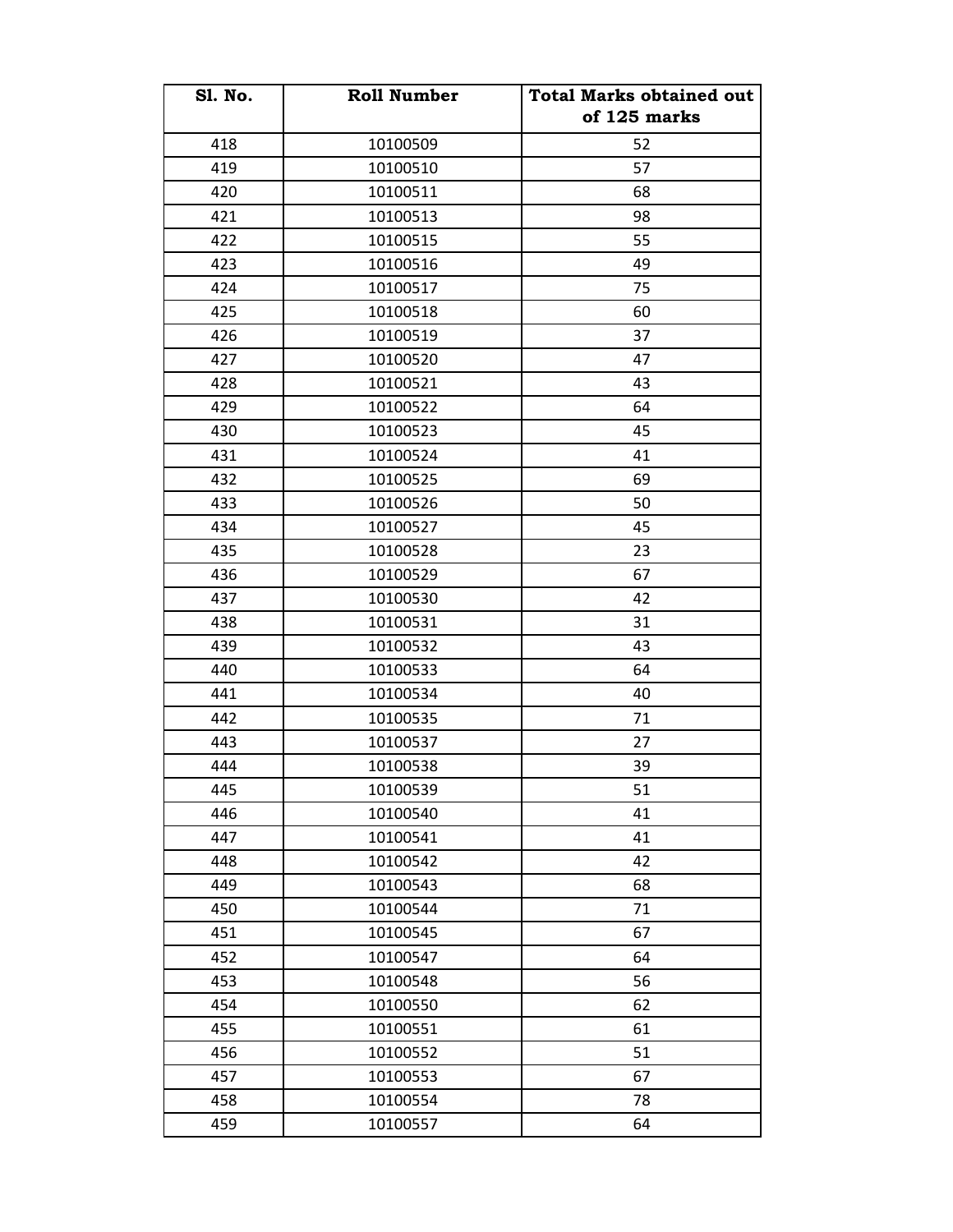| Sl. No. | Roll Number | Total Marks obtained out of 125 marks |
|---|---|---|
| 418 | 10100509 | 52 |
| 419 | 10100510 | 57 |
| 420 | 10100511 | 68 |
| 421 | 10100513 | 98 |
| 422 | 10100515 | 55 |
| 423 | 10100516 | 49 |
| 424 | 10100517 | 75 |
| 425 | 10100518 | 60 |
| 426 | 10100519 | 37 |
| 427 | 10100520 | 47 |
| 428 | 10100521 | 43 |
| 429 | 10100522 | 64 |
| 430 | 10100523 | 45 |
| 431 | 10100524 | 41 |
| 432 | 10100525 | 69 |
| 433 | 10100526 | 50 |
| 434 | 10100527 | 45 |
| 435 | 10100528 | 23 |
| 436 | 10100529 | 67 |
| 437 | 10100530 | 42 |
| 438 | 10100531 | 31 |
| 439 | 10100532 | 43 |
| 440 | 10100533 | 64 |
| 441 | 10100534 | 40 |
| 442 | 10100535 | 71 |
| 443 | 10100537 | 27 |
| 444 | 10100538 | 39 |
| 445 | 10100539 | 51 |
| 446 | 10100540 | 41 |
| 447 | 10100541 | 41 |
| 448 | 10100542 | 42 |
| 449 | 10100543 | 68 |
| 450 | 10100544 | 71 |
| 451 | 10100545 | 67 |
| 452 | 10100547 | 64 |
| 453 | 10100548 | 56 |
| 454 | 10100550 | 62 |
| 455 | 10100551 | 61 |
| 456 | 10100552 | 51 |
| 457 | 10100553 | 67 |
| 458 | 10100554 | 78 |
| 459 | 10100557 | 64 |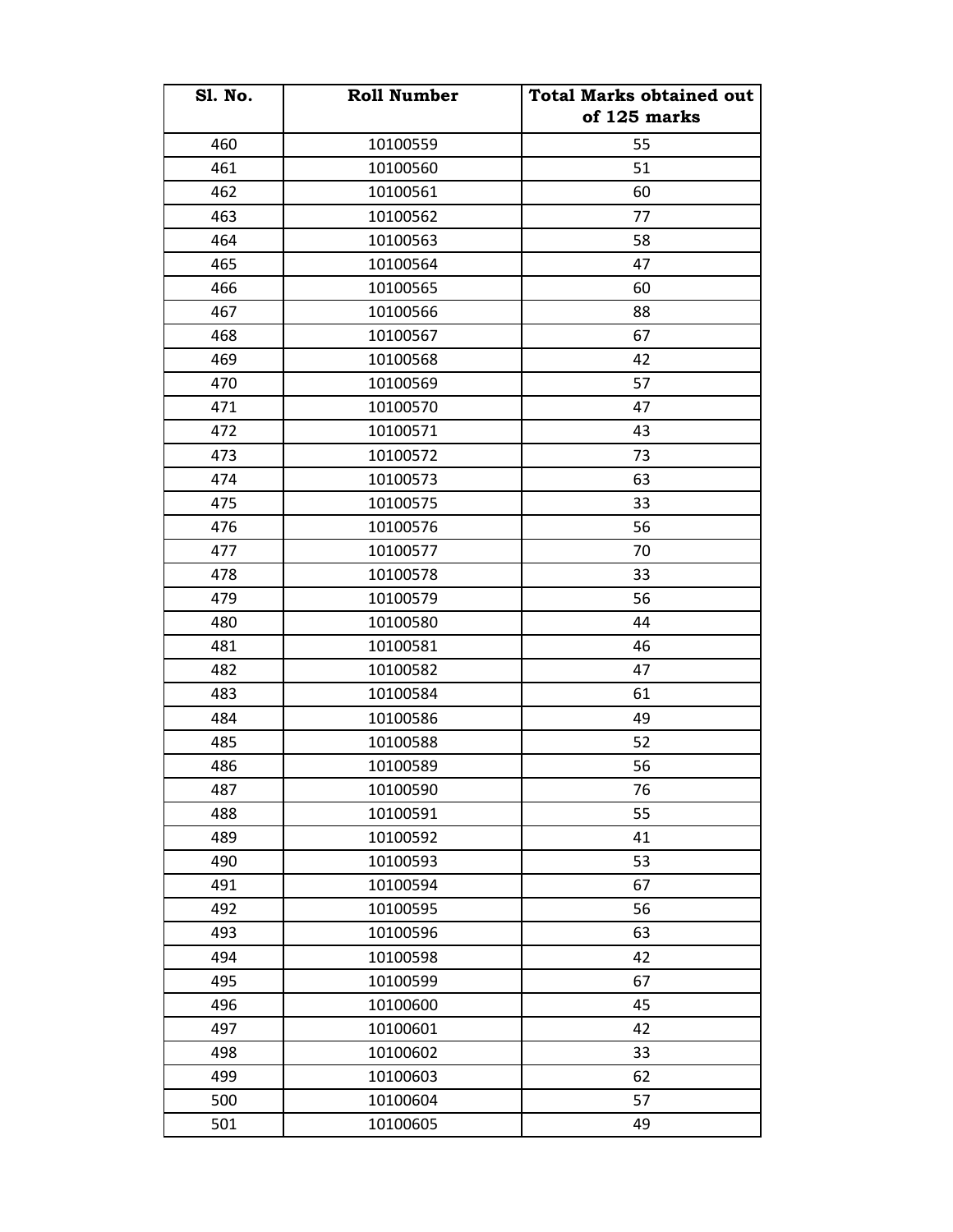| Sl. No. | Roll Number | Total Marks obtained out of 125 marks |
|---|---|---|
| 460 | 10100559 | 55 |
| 461 | 10100560 | 51 |
| 462 | 10100561 | 60 |
| 463 | 10100562 | 77 |
| 464 | 10100563 | 58 |
| 465 | 10100564 | 47 |
| 466 | 10100565 | 60 |
| 467 | 10100566 | 88 |
| 468 | 10100567 | 67 |
| 469 | 10100568 | 42 |
| 470 | 10100569 | 57 |
| 471 | 10100570 | 47 |
| 472 | 10100571 | 43 |
| 473 | 10100572 | 73 |
| 474 | 10100573 | 63 |
| 475 | 10100575 | 33 |
| 476 | 10100576 | 56 |
| 477 | 10100577 | 70 |
| 478 | 10100578 | 33 |
| 479 | 10100579 | 56 |
| 480 | 10100580 | 44 |
| 481 | 10100581 | 46 |
| 482 | 10100582 | 47 |
| 483 | 10100584 | 61 |
| 484 | 10100586 | 49 |
| 485 | 10100588 | 52 |
| 486 | 10100589 | 56 |
| 487 | 10100590 | 76 |
| 488 | 10100591 | 55 |
| 489 | 10100592 | 41 |
| 490 | 10100593 | 53 |
| 491 | 10100594 | 67 |
| 492 | 10100595 | 56 |
| 493 | 10100596 | 63 |
| 494 | 10100598 | 42 |
| 495 | 10100599 | 67 |
| 496 | 10100600 | 45 |
| 497 | 10100601 | 42 |
| 498 | 10100602 | 33 |
| 499 | 10100603 | 62 |
| 500 | 10100604 | 57 |
| 501 | 10100605 | 49 |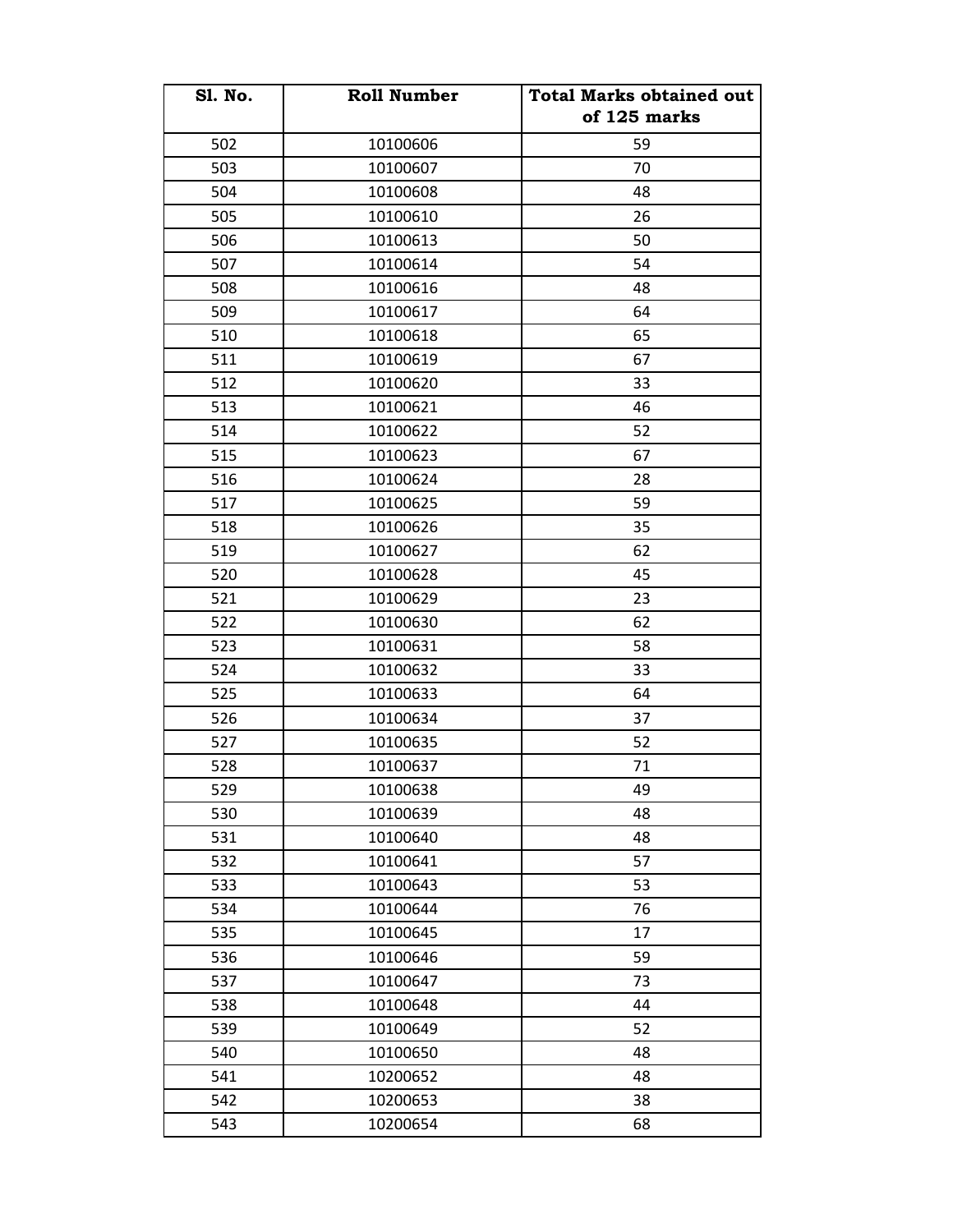| Sl. No. | Roll Number | Total Marks obtained out of 125 marks |
|---|---|---|
| 502 | 10100606 | 59 |
| 503 | 10100607 | 70 |
| 504 | 10100608 | 48 |
| 505 | 10100610 | 26 |
| 506 | 10100613 | 50 |
| 507 | 10100614 | 54 |
| 508 | 10100616 | 48 |
| 509 | 10100617 | 64 |
| 510 | 10100618 | 65 |
| 511 | 10100619 | 67 |
| 512 | 10100620 | 33 |
| 513 | 10100621 | 46 |
| 514 | 10100622 | 52 |
| 515 | 10100623 | 67 |
| 516 | 10100624 | 28 |
| 517 | 10100625 | 59 |
| 518 | 10100626 | 35 |
| 519 | 10100627 | 62 |
| 520 | 10100628 | 45 |
| 521 | 10100629 | 23 |
| 522 | 10100630 | 62 |
| 523 | 10100631 | 58 |
| 524 | 10100632 | 33 |
| 525 | 10100633 | 64 |
| 526 | 10100634 | 37 |
| 527 | 10100635 | 52 |
| 528 | 10100637 | 71 |
| 529 | 10100638 | 49 |
| 530 | 10100639 | 48 |
| 531 | 10100640 | 48 |
| 532 | 10100641 | 57 |
| 533 | 10100643 | 53 |
| 534 | 10100644 | 76 |
| 535 | 10100645 | 17 |
| 536 | 10100646 | 59 |
| 537 | 10100647 | 73 |
| 538 | 10100648 | 44 |
| 539 | 10100649 | 52 |
| 540 | 10100650 | 48 |
| 541 | 10200652 | 48 |
| 542 | 10200653 | 38 |
| 543 | 10200654 | 68 |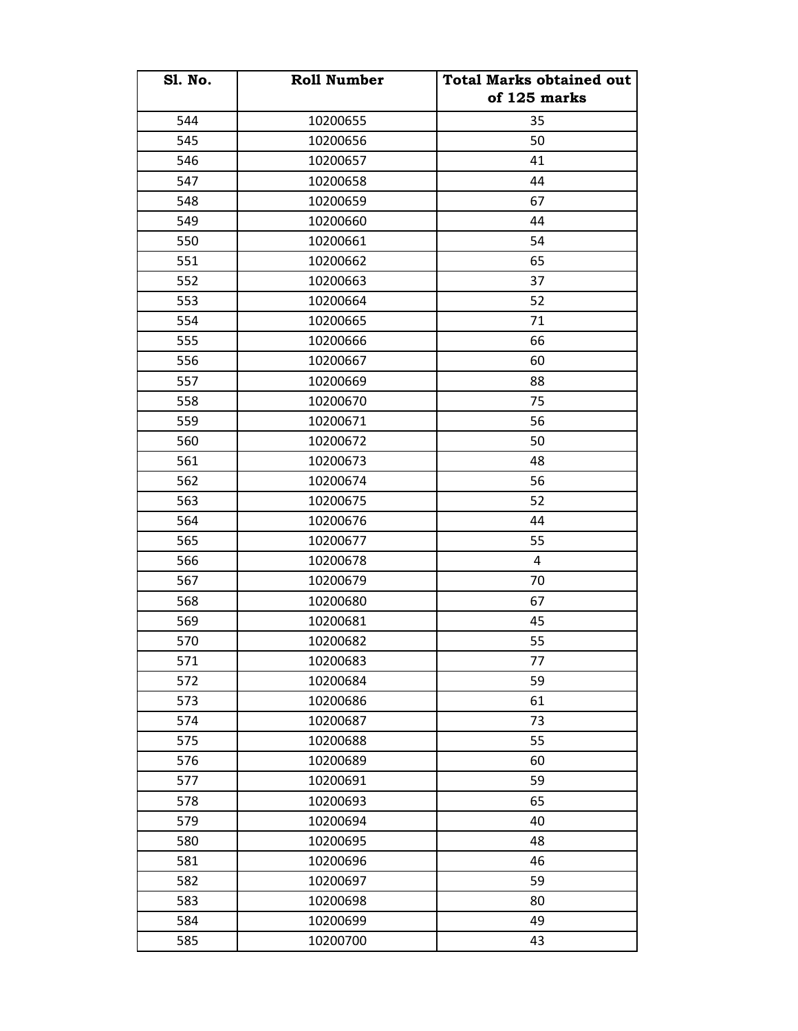| Sl. No. | Roll Number | Total Marks obtained out of 125 marks |
|---|---|---|
| 544 | 10200655 | 35 |
| 545 | 10200656 | 50 |
| 546 | 10200657 | 41 |
| 547 | 10200658 | 44 |
| 548 | 10200659 | 67 |
| 549 | 10200660 | 44 |
| 550 | 10200661 | 54 |
| 551 | 10200662 | 65 |
| 552 | 10200663 | 37 |
| 553 | 10200664 | 52 |
| 554 | 10200665 | 71 |
| 555 | 10200666 | 66 |
| 556 | 10200667 | 60 |
| 557 | 10200669 | 88 |
| 558 | 10200670 | 75 |
| 559 | 10200671 | 56 |
| 560 | 10200672 | 50 |
| 561 | 10200673 | 48 |
| 562 | 10200674 | 56 |
| 563 | 10200675 | 52 |
| 564 | 10200676 | 44 |
| 565 | 10200677 | 55 |
| 566 | 10200678 | 4 |
| 567 | 10200679 | 70 |
| 568 | 10200680 | 67 |
| 569 | 10200681 | 45 |
| 570 | 10200682 | 55 |
| 571 | 10200683 | 77 |
| 572 | 10200684 | 59 |
| 573 | 10200686 | 61 |
| 574 | 10200687 | 73 |
| 575 | 10200688 | 55 |
| 576 | 10200689 | 60 |
| 577 | 10200691 | 59 |
| 578 | 10200693 | 65 |
| 579 | 10200694 | 40 |
| 580 | 10200695 | 48 |
| 581 | 10200696 | 46 |
| 582 | 10200697 | 59 |
| 583 | 10200698 | 80 |
| 584 | 10200699 | 49 |
| 585 | 10200700 | 43 |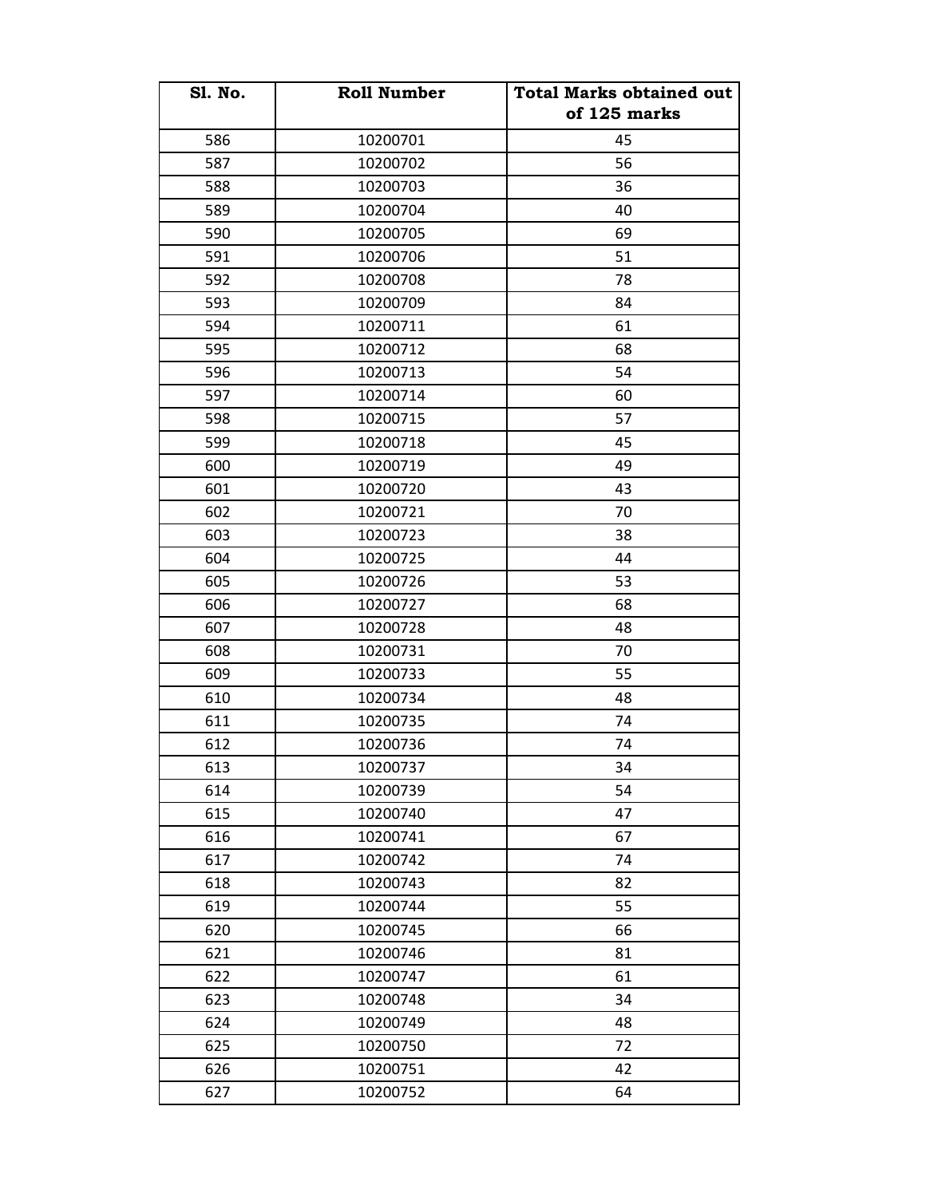| Sl. No. | Roll Number | Total Marks obtained out of 125 marks |
|---|---|---|
| 586 | 10200701 | 45 |
| 587 | 10200702 | 56 |
| 588 | 10200703 | 36 |
| 589 | 10200704 | 40 |
| 590 | 10200705 | 69 |
| 591 | 10200706 | 51 |
| 592 | 10200708 | 78 |
| 593 | 10200709 | 84 |
| 594 | 10200711 | 61 |
| 595 | 10200712 | 68 |
| 596 | 10200713 | 54 |
| 597 | 10200714 | 60 |
| 598 | 10200715 | 57 |
| 599 | 10200718 | 45 |
| 600 | 10200719 | 49 |
| 601 | 10200720 | 43 |
| 602 | 10200721 | 70 |
| 603 | 10200723 | 38 |
| 604 | 10200725 | 44 |
| 605 | 10200726 | 53 |
| 606 | 10200727 | 68 |
| 607 | 10200728 | 48 |
| 608 | 10200731 | 70 |
| 609 | 10200733 | 55 |
| 610 | 10200734 | 48 |
| 611 | 10200735 | 74 |
| 612 | 10200736 | 74 |
| 613 | 10200737 | 34 |
| 614 | 10200739 | 54 |
| 615 | 10200740 | 47 |
| 616 | 10200741 | 67 |
| 617 | 10200742 | 74 |
| 618 | 10200743 | 82 |
| 619 | 10200744 | 55 |
| 620 | 10200745 | 66 |
| 621 | 10200746 | 81 |
| 622 | 10200747 | 61 |
| 623 | 10200748 | 34 |
| 624 | 10200749 | 48 |
| 625 | 10200750 | 72 |
| 626 | 10200751 | 42 |
| 627 | 10200752 | 64 |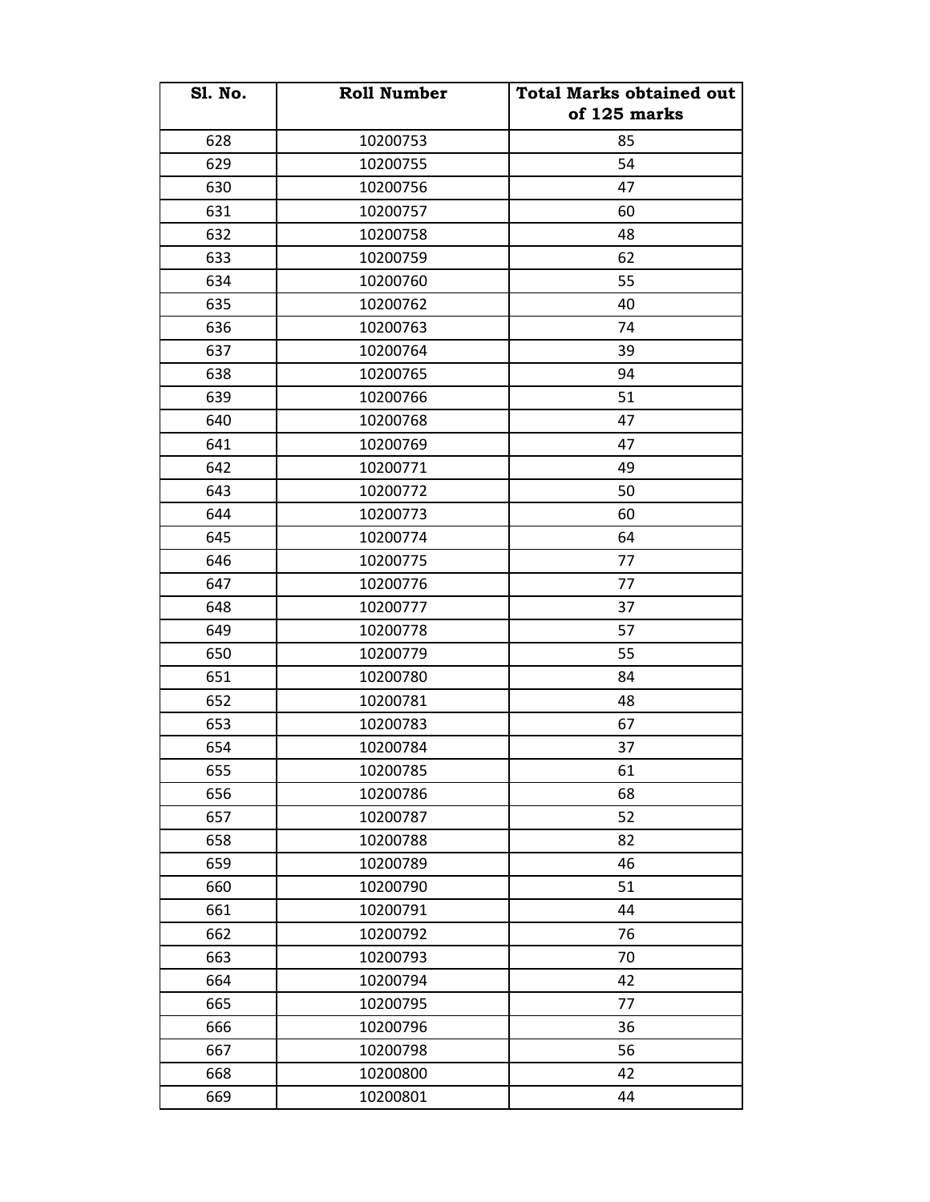| Sl. No. | Roll Number | Total Marks obtained out of 125 marks |
|---|---|---|
| 628 | 10200753 | 85 |
| 629 | 10200755 | 54 |
| 630 | 10200756 | 47 |
| 631 | 10200757 | 60 |
| 632 | 10200758 | 48 |
| 633 | 10200759 | 62 |
| 634 | 10200760 | 55 |
| 635 | 10200762 | 40 |
| 636 | 10200763 | 74 |
| 637 | 10200764 | 39 |
| 638 | 10200765 | 94 |
| 639 | 10200766 | 51 |
| 640 | 10200768 | 47 |
| 641 | 10200769 | 47 |
| 642 | 10200771 | 49 |
| 643 | 10200772 | 50 |
| 644 | 10200773 | 60 |
| 645 | 10200774 | 64 |
| 646 | 10200775 | 77 |
| 647 | 10200776 | 77 |
| 648 | 10200777 | 37 |
| 649 | 10200778 | 57 |
| 650 | 10200779 | 55 |
| 651 | 10200780 | 84 |
| 652 | 10200781 | 48 |
| 653 | 10200783 | 67 |
| 654 | 10200784 | 37 |
| 655 | 10200785 | 61 |
| 656 | 10200786 | 68 |
| 657 | 10200787 | 52 |
| 658 | 10200788 | 82 |
| 659 | 10200789 | 46 |
| 660 | 10200790 | 51 |
| 661 | 10200791 | 44 |
| 662 | 10200792 | 76 |
| 663 | 10200793 | 70 |
| 664 | 10200794 | 42 |
| 665 | 10200795 | 77 |
| 666 | 10200796 | 36 |
| 667 | 10200798 | 56 |
| 668 | 10200800 | 42 |
| 669 | 10200801 | 44 |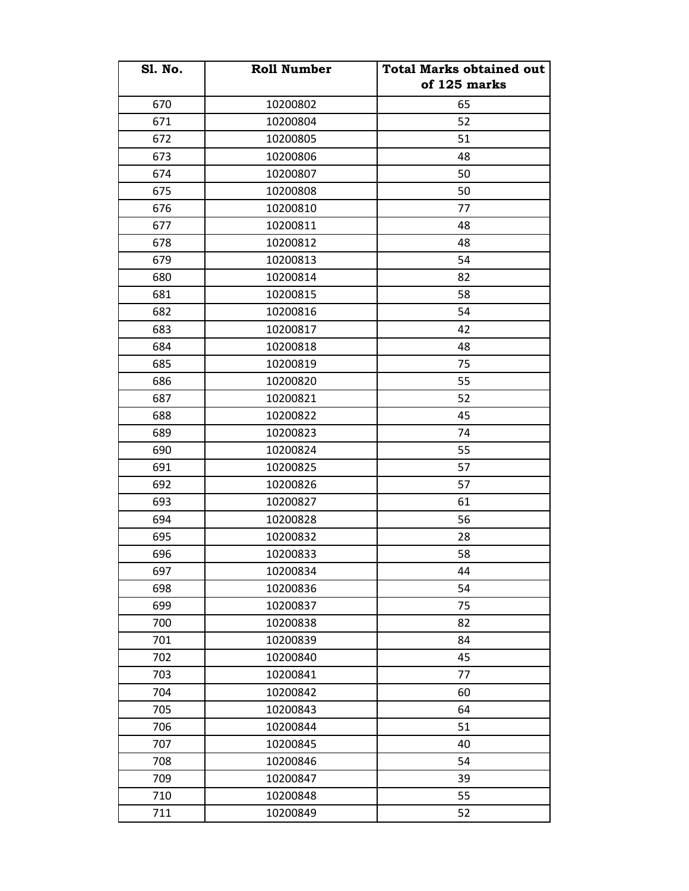| Sl. No. | Roll Number | Total Marks obtained out of 125 marks |
| --- | --- | --- |
| 670 | 10200802 | 65 |
| 671 | 10200804 | 52 |
| 672 | 10200805 | 51 |
| 673 | 10200806 | 48 |
| 674 | 10200807 | 50 |
| 675 | 10200808 | 50 |
| 676 | 10200810 | 77 |
| 677 | 10200811 | 48 |
| 678 | 10200812 | 48 |
| 679 | 10200813 | 54 |
| 680 | 10200814 | 82 |
| 681 | 10200815 | 58 |
| 682 | 10200816 | 54 |
| 683 | 10200817 | 42 |
| 684 | 10200818 | 48 |
| 685 | 10200819 | 75 |
| 686 | 10200820 | 55 |
| 687 | 10200821 | 52 |
| 688 | 10200822 | 45 |
| 689 | 10200823 | 74 |
| 690 | 10200824 | 55 |
| 691 | 10200825 | 57 |
| 692 | 10200826 | 57 |
| 693 | 10200827 | 61 |
| 694 | 10200828 | 56 |
| 695 | 10200832 | 28 |
| 696 | 10200833 | 58 |
| 697 | 10200834 | 44 |
| 698 | 10200836 | 54 |
| 699 | 10200837 | 75 |
| 700 | 10200838 | 82 |
| 701 | 10200839 | 84 |
| 702 | 10200840 | 45 |
| 703 | 10200841 | 77 |
| 704 | 10200842 | 60 |
| 705 | 10200843 | 64 |
| 706 | 10200844 | 51 |
| 707 | 10200845 | 40 |
| 708 | 10200846 | 54 |
| 709 | 10200847 | 39 |
| 710 | 10200848 | 55 |
| 711 | 10200849 | 52 |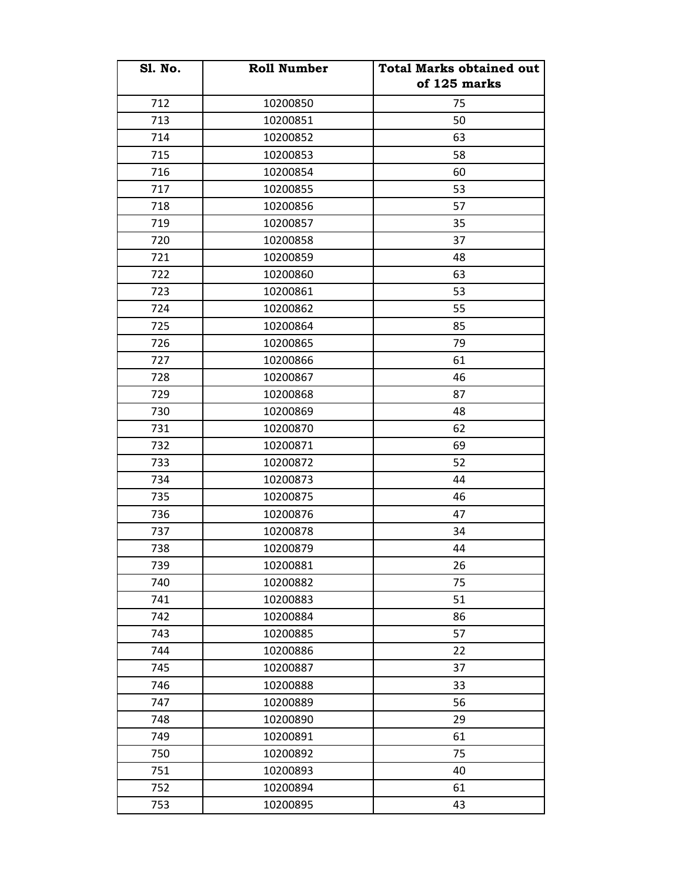| Sl. No. | Roll Number | Total Marks obtained out of 125 marks |
|---|---|---|
| 712 | 10200850 | 75 |
| 713 | 10200851 | 50 |
| 714 | 10200852 | 63 |
| 715 | 10200853 | 58 |
| 716 | 10200854 | 60 |
| 717 | 10200855 | 53 |
| 718 | 10200856 | 57 |
| 719 | 10200857 | 35 |
| 720 | 10200858 | 37 |
| 721 | 10200859 | 48 |
| 722 | 10200860 | 63 |
| 723 | 10200861 | 53 |
| 724 | 10200862 | 55 |
| 725 | 10200864 | 85 |
| 726 | 10200865 | 79 |
| 727 | 10200866 | 61 |
| 728 | 10200867 | 46 |
| 729 | 10200868 | 87 |
| 730 | 10200869 | 48 |
| 731 | 10200870 | 62 |
| 732 | 10200871 | 69 |
| 733 | 10200872 | 52 |
| 734 | 10200873 | 44 |
| 735 | 10200875 | 46 |
| 736 | 10200876 | 47 |
| 737 | 10200878 | 34 |
| 738 | 10200879 | 44 |
| 739 | 10200881 | 26 |
| 740 | 10200882 | 75 |
| 741 | 10200883 | 51 |
| 742 | 10200884 | 86 |
| 743 | 10200885 | 57 |
| 744 | 10200886 | 22 |
| 745 | 10200887 | 37 |
| 746 | 10200888 | 33 |
| 747 | 10200889 | 56 |
| 748 | 10200890 | 29 |
| 749 | 10200891 | 61 |
| 750 | 10200892 | 75 |
| 751 | 10200893 | 40 |
| 752 | 10200894 | 61 |
| 753 | 10200895 | 43 |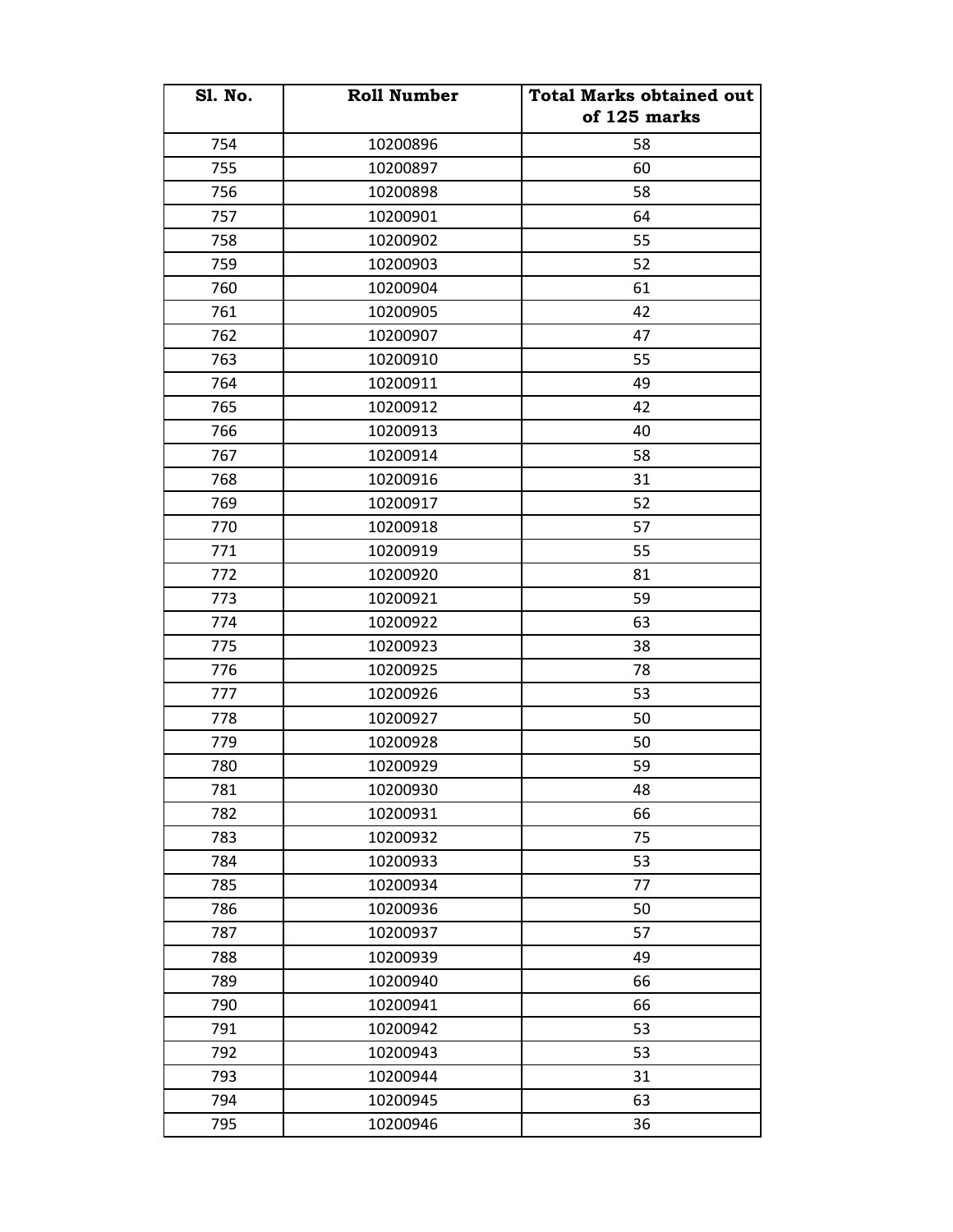| Sl. No. | Roll Number | Total Marks obtained out of 125 marks |
|---|---|---|
| 754 | 10200896 | 58 |
| 755 | 10200897 | 60 |
| 756 | 10200898 | 58 |
| 757 | 10200901 | 64 |
| 758 | 10200902 | 55 |
| 759 | 10200903 | 52 |
| 760 | 10200904 | 61 |
| 761 | 10200905 | 42 |
| 762 | 10200907 | 47 |
| 763 | 10200910 | 55 |
| 764 | 10200911 | 49 |
| 765 | 10200912 | 42 |
| 766 | 10200913 | 40 |
| 767 | 10200914 | 58 |
| 768 | 10200916 | 31 |
| 769 | 10200917 | 52 |
| 770 | 10200918 | 57 |
| 771 | 10200919 | 55 |
| 772 | 10200920 | 81 |
| 773 | 10200921 | 59 |
| 774 | 10200922 | 63 |
| 775 | 10200923 | 38 |
| 776 | 10200925 | 78 |
| 777 | 10200926 | 53 |
| 778 | 10200927 | 50 |
| 779 | 10200928 | 50 |
| 780 | 10200929 | 59 |
| 781 | 10200930 | 48 |
| 782 | 10200931 | 66 |
| 783 | 10200932 | 75 |
| 784 | 10200933 | 53 |
| 785 | 10200934 | 77 |
| 786 | 10200936 | 50 |
| 787 | 10200937 | 57 |
| 788 | 10200939 | 49 |
| 789 | 10200940 | 66 |
| 790 | 10200941 | 66 |
| 791 | 10200942 | 53 |
| 792 | 10200943 | 53 |
| 793 | 10200944 | 31 |
| 794 | 10200945 | 63 |
| 795 | 10200946 | 36 |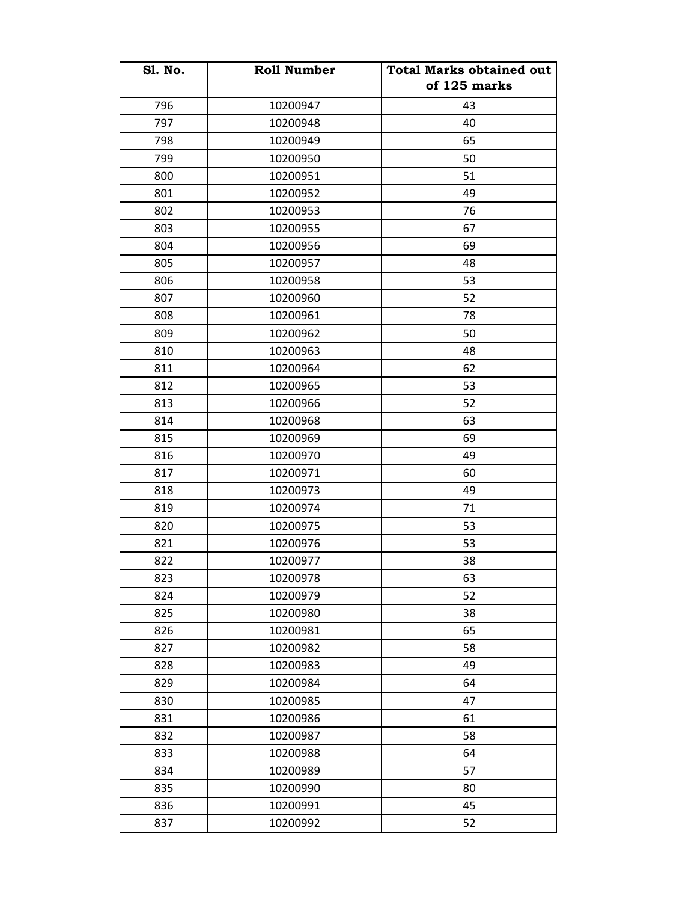| Sl. No. | Roll Number | Total Marks obtained out of 125 marks |
|---|---|---|
| 796 | 10200947 | 43 |
| 797 | 10200948 | 40 |
| 798 | 10200949 | 65 |
| 799 | 10200950 | 50 |
| 800 | 10200951 | 51 |
| 801 | 10200952 | 49 |
| 802 | 10200953 | 76 |
| 803 | 10200955 | 67 |
| 804 | 10200956 | 69 |
| 805 | 10200957 | 48 |
| 806 | 10200958 | 53 |
| 807 | 10200960 | 52 |
| 808 | 10200961 | 78 |
| 809 | 10200962 | 50 |
| 810 | 10200963 | 48 |
| 811 | 10200964 | 62 |
| 812 | 10200965 | 53 |
| 813 | 10200966 | 52 |
| 814 | 10200968 | 63 |
| 815 | 10200969 | 69 |
| 816 | 10200970 | 49 |
| 817 | 10200971 | 60 |
| 818 | 10200973 | 49 |
| 819 | 10200974 | 71 |
| 820 | 10200975 | 53 |
| 821 | 10200976 | 53 |
| 822 | 10200977 | 38 |
| 823 | 10200978 | 63 |
| 824 | 10200979 | 52 |
| 825 | 10200980 | 38 |
| 826 | 10200981 | 65 |
| 827 | 10200982 | 58 |
| 828 | 10200983 | 49 |
| 829 | 10200984 | 64 |
| 830 | 10200985 | 47 |
| 831 | 10200986 | 61 |
| 832 | 10200987 | 58 |
| 833 | 10200988 | 64 |
| 834 | 10200989 | 57 |
| 835 | 10200990 | 80 |
| 836 | 10200991 | 45 |
| 837 | 10200992 | 52 |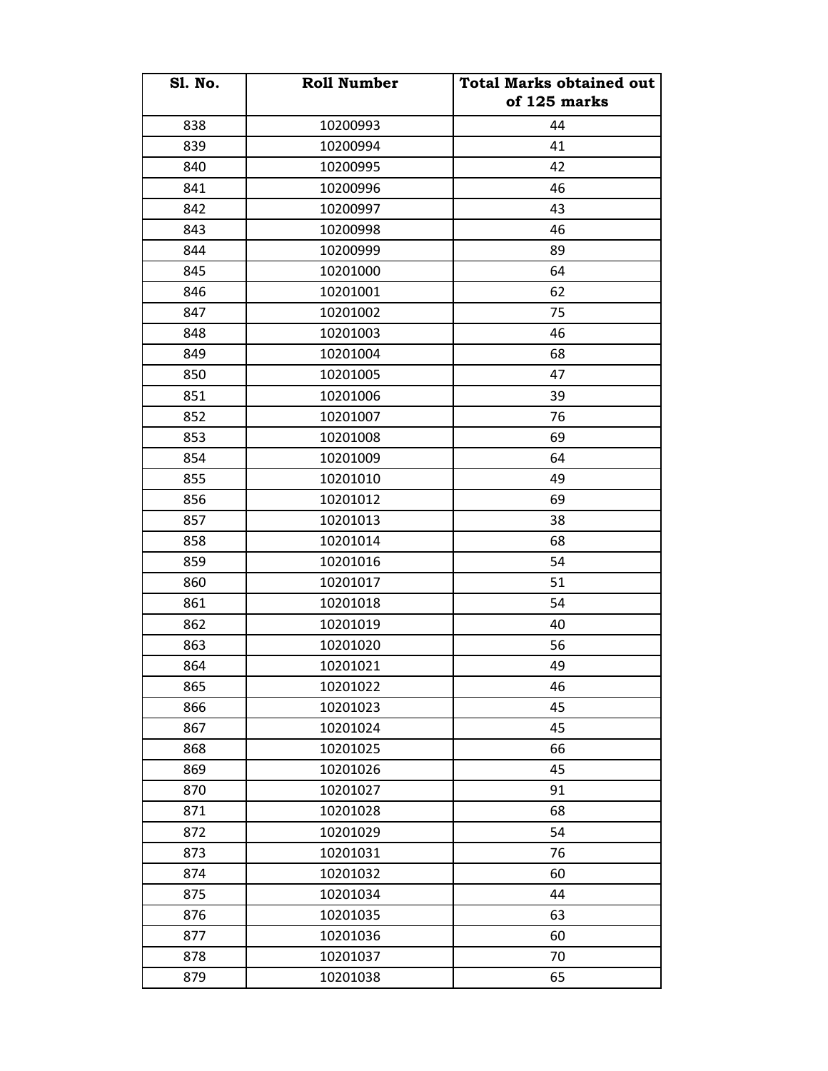| Sl. No. | Roll Number | Total Marks obtained out of 125 marks |
|---|---|---|
| 838 | 10200993 | 44 |
| 839 | 10200994 | 41 |
| 840 | 10200995 | 42 |
| 841 | 10200996 | 46 |
| 842 | 10200997 | 43 |
| 843 | 10200998 | 46 |
| 844 | 10200999 | 89 |
| 845 | 10201000 | 64 |
| 846 | 10201001 | 62 |
| 847 | 10201002 | 75 |
| 848 | 10201003 | 46 |
| 849 | 10201004 | 68 |
| 850 | 10201005 | 47 |
| 851 | 10201006 | 39 |
| 852 | 10201007 | 76 |
| 853 | 10201008 | 69 |
| 854 | 10201009 | 64 |
| 855 | 10201010 | 49 |
| 856 | 10201012 | 69 |
| 857 | 10201013 | 38 |
| 858 | 10201014 | 68 |
| 859 | 10201016 | 54 |
| 860 | 10201017 | 51 |
| 861 | 10201018 | 54 |
| 862 | 10201019 | 40 |
| 863 | 10201020 | 56 |
| 864 | 10201021 | 49 |
| 865 | 10201022 | 46 |
| 866 | 10201023 | 45 |
| 867 | 10201024 | 45 |
| 868 | 10201025 | 66 |
| 869 | 10201026 | 45 |
| 870 | 10201027 | 91 |
| 871 | 10201028 | 68 |
| 872 | 10201029 | 54 |
| 873 | 10201031 | 76 |
| 874 | 10201032 | 60 |
| 875 | 10201034 | 44 |
| 876 | 10201035 | 63 |
| 877 | 10201036 | 60 |
| 878 | 10201037 | 70 |
| 879 | 10201038 | 65 |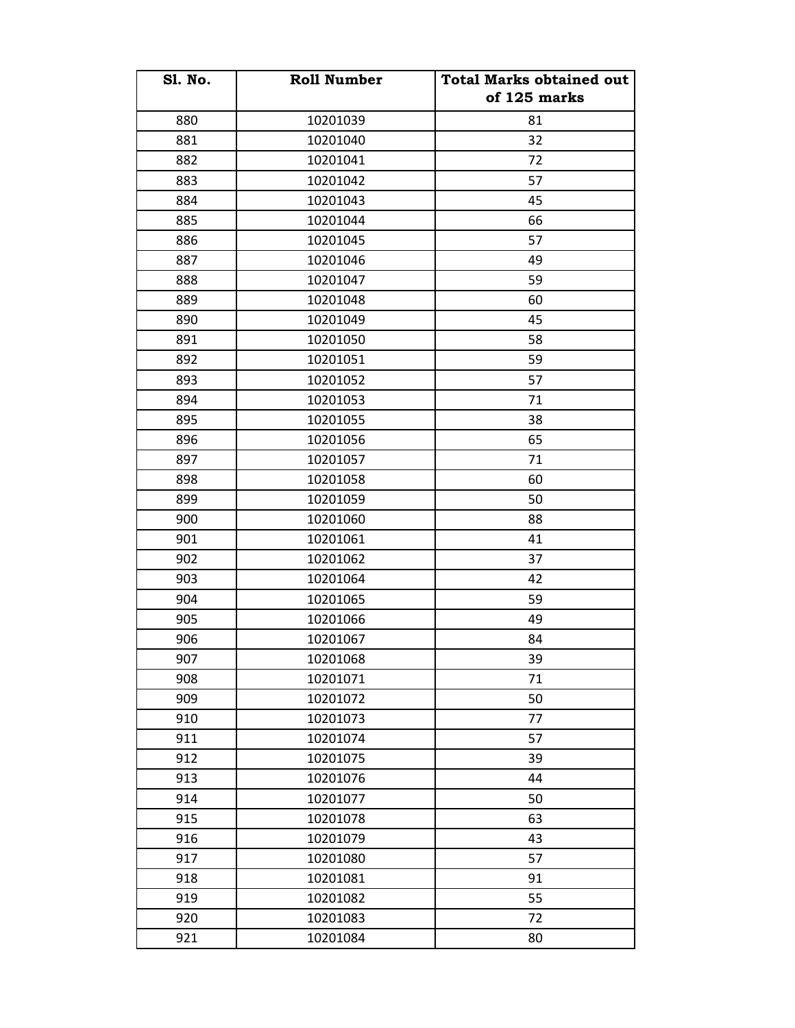| Sl. No. | Roll Number | Total Marks obtained out of 125 marks |
|---|---|---|
| 880 | 10201039 | 81 |
| 881 | 10201040 | 32 |
| 882 | 10201041 | 72 |
| 883 | 10201042 | 57 |
| 884 | 10201043 | 45 |
| 885 | 10201044 | 66 |
| 886 | 10201045 | 57 |
| 887 | 10201046 | 49 |
| 888 | 10201047 | 59 |
| 889 | 10201048 | 60 |
| 890 | 10201049 | 45 |
| 891 | 10201050 | 58 |
| 892 | 10201051 | 59 |
| 893 | 10201052 | 57 |
| 894 | 10201053 | 71 |
| 895 | 10201055 | 38 |
| 896 | 10201056 | 65 |
| 897 | 10201057 | 71 |
| 898 | 10201058 | 60 |
| 899 | 10201059 | 50 |
| 900 | 10201060 | 88 |
| 901 | 10201061 | 41 |
| 902 | 10201062 | 37 |
| 903 | 10201064 | 42 |
| 904 | 10201065 | 59 |
| 905 | 10201066 | 49 |
| 906 | 10201067 | 84 |
| 907 | 10201068 | 39 |
| 908 | 10201071 | 71 |
| 909 | 10201072 | 50 |
| 910 | 10201073 | 77 |
| 911 | 10201074 | 57 |
| 912 | 10201075 | 39 |
| 913 | 10201076 | 44 |
| 914 | 10201077 | 50 |
| 915 | 10201078 | 63 |
| 916 | 10201079 | 43 |
| 917 | 10201080 | 57 |
| 918 | 10201081 | 91 |
| 919 | 10201082 | 55 |
| 920 | 10201083 | 72 |
| 921 | 10201084 | 80 |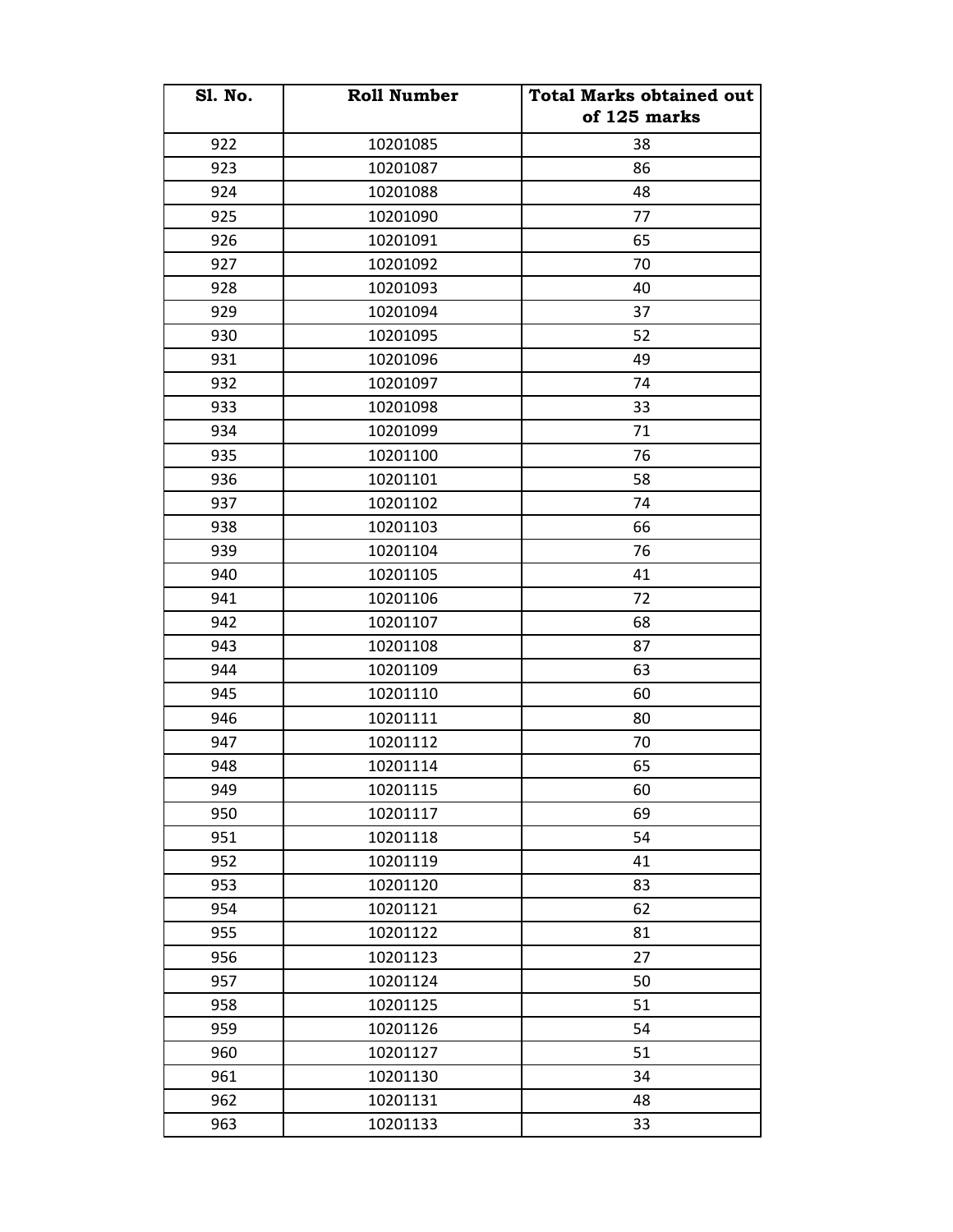| Sl. No. | Roll Number | Total Marks obtained out of 125 marks |
|---|---|---|
| 922 | 10201085 | 38 |
| 923 | 10201087 | 86 |
| 924 | 10201088 | 48 |
| 925 | 10201090 | 77 |
| 926 | 10201091 | 65 |
| 927 | 10201092 | 70 |
| 928 | 10201093 | 40 |
| 929 | 10201094 | 37 |
| 930 | 10201095 | 52 |
| 931 | 10201096 | 49 |
| 932 | 10201097 | 74 |
| 933 | 10201098 | 33 |
| 934 | 10201099 | 71 |
| 935 | 10201100 | 76 |
| 936 | 10201101 | 58 |
| 937 | 10201102 | 74 |
| 938 | 10201103 | 66 |
| 939 | 10201104 | 76 |
| 940 | 10201105 | 41 |
| 941 | 10201106 | 72 |
| 942 | 10201107 | 68 |
| 943 | 10201108 | 87 |
| 944 | 10201109 | 63 |
| 945 | 10201110 | 60 |
| 946 | 10201111 | 80 |
| 947 | 10201112 | 70 |
| 948 | 10201114 | 65 |
| 949 | 10201115 | 60 |
| 950 | 10201117 | 69 |
| 951 | 10201118 | 54 |
| 952 | 10201119 | 41 |
| 953 | 10201120 | 83 |
| 954 | 10201121 | 62 |
| 955 | 10201122 | 81 |
| 956 | 10201123 | 27 |
| 957 | 10201124 | 50 |
| 958 | 10201125 | 51 |
| 959 | 10201126 | 54 |
| 960 | 10201127 | 51 |
| 961 | 10201130 | 34 |
| 962 | 10201131 | 48 |
| 963 | 10201133 | 33 |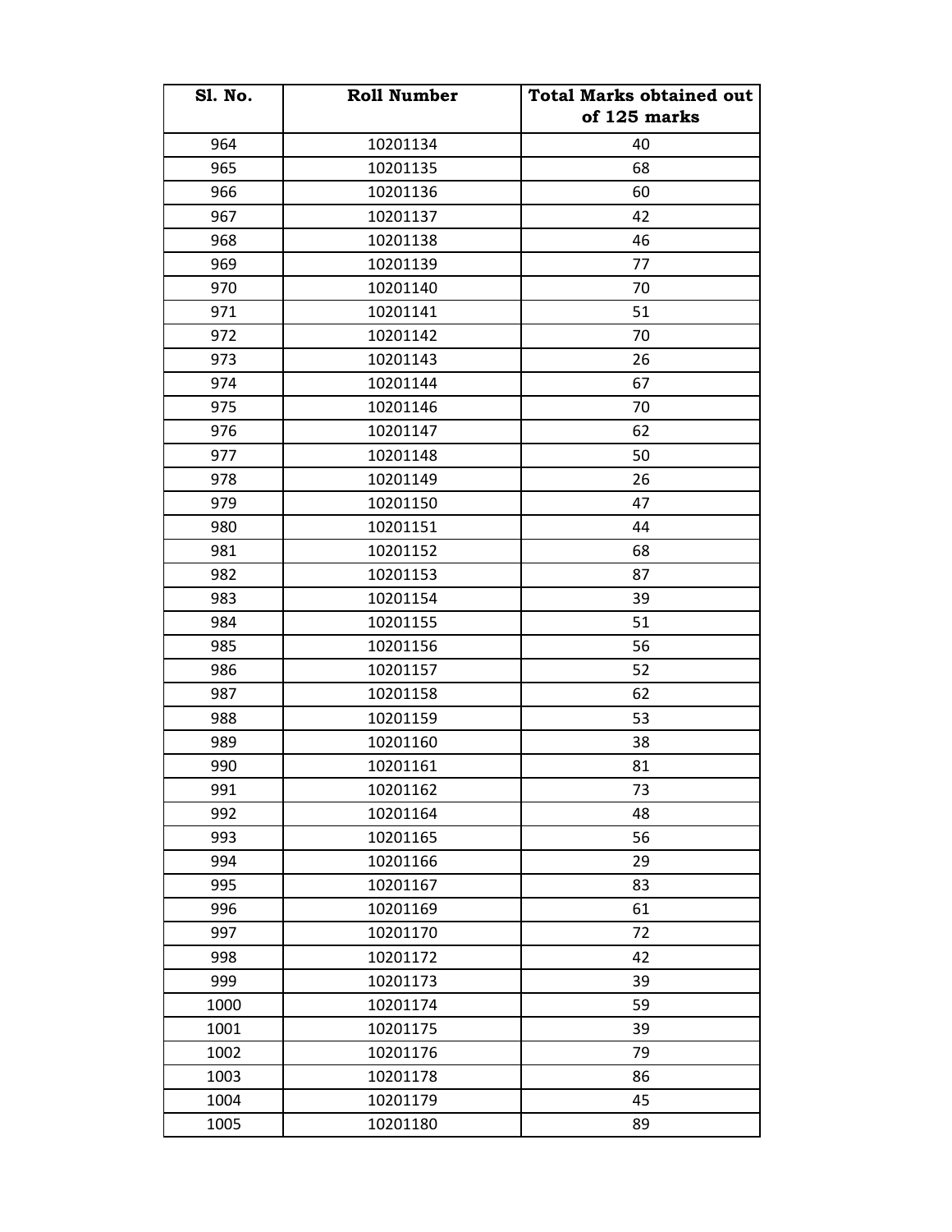| Sl. No. | Roll Number | Total Marks obtained out of 125 marks |
|---|---|---|
| 964 | 10201134 | 40 |
| 965 | 10201135 | 68 |
| 966 | 10201136 | 60 |
| 967 | 10201137 | 42 |
| 968 | 10201138 | 46 |
| 969 | 10201139 | 77 |
| 970 | 10201140 | 70 |
| 971 | 10201141 | 51 |
| 972 | 10201142 | 70 |
| 973 | 10201143 | 26 |
| 974 | 10201144 | 67 |
| 975 | 10201146 | 70 |
| 976 | 10201147 | 62 |
| 977 | 10201148 | 50 |
| 978 | 10201149 | 26 |
| 979 | 10201150 | 47 |
| 980 | 10201151 | 44 |
| 981 | 10201152 | 68 |
| 982 | 10201153 | 87 |
| 983 | 10201154 | 39 |
| 984 | 10201155 | 51 |
| 985 | 10201156 | 56 |
| 986 | 10201157 | 52 |
| 987 | 10201158 | 62 |
| 988 | 10201159 | 53 |
| 989 | 10201160 | 38 |
| 990 | 10201161 | 81 |
| 991 | 10201162 | 73 |
| 992 | 10201164 | 48 |
| 993 | 10201165 | 56 |
| 994 | 10201166 | 29 |
| 995 | 10201167 | 83 |
| 996 | 10201169 | 61 |
| 997 | 10201170 | 72 |
| 998 | 10201172 | 42 |
| 999 | 10201173 | 39 |
| 1000 | 10201174 | 59 |
| 1001 | 10201175 | 39 |
| 1002 | 10201176 | 79 |
| 1003 | 10201178 | 86 |
| 1004 | 10201179 | 45 |
| 1005 | 10201180 | 89 |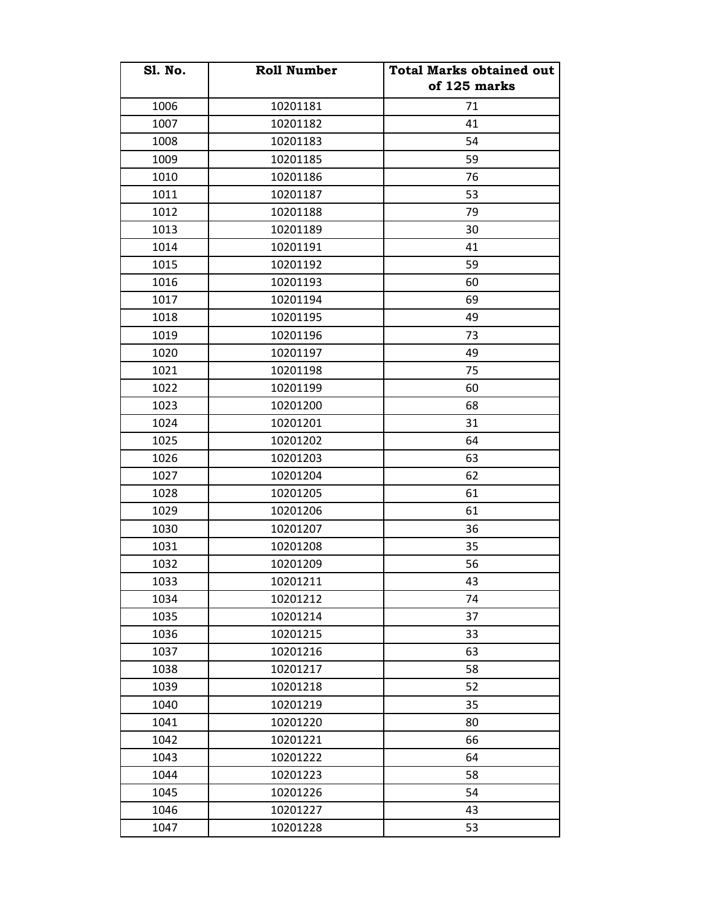| Sl. No. | Roll Number | Total Marks obtained out of 125 marks |
|---|---|---|
| 1006 | 10201181 | 71 |
| 1007 | 10201182 | 41 |
| 1008 | 10201183 | 54 |
| 1009 | 10201185 | 59 |
| 1010 | 10201186 | 76 |
| 1011 | 10201187 | 53 |
| 1012 | 10201188 | 79 |
| 1013 | 10201189 | 30 |
| 1014 | 10201191 | 41 |
| 1015 | 10201192 | 59 |
| 1016 | 10201193 | 60 |
| 1017 | 10201194 | 69 |
| 1018 | 10201195 | 49 |
| 1019 | 10201196 | 73 |
| 1020 | 10201197 | 49 |
| 1021 | 10201198 | 75 |
| 1022 | 10201199 | 60 |
| 1023 | 10201200 | 68 |
| 1024 | 10201201 | 31 |
| 1025 | 10201202 | 64 |
| 1026 | 10201203 | 63 |
| 1027 | 10201204 | 62 |
| 1028 | 10201205 | 61 |
| 1029 | 10201206 | 61 |
| 1030 | 10201207 | 36 |
| 1031 | 10201208 | 35 |
| 1032 | 10201209 | 56 |
| 1033 | 10201211 | 43 |
| 1034 | 10201212 | 74 |
| 1035 | 10201214 | 37 |
| 1036 | 10201215 | 33 |
| 1037 | 10201216 | 63 |
| 1038 | 10201217 | 58 |
| 1039 | 10201218 | 52 |
| 1040 | 10201219 | 35 |
| 1041 | 10201220 | 80 |
| 1042 | 10201221 | 66 |
| 1043 | 10201222 | 64 |
| 1044 | 10201223 | 58 |
| 1045 | 10201226 | 54 |
| 1046 | 10201227 | 43 |
| 1047 | 10201228 | 53 |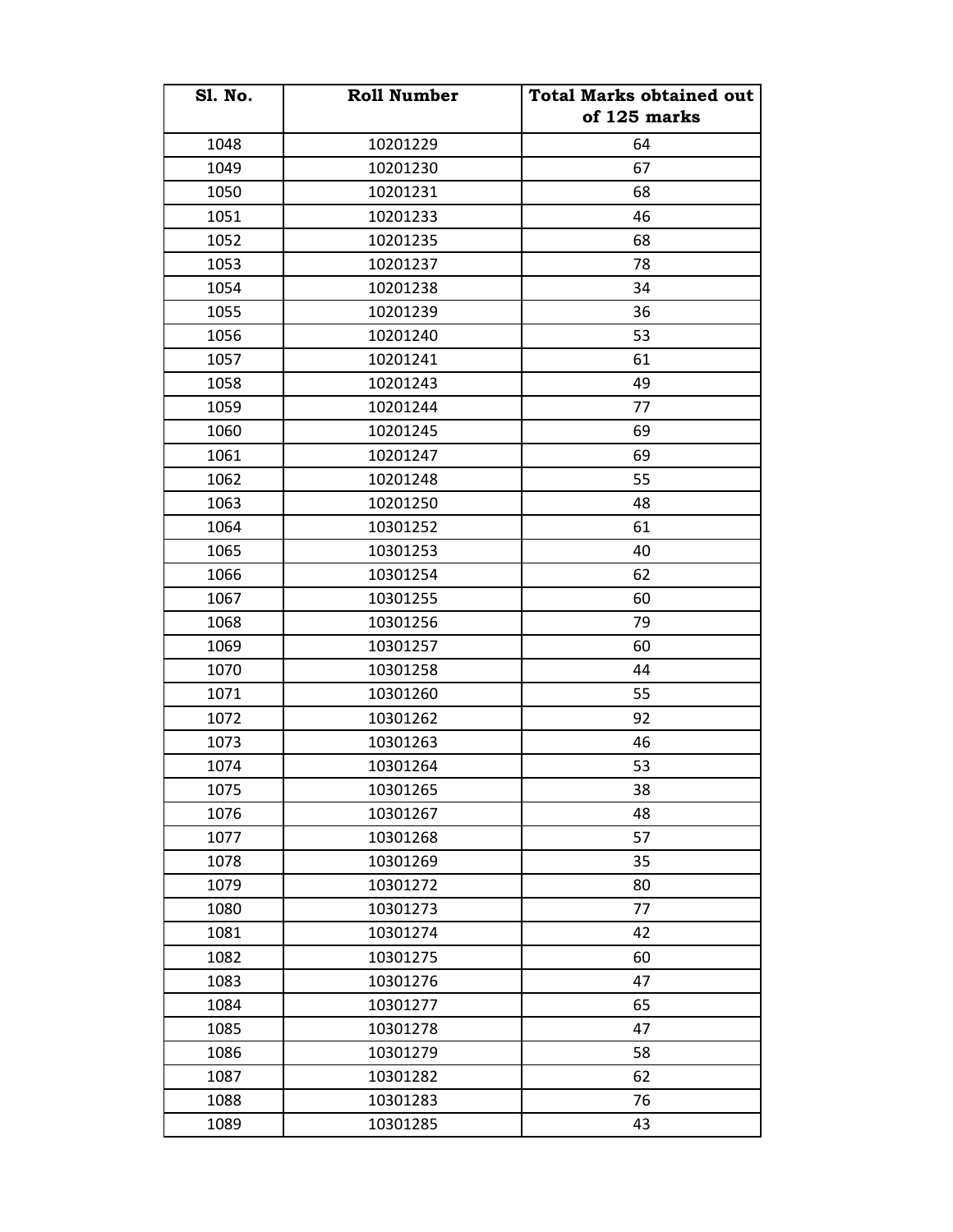| Sl. No. | Roll Number | Total Marks obtained out of 125 marks |
|---|---|---|
| 1048 | 10201229 | 64 |
| 1049 | 10201230 | 67 |
| 1050 | 10201231 | 68 |
| 1051 | 10201233 | 46 |
| 1052 | 10201235 | 68 |
| 1053 | 10201237 | 78 |
| 1054 | 10201238 | 34 |
| 1055 | 10201239 | 36 |
| 1056 | 10201240 | 53 |
| 1057 | 10201241 | 61 |
| 1058 | 10201243 | 49 |
| 1059 | 10201244 | 77 |
| 1060 | 10201245 | 69 |
| 1061 | 10201247 | 69 |
| 1062 | 10201248 | 55 |
| 1063 | 10201250 | 48 |
| 1064 | 10301252 | 61 |
| 1065 | 10301253 | 40 |
| 1066 | 10301254 | 62 |
| 1067 | 10301255 | 60 |
| 1068 | 10301256 | 79 |
| 1069 | 10301257 | 60 |
| 1070 | 10301258 | 44 |
| 1071 | 10301260 | 55 |
| 1072 | 10301262 | 92 |
| 1073 | 10301263 | 46 |
| 1074 | 10301264 | 53 |
| 1075 | 10301265 | 38 |
| 1076 | 10301267 | 48 |
| 1077 | 10301268 | 57 |
| 1078 | 10301269 | 35 |
| 1079 | 10301272 | 80 |
| 1080 | 10301273 | 77 |
| 1081 | 10301274 | 42 |
| 1082 | 10301275 | 60 |
| 1083 | 10301276 | 47 |
| 1084 | 10301277 | 65 |
| 1085 | 10301278 | 47 |
| 1086 | 10301279 | 58 |
| 1087 | 10301282 | 62 |
| 1088 | 10301283 | 76 |
| 1089 | 10301285 | 43 |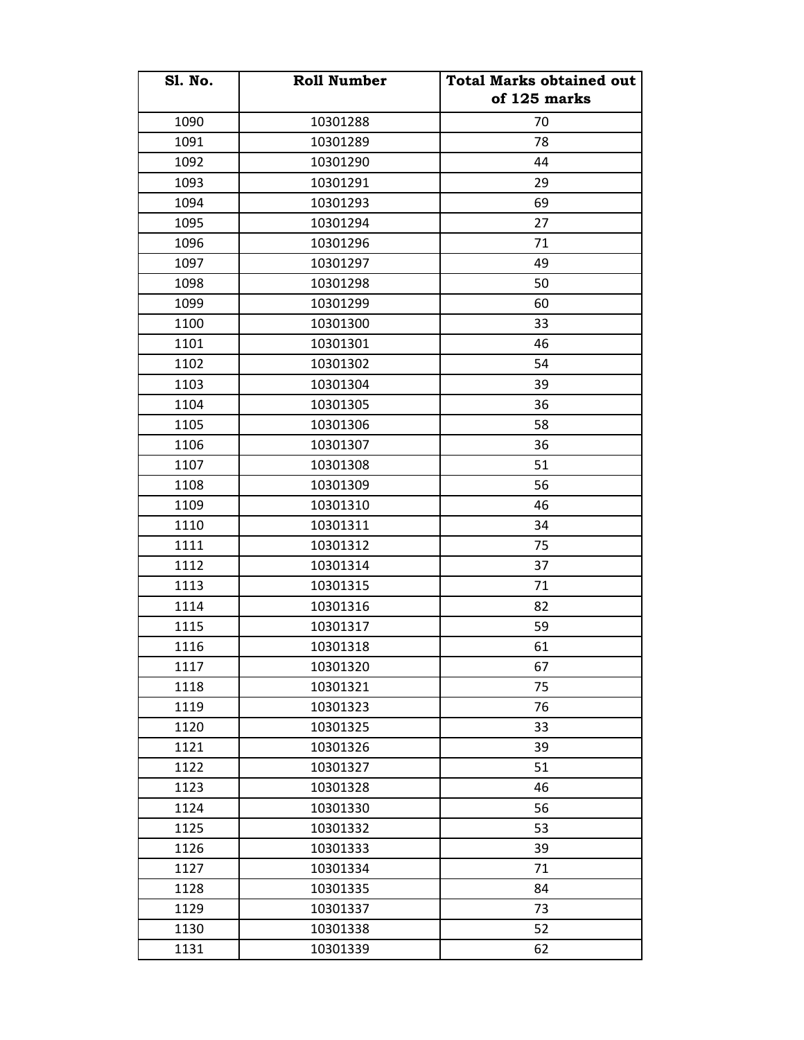| Sl. No. | Roll Number | Total Marks obtained out of 125 marks |
|---|---|---|
| 1090 | 10301288 | 70 |
| 1091 | 10301289 | 78 |
| 1092 | 10301290 | 44 |
| 1093 | 10301291 | 29 |
| 1094 | 10301293 | 69 |
| 1095 | 10301294 | 27 |
| 1096 | 10301296 | 71 |
| 1097 | 10301297 | 49 |
| 1098 | 10301298 | 50 |
| 1099 | 10301299 | 60 |
| 1100 | 10301300 | 33 |
| 1101 | 10301301 | 46 |
| 1102 | 10301302 | 54 |
| 1103 | 10301304 | 39 |
| 1104 | 10301305 | 36 |
| 1105 | 10301306 | 58 |
| 1106 | 10301307 | 36 |
| 1107 | 10301308 | 51 |
| 1108 | 10301309 | 56 |
| 1109 | 10301310 | 46 |
| 1110 | 10301311 | 34 |
| 1111 | 10301312 | 75 |
| 1112 | 10301314 | 37 |
| 1113 | 10301315 | 71 |
| 1114 | 10301316 | 82 |
| 1115 | 10301317 | 59 |
| 1116 | 10301318 | 61 |
| 1117 | 10301320 | 67 |
| 1118 | 10301321 | 75 |
| 1119 | 10301323 | 76 |
| 1120 | 10301325 | 33 |
| 1121 | 10301326 | 39 |
| 1122 | 10301327 | 51 |
| 1123 | 10301328 | 46 |
| 1124 | 10301330 | 56 |
| 1125 | 10301332 | 53 |
| 1126 | 10301333 | 39 |
| 1127 | 10301334 | 71 |
| 1128 | 10301335 | 84 |
| 1129 | 10301337 | 73 |
| 1130 | 10301338 | 52 |
| 1131 | 10301339 | 62 |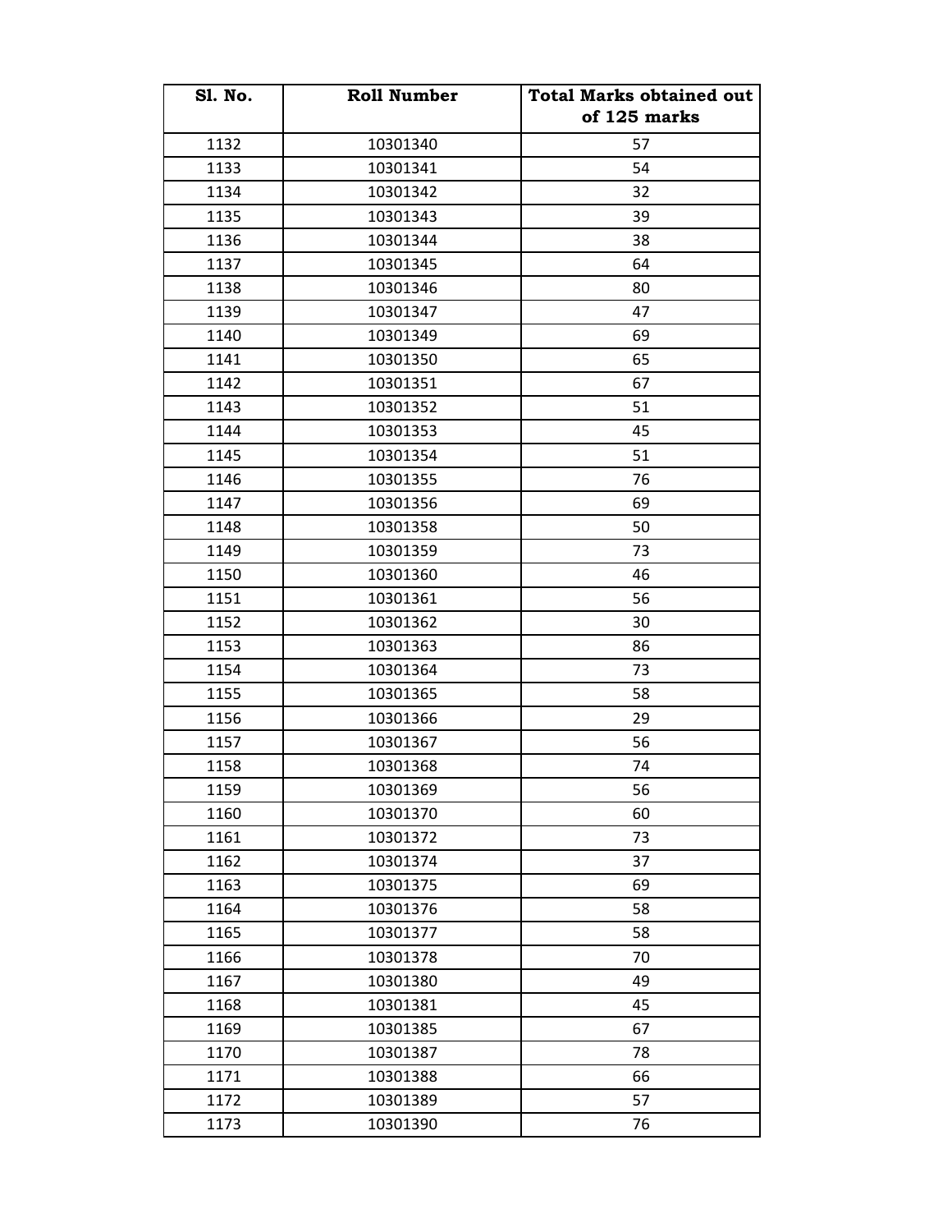| Sl. No. | Roll Number | Total Marks obtained out of 125 marks |
|---|---|---|
| 1132 | 10301340 | 57 |
| 1133 | 10301341 | 54 |
| 1134 | 10301342 | 32 |
| 1135 | 10301343 | 39 |
| 1136 | 10301344 | 38 |
| 1137 | 10301345 | 64 |
| 1138 | 10301346 | 80 |
| 1139 | 10301347 | 47 |
| 1140 | 10301349 | 69 |
| 1141 | 10301350 | 65 |
| 1142 | 10301351 | 67 |
| 1143 | 10301352 | 51 |
| 1144 | 10301353 | 45 |
| 1145 | 10301354 | 51 |
| 1146 | 10301355 | 76 |
| 1147 | 10301356 | 69 |
| 1148 | 10301358 | 50 |
| 1149 | 10301359 | 73 |
| 1150 | 10301360 | 46 |
| 1151 | 10301361 | 56 |
| 1152 | 10301362 | 30 |
| 1153 | 10301363 | 86 |
| 1154 | 10301364 | 73 |
| 1155 | 10301365 | 58 |
| 1156 | 10301366 | 29 |
| 1157 | 10301367 | 56 |
| 1158 | 10301368 | 74 |
| 1159 | 10301369 | 56 |
| 1160 | 10301370 | 60 |
| 1161 | 10301372 | 73 |
| 1162 | 10301374 | 37 |
| 1163 | 10301375 | 69 |
| 1164 | 10301376 | 58 |
| 1165 | 10301377 | 58 |
| 1166 | 10301378 | 70 |
| 1167 | 10301380 | 49 |
| 1168 | 10301381 | 45 |
| 1169 | 10301385 | 67 |
| 1170 | 10301387 | 78 |
| 1171 | 10301388 | 66 |
| 1172 | 10301389 | 57 |
| 1173 | 10301390 | 76 |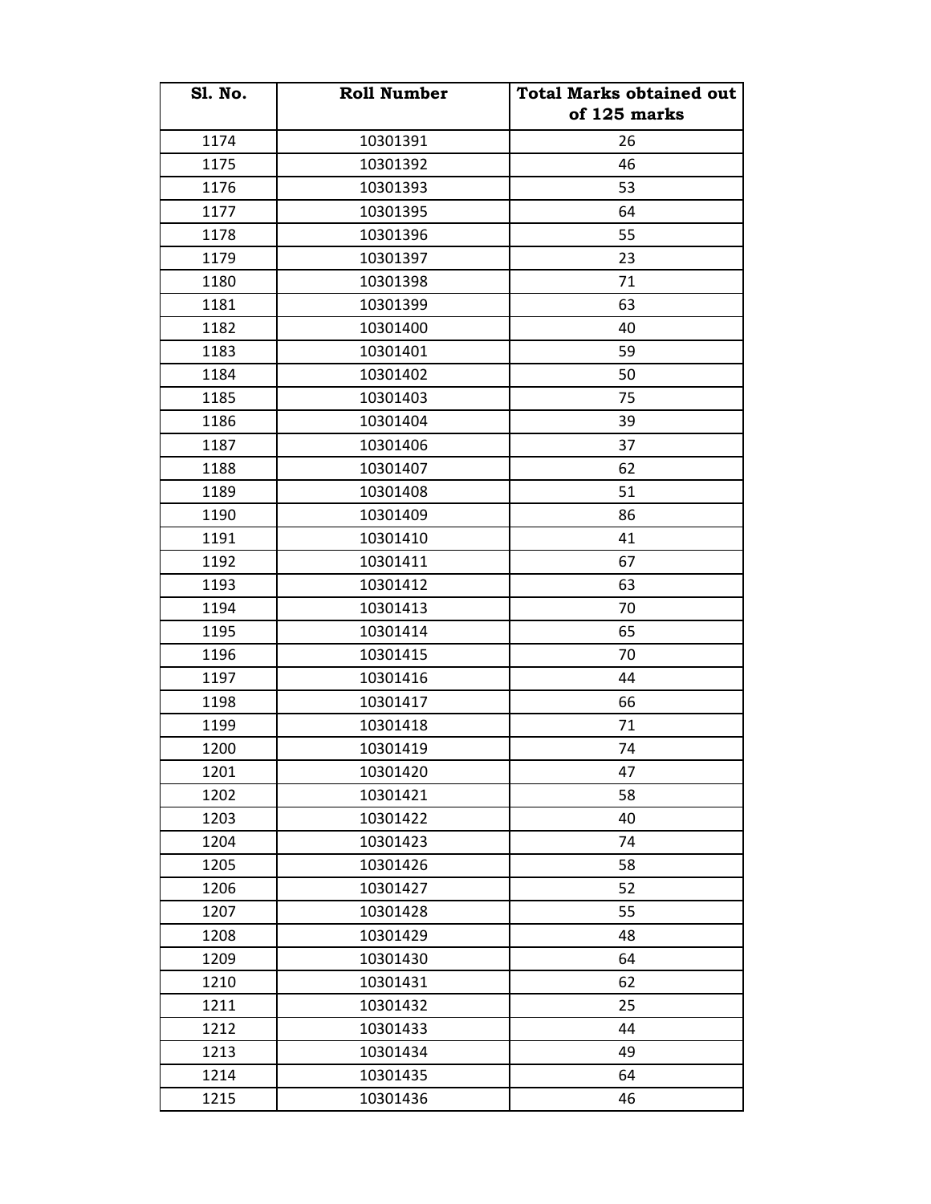| Sl. No. | Roll Number | Total Marks obtained out of 125 marks |
|---|---|---|
| 1174 | 10301391 | 26 |
| 1175 | 10301392 | 46 |
| 1176 | 10301393 | 53 |
| 1177 | 10301395 | 64 |
| 1178 | 10301396 | 55 |
| 1179 | 10301397 | 23 |
| 1180 | 10301398 | 71 |
| 1181 | 10301399 | 63 |
| 1182 | 10301400 | 40 |
| 1183 | 10301401 | 59 |
| 1184 | 10301402 | 50 |
| 1185 | 10301403 | 75 |
| 1186 | 10301404 | 39 |
| 1187 | 10301406 | 37 |
| 1188 | 10301407 | 62 |
| 1189 | 10301408 | 51 |
| 1190 | 10301409 | 86 |
| 1191 | 10301410 | 41 |
| 1192 | 10301411 | 67 |
| 1193 | 10301412 | 63 |
| 1194 | 10301413 | 70 |
| 1195 | 10301414 | 65 |
| 1196 | 10301415 | 70 |
| 1197 | 10301416 | 44 |
| 1198 | 10301417 | 66 |
| 1199 | 10301418 | 71 |
| 1200 | 10301419 | 74 |
| 1201 | 10301420 | 47 |
| 1202 | 10301421 | 58 |
| 1203 | 10301422 | 40 |
| 1204 | 10301423 | 74 |
| 1205 | 10301426 | 58 |
| 1206 | 10301427 | 52 |
| 1207 | 10301428 | 55 |
| 1208 | 10301429 | 48 |
| 1209 | 10301430 | 64 |
| 1210 | 10301431 | 62 |
| 1211 | 10301432 | 25 |
| 1212 | 10301433 | 44 |
| 1213 | 10301434 | 49 |
| 1214 | 10301435 | 64 |
| 1215 | 10301436 | 46 |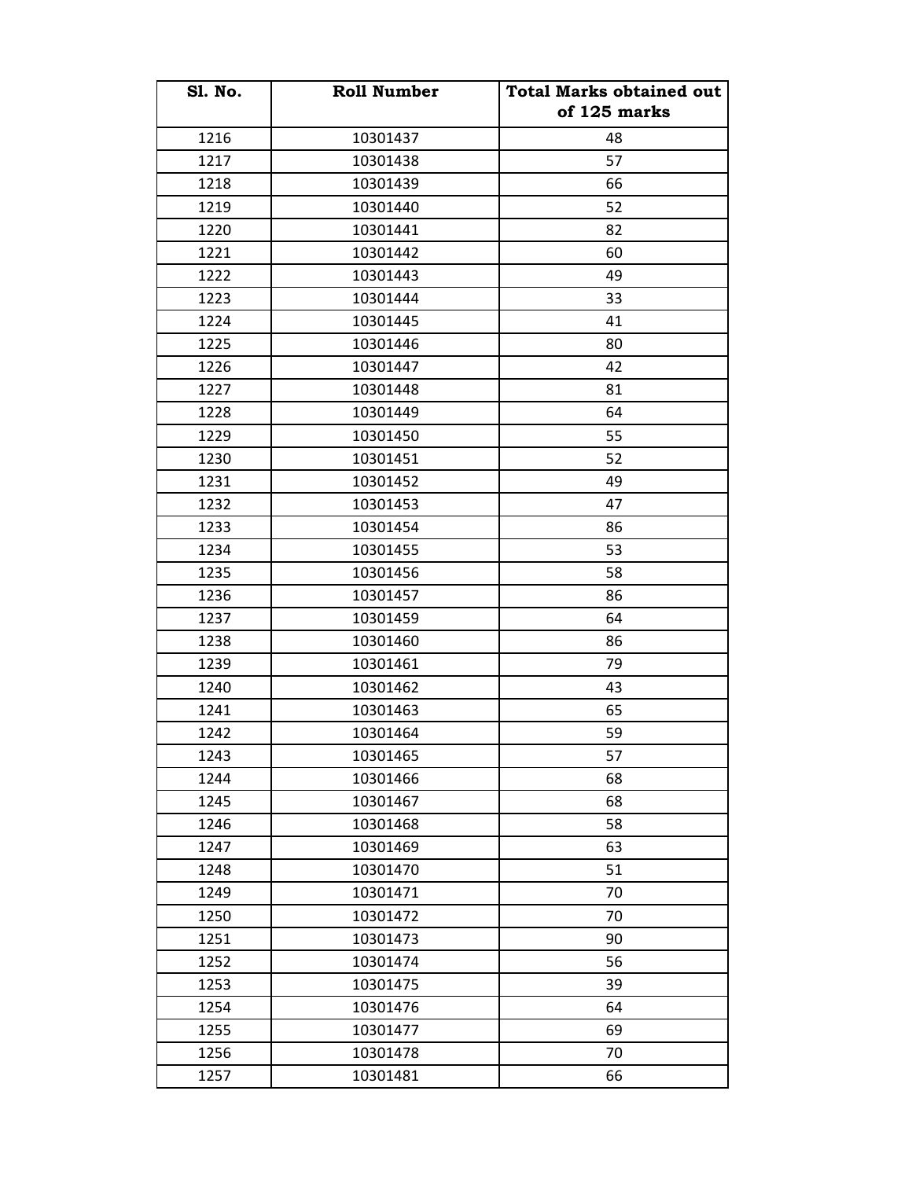| Sl. No. | Roll Number | Total Marks obtained out of 125 marks |
|---|---|---|
| 1216 | 10301437 | 48 |
| 1217 | 10301438 | 57 |
| 1218 | 10301439 | 66 |
| 1219 | 10301440 | 52 |
| 1220 | 10301441 | 82 |
| 1221 | 10301442 | 60 |
| 1222 | 10301443 | 49 |
| 1223 | 10301444 | 33 |
| 1224 | 10301445 | 41 |
| 1225 | 10301446 | 80 |
| 1226 | 10301447 | 42 |
| 1227 | 10301448 | 81 |
| 1228 | 10301449 | 64 |
| 1229 | 10301450 | 55 |
| 1230 | 10301451 | 52 |
| 1231 | 10301452 | 49 |
| 1232 | 10301453 | 47 |
| 1233 | 10301454 | 86 |
| 1234 | 10301455 | 53 |
| 1235 | 10301456 | 58 |
| 1236 | 10301457 | 86 |
| 1237 | 10301459 | 64 |
| 1238 | 10301460 | 86 |
| 1239 | 10301461 | 79 |
| 1240 | 10301462 | 43 |
| 1241 | 10301463 | 65 |
| 1242 | 10301464 | 59 |
| 1243 | 10301465 | 57 |
| 1244 | 10301466 | 68 |
| 1245 | 10301467 | 68 |
| 1246 | 10301468 | 58 |
| 1247 | 10301469 | 63 |
| 1248 | 10301470 | 51 |
| 1249 | 10301471 | 70 |
| 1250 | 10301472 | 70 |
| 1251 | 10301473 | 90 |
| 1252 | 10301474 | 56 |
| 1253 | 10301475 | 39 |
| 1254 | 10301476 | 64 |
| 1255 | 10301477 | 69 |
| 1256 | 10301478 | 70 |
| 1257 | 10301481 | 66 |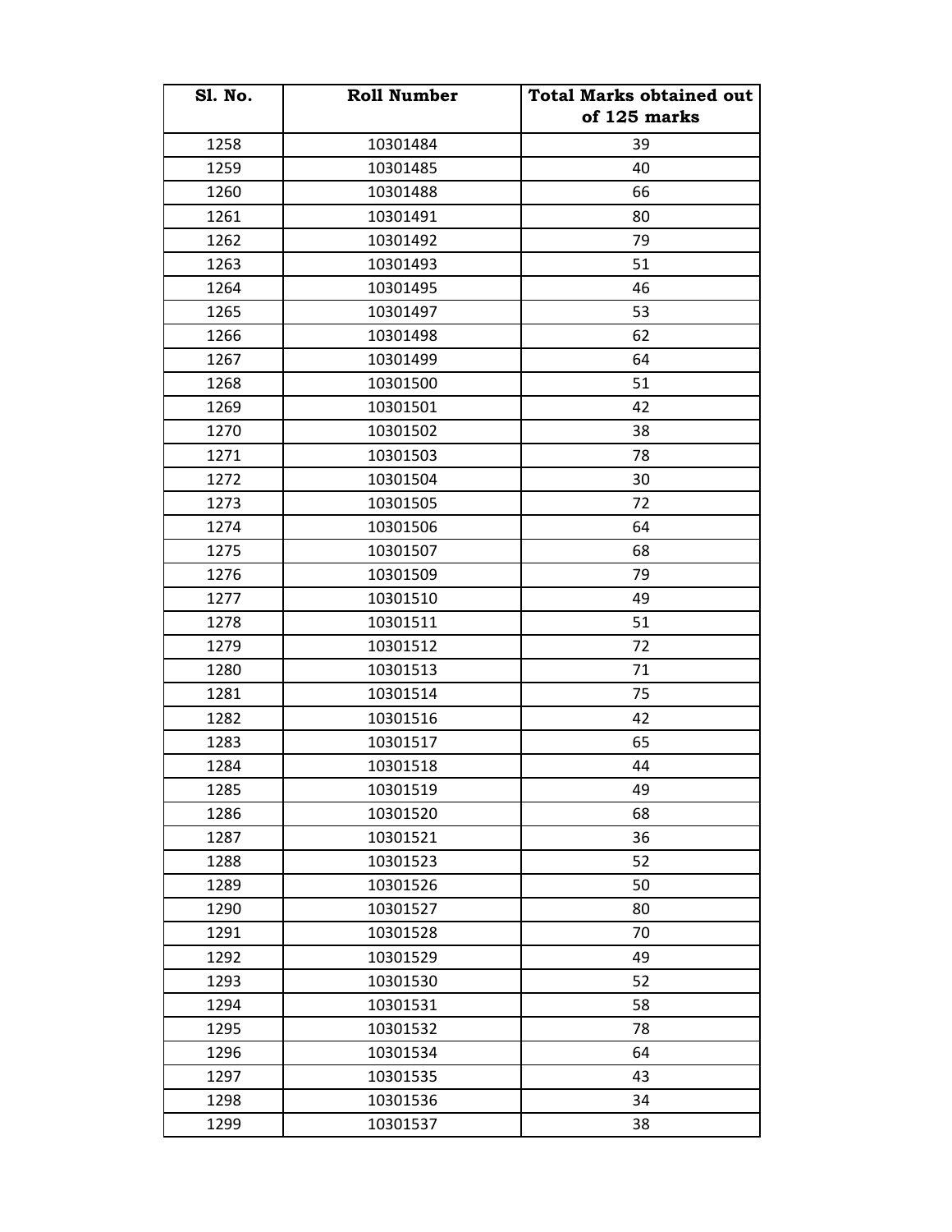| Sl. No. | Roll Number | Total Marks obtained out of 125 marks |
|---|---|---|
| 1258 | 10301484 | 39 |
| 1259 | 10301485 | 40 |
| 1260 | 10301488 | 66 |
| 1261 | 10301491 | 80 |
| 1262 | 10301492 | 79 |
| 1263 | 10301493 | 51 |
| 1264 | 10301495 | 46 |
| 1265 | 10301497 | 53 |
| 1266 | 10301498 | 62 |
| 1267 | 10301499 | 64 |
| 1268 | 10301500 | 51 |
| 1269 | 10301501 | 42 |
| 1270 | 10301502 | 38 |
| 1271 | 10301503 | 78 |
| 1272 | 10301504 | 30 |
| 1273 | 10301505 | 72 |
| 1274 | 10301506 | 64 |
| 1275 | 10301507 | 68 |
| 1276 | 10301509 | 79 |
| 1277 | 10301510 | 49 |
| 1278 | 10301511 | 51 |
| 1279 | 10301512 | 72 |
| 1280 | 10301513 | 71 |
| 1281 | 10301514 | 75 |
| 1282 | 10301516 | 42 |
| 1283 | 10301517 | 65 |
| 1284 | 10301518 | 44 |
| 1285 | 10301519 | 49 |
| 1286 | 10301520 | 68 |
| 1287 | 10301521 | 36 |
| 1288 | 10301523 | 52 |
| 1289 | 10301526 | 50 |
| 1290 | 10301527 | 80 |
| 1291 | 10301528 | 70 |
| 1292 | 10301529 | 49 |
| 1293 | 10301530 | 52 |
| 1294 | 10301531 | 58 |
| 1295 | 10301532 | 78 |
| 1296 | 10301534 | 64 |
| 1297 | 10301535 | 43 |
| 1298 | 10301536 | 34 |
| 1299 | 10301537 | 38 |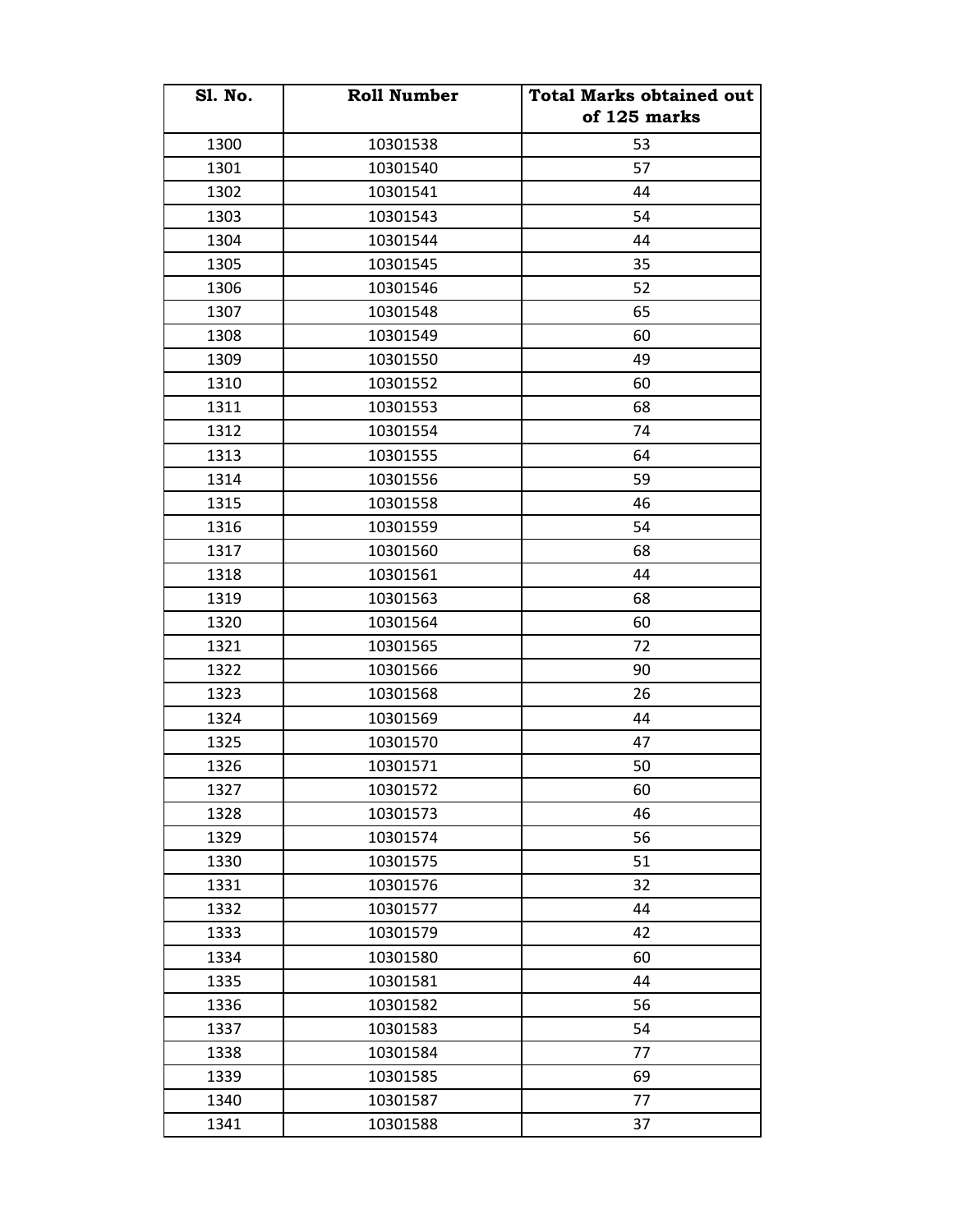| Sl. No. | Roll Number | Total Marks obtained out of 125 marks |
|---|---|---|
| 1300 | 10301538 | 53 |
| 1301 | 10301540 | 57 |
| 1302 | 10301541 | 44 |
| 1303 | 10301543 | 54 |
| 1304 | 10301544 | 44 |
| 1305 | 10301545 | 35 |
| 1306 | 10301546 | 52 |
| 1307 | 10301548 | 65 |
| 1308 | 10301549 | 60 |
| 1309 | 10301550 | 49 |
| 1310 | 10301552 | 60 |
| 1311 | 10301553 | 68 |
| 1312 | 10301554 | 74 |
| 1313 | 10301555 | 64 |
| 1314 | 10301556 | 59 |
| 1315 | 10301558 | 46 |
| 1316 | 10301559 | 54 |
| 1317 | 10301560 | 68 |
| 1318 | 10301561 | 44 |
| 1319 | 10301563 | 68 |
| 1320 | 10301564 | 60 |
| 1321 | 10301565 | 72 |
| 1322 | 10301566 | 90 |
| 1323 | 10301568 | 26 |
| 1324 | 10301569 | 44 |
| 1325 | 10301570 | 47 |
| 1326 | 10301571 | 50 |
| 1327 | 10301572 | 60 |
| 1328 | 10301573 | 46 |
| 1329 | 10301574 | 56 |
| 1330 | 10301575 | 51 |
| 1331 | 10301576 | 32 |
| 1332 | 10301577 | 44 |
| 1333 | 10301579 | 42 |
| 1334 | 10301580 | 60 |
| 1335 | 10301581 | 44 |
| 1336 | 10301582 | 56 |
| 1337 | 10301583 | 54 |
| 1338 | 10301584 | 77 |
| 1339 | 10301585 | 69 |
| 1340 | 10301587 | 77 |
| 1341 | 10301588 | 37 |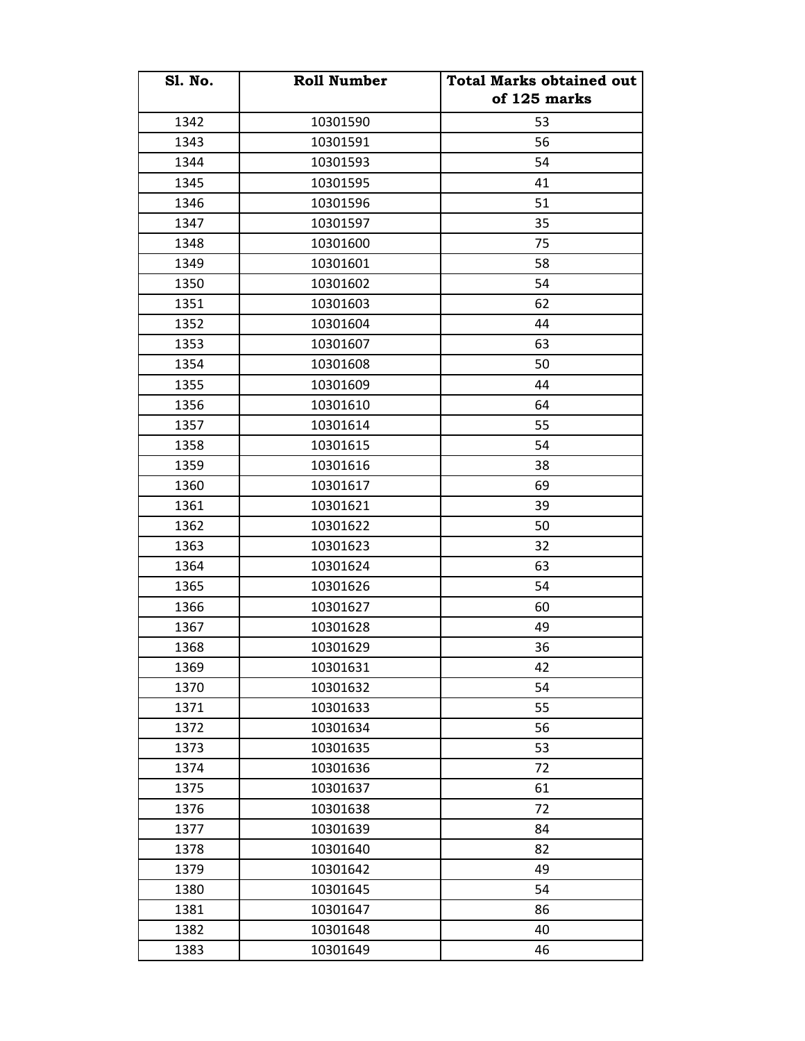| Sl. No. | Roll Number | Total Marks obtained out of 125 marks |
|---|---|---|
| 1342 | 10301590 | 53 |
| 1343 | 10301591 | 56 |
| 1344 | 10301593 | 54 |
| 1345 | 10301595 | 41 |
| 1346 | 10301596 | 51 |
| 1347 | 10301597 | 35 |
| 1348 | 10301600 | 75 |
| 1349 | 10301601 | 58 |
| 1350 | 10301602 | 54 |
| 1351 | 10301603 | 62 |
| 1352 | 10301604 | 44 |
| 1353 | 10301607 | 63 |
| 1354 | 10301608 | 50 |
| 1355 | 10301609 | 44 |
| 1356 | 10301610 | 64 |
| 1357 | 10301614 | 55 |
| 1358 | 10301615 | 54 |
| 1359 | 10301616 | 38 |
| 1360 | 10301617 | 69 |
| 1361 | 10301621 | 39 |
| 1362 | 10301622 | 50 |
| 1363 | 10301623 | 32 |
| 1364 | 10301624 | 63 |
| 1365 | 10301626 | 54 |
| 1366 | 10301627 | 60 |
| 1367 | 10301628 | 49 |
| 1368 | 10301629 | 36 |
| 1369 | 10301631 | 42 |
| 1370 | 10301632 | 54 |
| 1371 | 10301633 | 55 |
| 1372 | 10301634 | 56 |
| 1373 | 10301635 | 53 |
| 1374 | 10301636 | 72 |
| 1375 | 10301637 | 61 |
| 1376 | 10301638 | 72 |
| 1377 | 10301639 | 84 |
| 1378 | 10301640 | 82 |
| 1379 | 10301642 | 49 |
| 1380 | 10301645 | 54 |
| 1381 | 10301647 | 86 |
| 1382 | 10301648 | 40 |
| 1383 | 10301649 | 46 |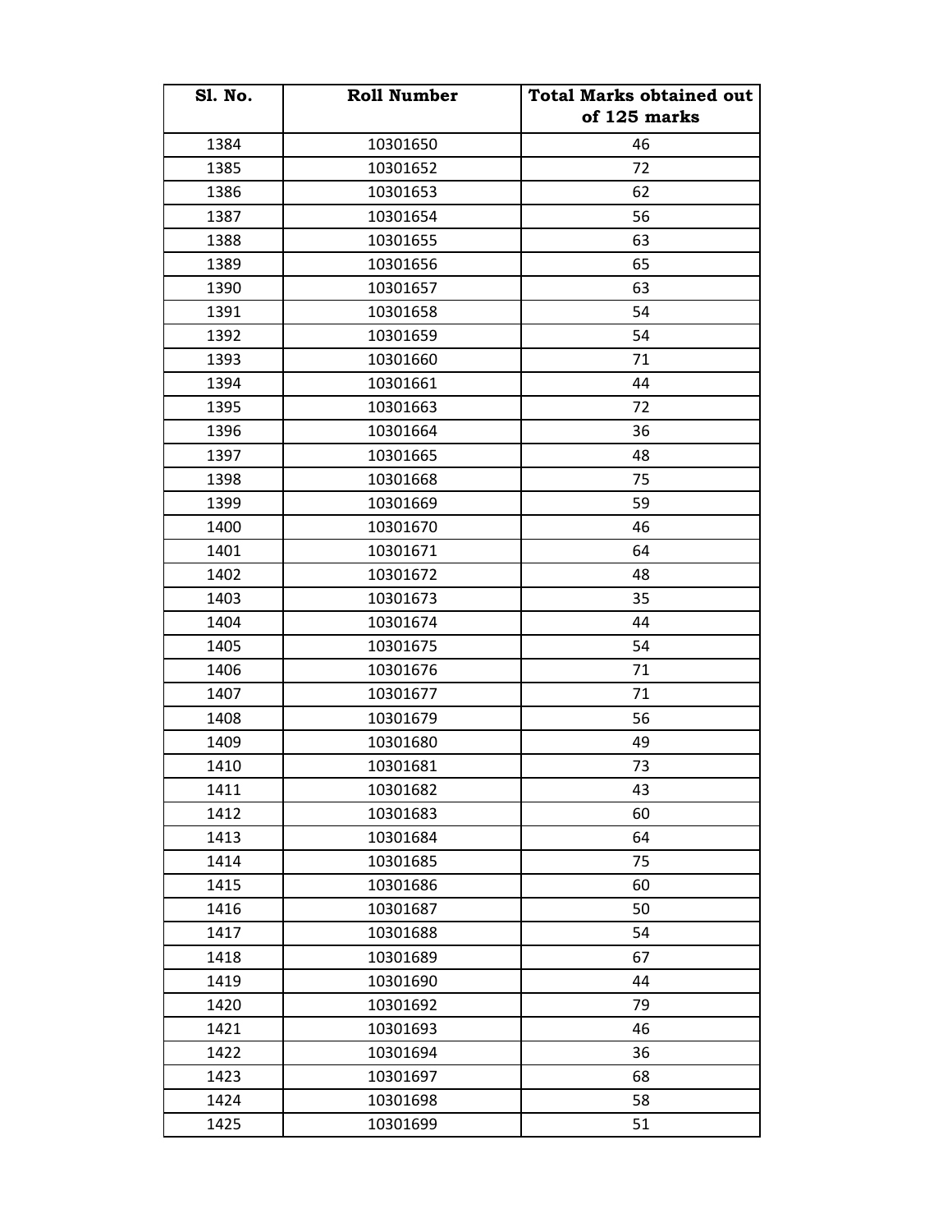| Sl. No. | Roll Number | Total Marks obtained out of 125 marks |
|---|---|---|
| 1384 | 10301650 | 46 |
| 1385 | 10301652 | 72 |
| 1386 | 10301653 | 62 |
| 1387 | 10301654 | 56 |
| 1388 | 10301655 | 63 |
| 1389 | 10301656 | 65 |
| 1390 | 10301657 | 63 |
| 1391 | 10301658 | 54 |
| 1392 | 10301659 | 54 |
| 1393 | 10301660 | 71 |
| 1394 | 10301661 | 44 |
| 1395 | 10301663 | 72 |
| 1396 | 10301664 | 36 |
| 1397 | 10301665 | 48 |
| 1398 | 10301668 | 75 |
| 1399 | 10301669 | 59 |
| 1400 | 10301670 | 46 |
| 1401 | 10301671 | 64 |
| 1402 | 10301672 | 48 |
| 1403 | 10301673 | 35 |
| 1404 | 10301674 | 44 |
| 1405 | 10301675 | 54 |
| 1406 | 10301676 | 71 |
| 1407 | 10301677 | 71 |
| 1408 | 10301679 | 56 |
| 1409 | 10301680 | 49 |
| 1410 | 10301681 | 73 |
| 1411 | 10301682 | 43 |
| 1412 | 10301683 | 60 |
| 1413 | 10301684 | 64 |
| 1414 | 10301685 | 75 |
| 1415 | 10301686 | 60 |
| 1416 | 10301687 | 50 |
| 1417 | 10301688 | 54 |
| 1418 | 10301689 | 67 |
| 1419 | 10301690 | 44 |
| 1420 | 10301692 | 79 |
| 1421 | 10301693 | 46 |
| 1422 | 10301694 | 36 |
| 1423 | 10301697 | 68 |
| 1424 | 10301698 | 58 |
| 1425 | 10301699 | 51 |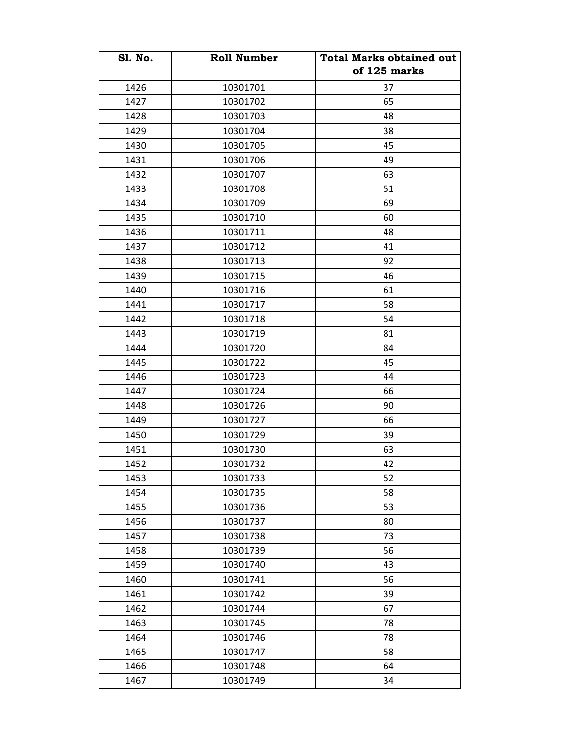| Sl. No. | Roll Number | Total Marks obtained out of 125 marks |
|---|---|---|
| 1426 | 10301701 | 37 |
| 1427 | 10301702 | 65 |
| 1428 | 10301703 | 48 |
| 1429 | 10301704 | 38 |
| 1430 | 10301705 | 45 |
| 1431 | 10301706 | 49 |
| 1432 | 10301707 | 63 |
| 1433 | 10301708 | 51 |
| 1434 | 10301709 | 69 |
| 1435 | 10301710 | 60 |
| 1436 | 10301711 | 48 |
| 1437 | 10301712 | 41 |
| 1438 | 10301713 | 92 |
| 1439 | 10301715 | 46 |
| 1440 | 10301716 | 61 |
| 1441 | 10301717 | 58 |
| 1442 | 10301718 | 54 |
| 1443 | 10301719 | 81 |
| 1444 | 10301720 | 84 |
| 1445 | 10301722 | 45 |
| 1446 | 10301723 | 44 |
| 1447 | 10301724 | 66 |
| 1448 | 10301726 | 90 |
| 1449 | 10301727 | 66 |
| 1450 | 10301729 | 39 |
| 1451 | 10301730 | 63 |
| 1452 | 10301732 | 42 |
| 1453 | 10301733 | 52 |
| 1454 | 10301735 | 58 |
| 1455 | 10301736 | 53 |
| 1456 | 10301737 | 80 |
| 1457 | 10301738 | 73 |
| 1458 | 10301739 | 56 |
| 1459 | 10301740 | 43 |
| 1460 | 10301741 | 56 |
| 1461 | 10301742 | 39 |
| 1462 | 10301744 | 67 |
| 1463 | 10301745 | 78 |
| 1464 | 10301746 | 78 |
| 1465 | 10301747 | 58 |
| 1466 | 10301748 | 64 |
| 1467 | 10301749 | 34 |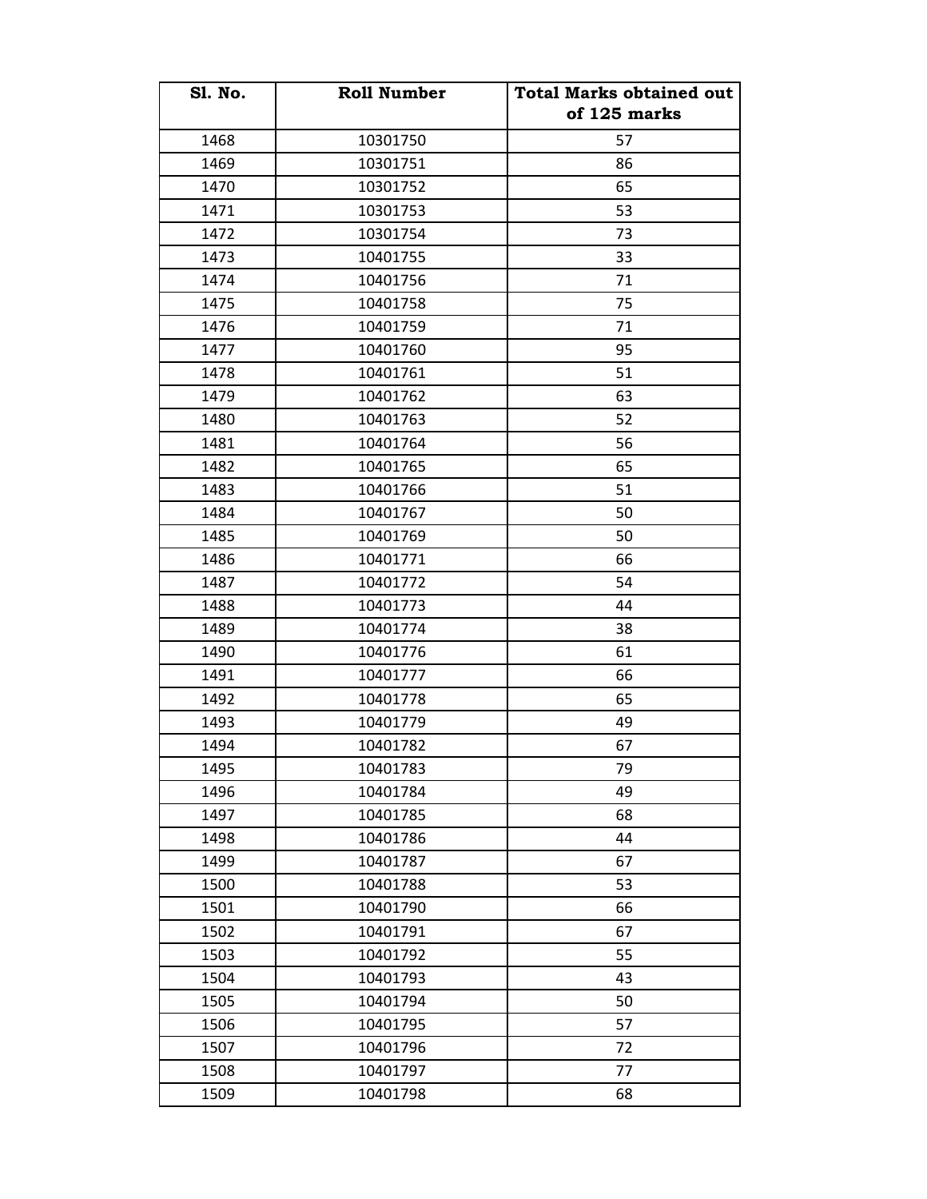| Sl. No. | Roll Number | Total Marks obtained out of 125 marks |
|---|---|---|
| 1468 | 10301750 | 57 |
| 1469 | 10301751 | 86 |
| 1470 | 10301752 | 65 |
| 1471 | 10301753 | 53 |
| 1472 | 10301754 | 73 |
| 1473 | 10401755 | 33 |
| 1474 | 10401756 | 71 |
| 1475 | 10401758 | 75 |
| 1476 | 10401759 | 71 |
| 1477 | 10401760 | 95 |
| 1478 | 10401761 | 51 |
| 1479 | 10401762 | 63 |
| 1480 | 10401763 | 52 |
| 1481 | 10401764 | 56 |
| 1482 | 10401765 | 65 |
| 1483 | 10401766 | 51 |
| 1484 | 10401767 | 50 |
| 1485 | 10401769 | 50 |
| 1486 | 10401771 | 66 |
| 1487 | 10401772 | 54 |
| 1488 | 10401773 | 44 |
| 1489 | 10401774 | 38 |
| 1490 | 10401776 | 61 |
| 1491 | 10401777 | 66 |
| 1492 | 10401778 | 65 |
| 1493 | 10401779 | 49 |
| 1494 | 10401782 | 67 |
| 1495 | 10401783 | 79 |
| 1496 | 10401784 | 49 |
| 1497 | 10401785 | 68 |
| 1498 | 10401786 | 44 |
| 1499 | 10401787 | 67 |
| 1500 | 10401788 | 53 |
| 1501 | 10401790 | 66 |
| 1502 | 10401791 | 67 |
| 1503 | 10401792 | 55 |
| 1504 | 10401793 | 43 |
| 1505 | 10401794 | 50 |
| 1506 | 10401795 | 57 |
| 1507 | 10401796 | 72 |
| 1508 | 10401797 | 77 |
| 1509 | 10401798 | 68 |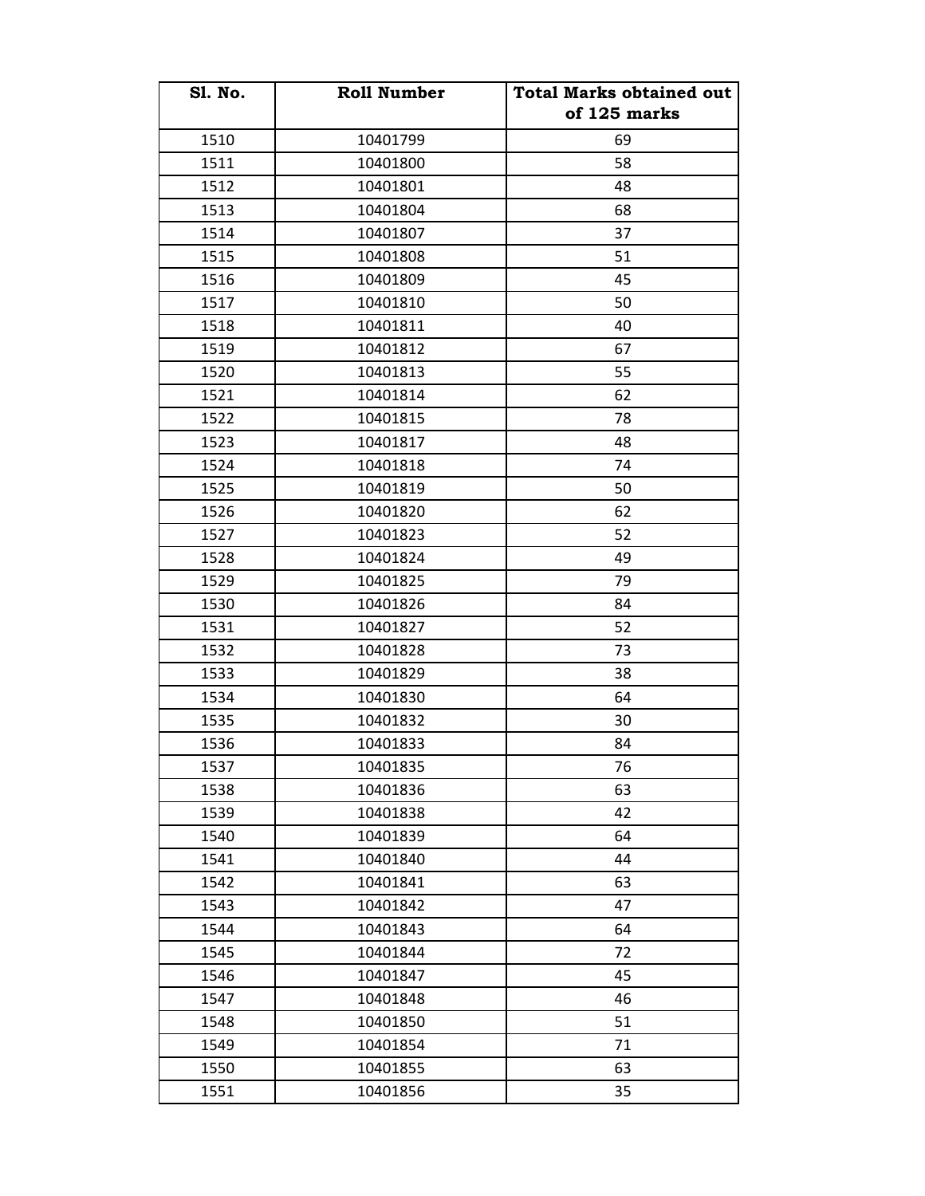| Sl. No. | Roll Number | Total Marks obtained out of 125 marks |
|---|---|---|
| 1510 | 10401799 | 69 |
| 1511 | 10401800 | 58 |
| 1512 | 10401801 | 48 |
| 1513 | 10401804 | 68 |
| 1514 | 10401807 | 37 |
| 1515 | 10401808 | 51 |
| 1516 | 10401809 | 45 |
| 1517 | 10401810 | 50 |
| 1518 | 10401811 | 40 |
| 1519 | 10401812 | 67 |
| 1520 | 10401813 | 55 |
| 1521 | 10401814 | 62 |
| 1522 | 10401815 | 78 |
| 1523 | 10401817 | 48 |
| 1524 | 10401818 | 74 |
| 1525 | 10401819 | 50 |
| 1526 | 10401820 | 62 |
| 1527 | 10401823 | 52 |
| 1528 | 10401824 | 49 |
| 1529 | 10401825 | 79 |
| 1530 | 10401826 | 84 |
| 1531 | 10401827 | 52 |
| 1532 | 10401828 | 73 |
| 1533 | 10401829 | 38 |
| 1534 | 10401830 | 64 |
| 1535 | 10401832 | 30 |
| 1536 | 10401833 | 84 |
| 1537 | 10401835 | 76 |
| 1538 | 10401836 | 63 |
| 1539 | 10401838 | 42 |
| 1540 | 10401839 | 64 |
| 1541 | 10401840 | 44 |
| 1542 | 10401841 | 63 |
| 1543 | 10401842 | 47 |
| 1544 | 10401843 | 64 |
| 1545 | 10401844 | 72 |
| 1546 | 10401847 | 45 |
| 1547 | 10401848 | 46 |
| 1548 | 10401850 | 51 |
| 1549 | 10401854 | 71 |
| 1550 | 10401855 | 63 |
| 1551 | 10401856 | 35 |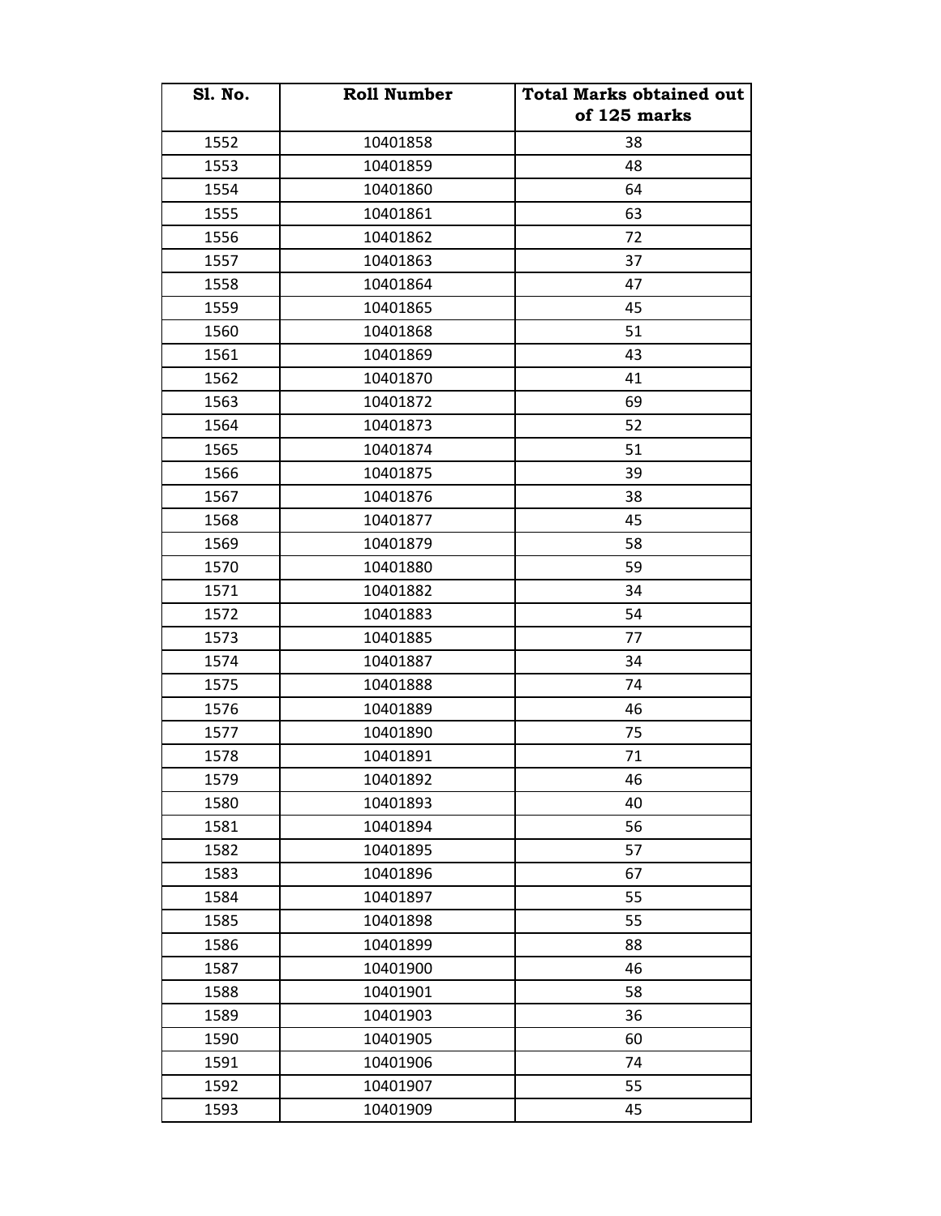| Sl. No. | Roll Number | Total Marks obtained out of 125 marks |
|---|---|---|
| 1552 | 10401858 | 38 |
| 1553 | 10401859 | 48 |
| 1554 | 10401860 | 64 |
| 1555 | 10401861 | 63 |
| 1556 | 10401862 | 72 |
| 1557 | 10401863 | 37 |
| 1558 | 10401864 | 47 |
| 1559 | 10401865 | 45 |
| 1560 | 10401868 | 51 |
| 1561 | 10401869 | 43 |
| 1562 | 10401870 | 41 |
| 1563 | 10401872 | 69 |
| 1564 | 10401873 | 52 |
| 1565 | 10401874 | 51 |
| 1566 | 10401875 | 39 |
| 1567 | 10401876 | 38 |
| 1568 | 10401877 | 45 |
| 1569 | 10401879 | 58 |
| 1570 | 10401880 | 59 |
| 1571 | 10401882 | 34 |
| 1572 | 10401883 | 54 |
| 1573 | 10401885 | 77 |
| 1574 | 10401887 | 34 |
| 1575 | 10401888 | 74 |
| 1576 | 10401889 | 46 |
| 1577 | 10401890 | 75 |
| 1578 | 10401891 | 71 |
| 1579 | 10401892 | 46 |
| 1580 | 10401893 | 40 |
| 1581 | 10401894 | 56 |
| 1582 | 10401895 | 57 |
| 1583 | 10401896 | 67 |
| 1584 | 10401897 | 55 |
| 1585 | 10401898 | 55 |
| 1586 | 10401899 | 88 |
| 1587 | 10401900 | 46 |
| 1588 | 10401901 | 58 |
| 1589 | 10401903 | 36 |
| 1590 | 10401905 | 60 |
| 1591 | 10401906 | 74 |
| 1592 | 10401907 | 55 |
| 1593 | 10401909 | 45 |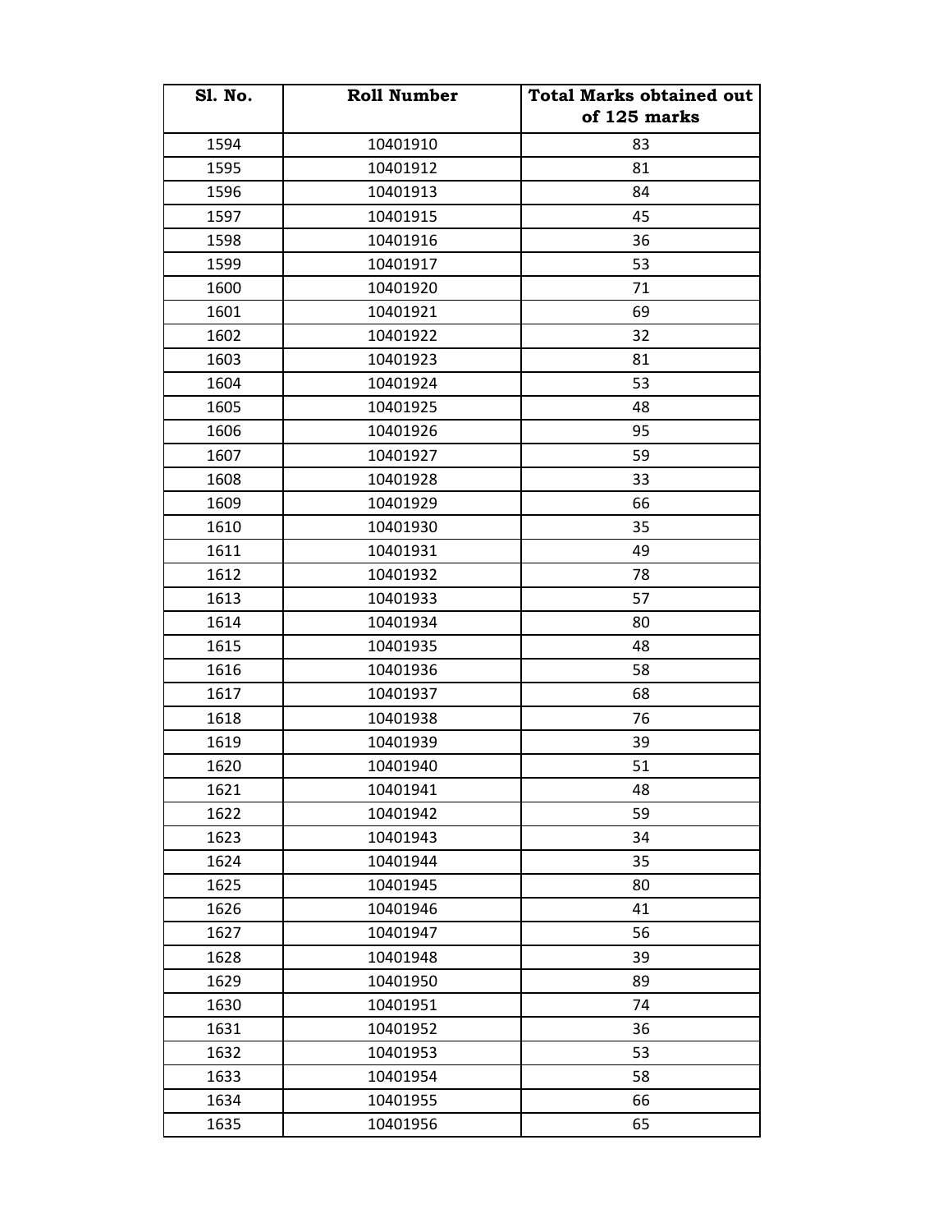| Sl. No. | Roll Number | Total Marks obtained out of 125 marks |
|---|---|---|
| 1594 | 10401910 | 83 |
| 1595 | 10401912 | 81 |
| 1596 | 10401913 | 84 |
| 1597 | 10401915 | 45 |
| 1598 | 10401916 | 36 |
| 1599 | 10401917 | 53 |
| 1600 | 10401920 | 71 |
| 1601 | 10401921 | 69 |
| 1602 | 10401922 | 32 |
| 1603 | 10401923 | 81 |
| 1604 | 10401924 | 53 |
| 1605 | 10401925 | 48 |
| 1606 | 10401926 | 95 |
| 1607 | 10401927 | 59 |
| 1608 | 10401928 | 33 |
| 1609 | 10401929 | 66 |
| 1610 | 10401930 | 35 |
| 1611 | 10401931 | 49 |
| 1612 | 10401932 | 78 |
| 1613 | 10401933 | 57 |
| 1614 | 10401934 | 80 |
| 1615 | 10401935 | 48 |
| 1616 | 10401936 | 58 |
| 1617 | 10401937 | 68 |
| 1618 | 10401938 | 76 |
| 1619 | 10401939 | 39 |
| 1620 | 10401940 | 51 |
| 1621 | 10401941 | 48 |
| 1622 | 10401942 | 59 |
| 1623 | 10401943 | 34 |
| 1624 | 10401944 | 35 |
| 1625 | 10401945 | 80 |
| 1626 | 10401946 | 41 |
| 1627 | 10401947 | 56 |
| 1628 | 10401948 | 39 |
| 1629 | 10401950 | 89 |
| 1630 | 10401951 | 74 |
| 1631 | 10401952 | 36 |
| 1632 | 10401953 | 53 |
| 1633 | 10401954 | 58 |
| 1634 | 10401955 | 66 |
| 1635 | 10401956 | 65 |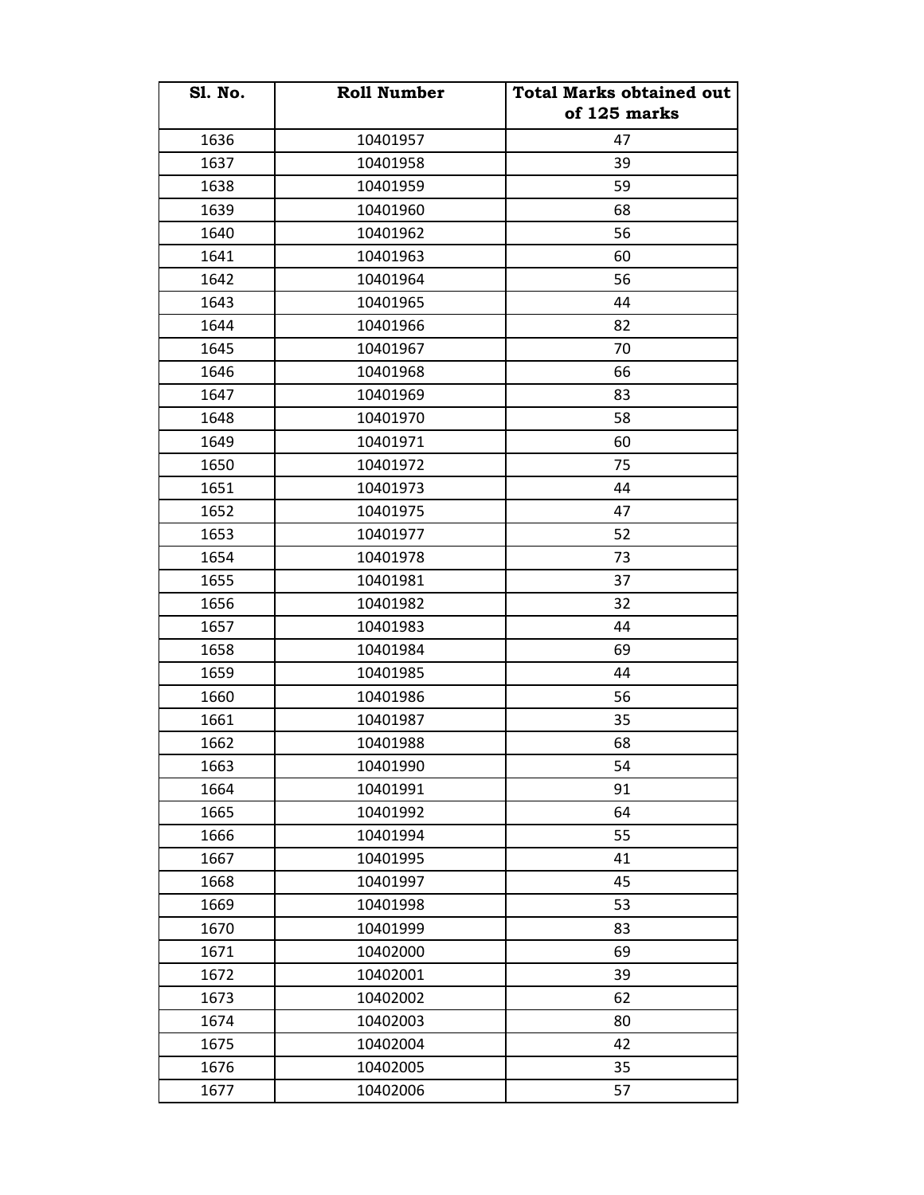| Sl. No. | Roll Number | Total Marks obtained out of 125 marks |
|---|---|---|
| 1636 | 10401957 | 47 |
| 1637 | 10401958 | 39 |
| 1638 | 10401959 | 59 |
| 1639 | 10401960 | 68 |
| 1640 | 10401962 | 56 |
| 1641 | 10401963 | 60 |
| 1642 | 10401964 | 56 |
| 1643 | 10401965 | 44 |
| 1644 | 10401966 | 82 |
| 1645 | 10401967 | 70 |
| 1646 | 10401968 | 66 |
| 1647 | 10401969 | 83 |
| 1648 | 10401970 | 58 |
| 1649 | 10401971 | 60 |
| 1650 | 10401972 | 75 |
| 1651 | 10401973 | 44 |
| 1652 | 10401975 | 47 |
| 1653 | 10401977 | 52 |
| 1654 | 10401978 | 73 |
| 1655 | 10401981 | 37 |
| 1656 | 10401982 | 32 |
| 1657 | 10401983 | 44 |
| 1658 | 10401984 | 69 |
| 1659 | 10401985 | 44 |
| 1660 | 10401986 | 56 |
| 1661 | 10401987 | 35 |
| 1662 | 10401988 | 68 |
| 1663 | 10401990 | 54 |
| 1664 | 10401991 | 91 |
| 1665 | 10401992 | 64 |
| 1666 | 10401994 | 55 |
| 1667 | 10401995 | 41 |
| 1668 | 10401997 | 45 |
| 1669 | 10401998 | 53 |
| 1670 | 10401999 | 83 |
| 1671 | 10402000 | 69 |
| 1672 | 10402001 | 39 |
| 1673 | 10402002 | 62 |
| 1674 | 10402003 | 80 |
| 1675 | 10402004 | 42 |
| 1676 | 10402005 | 35 |
| 1677 | 10402006 | 57 |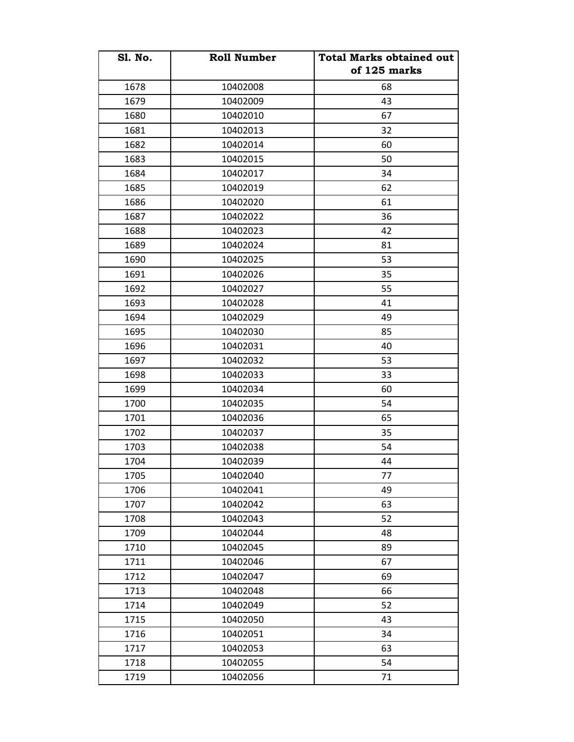| Sl. No. | Roll Number | Total Marks obtained out of 125 marks |
|---|---|---|
| 1678 | 10402008 | 68 |
| 1679 | 10402009 | 43 |
| 1680 | 10402010 | 67 |
| 1681 | 10402013 | 32 |
| 1682 | 10402014 | 60 |
| 1683 | 10402015 | 50 |
| 1684 | 10402017 | 34 |
| 1685 | 10402019 | 62 |
| 1686 | 10402020 | 61 |
| 1687 | 10402022 | 36 |
| 1688 | 10402023 | 42 |
| 1689 | 10402024 | 81 |
| 1690 | 10402025 | 53 |
| 1691 | 10402026 | 35 |
| 1692 | 10402027 | 55 |
| 1693 | 10402028 | 41 |
| 1694 | 10402029 | 49 |
| 1695 | 10402030 | 85 |
| 1696 | 10402031 | 40 |
| 1697 | 10402032 | 53 |
| 1698 | 10402033 | 33 |
| 1699 | 10402034 | 60 |
| 1700 | 10402035 | 54 |
| 1701 | 10402036 | 65 |
| 1702 | 10402037 | 35 |
| 1703 | 10402038 | 54 |
| 1704 | 10402039 | 44 |
| 1705 | 10402040 | 77 |
| 1706 | 10402041 | 49 |
| 1707 | 10402042 | 63 |
| 1708 | 10402043 | 52 |
| 1709 | 10402044 | 48 |
| 1710 | 10402045 | 89 |
| 1711 | 10402046 | 67 |
| 1712 | 10402047 | 69 |
| 1713 | 10402048 | 66 |
| 1714 | 10402049 | 52 |
| 1715 | 10402050 | 43 |
| 1716 | 10402051 | 34 |
| 1717 | 10402053 | 63 |
| 1718 | 10402055 | 54 |
| 1719 | 10402056 | 71 |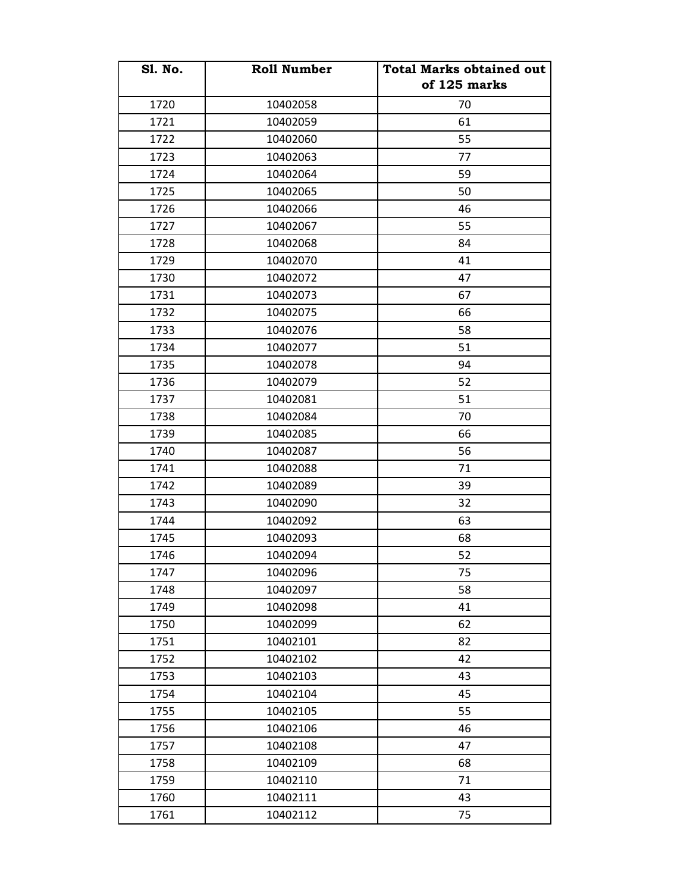| Sl. No. | Roll Number | Total Marks obtained out of 125 marks |
|---|---|---|
| 1720 | 10402058 | 70 |
| 1721 | 10402059 | 61 |
| 1722 | 10402060 | 55 |
| 1723 | 10402063 | 77 |
| 1724 | 10402064 | 59 |
| 1725 | 10402065 | 50 |
| 1726 | 10402066 | 46 |
| 1727 | 10402067 | 55 |
| 1728 | 10402068 | 84 |
| 1729 | 10402070 | 41 |
| 1730 | 10402072 | 47 |
| 1731 | 10402073 | 67 |
| 1732 | 10402075 | 66 |
| 1733 | 10402076 | 58 |
| 1734 | 10402077 | 51 |
| 1735 | 10402078 | 94 |
| 1736 | 10402079 | 52 |
| 1737 | 10402081 | 51 |
| 1738 | 10402084 | 70 |
| 1739 | 10402085 | 66 |
| 1740 | 10402087 | 56 |
| 1741 | 10402088 | 71 |
| 1742 | 10402089 | 39 |
| 1743 | 10402090 | 32 |
| 1744 | 10402092 | 63 |
| 1745 | 10402093 | 68 |
| 1746 | 10402094 | 52 |
| 1747 | 10402096 | 75 |
| 1748 | 10402097 | 58 |
| 1749 | 10402098 | 41 |
| 1750 | 10402099 | 62 |
| 1751 | 10402101 | 82 |
| 1752 | 10402102 | 42 |
| 1753 | 10402103 | 43 |
| 1754 | 10402104 | 45 |
| 1755 | 10402105 | 55 |
| 1756 | 10402106 | 46 |
| 1757 | 10402108 | 47 |
| 1758 | 10402109 | 68 |
| 1759 | 10402110 | 71 |
| 1760 | 10402111 | 43 |
| 1761 | 10402112 | 75 |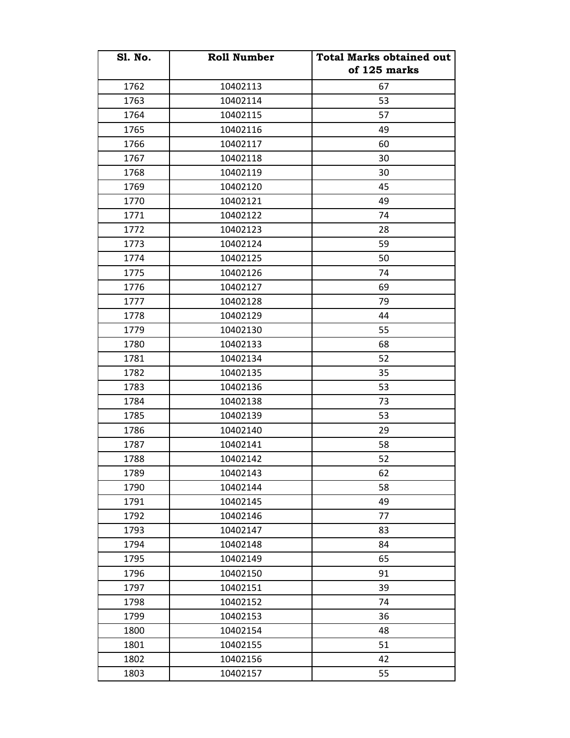| Sl. No. | Roll Number | Total Marks obtained out of 125 marks |
|---|---|---|
| 1762 | 10402113 | 67 |
| 1763 | 10402114 | 53 |
| 1764 | 10402115 | 57 |
| 1765 | 10402116 | 49 |
| 1766 | 10402117 | 60 |
| 1767 | 10402118 | 30 |
| 1768 | 10402119 | 30 |
| 1769 | 10402120 | 45 |
| 1770 | 10402121 | 49 |
| 1771 | 10402122 | 74 |
| 1772 | 10402123 | 28 |
| 1773 | 10402124 | 59 |
| 1774 | 10402125 | 50 |
| 1775 | 10402126 | 74 |
| 1776 | 10402127 | 69 |
| 1777 | 10402128 | 79 |
| 1778 | 10402129 | 44 |
| 1779 | 10402130 | 55 |
| 1780 | 10402133 | 68 |
| 1781 | 10402134 | 52 |
| 1782 | 10402135 | 35 |
| 1783 | 10402136 | 53 |
| 1784 | 10402138 | 73 |
| 1785 | 10402139 | 53 |
| 1786 | 10402140 | 29 |
| 1787 | 10402141 | 58 |
| 1788 | 10402142 | 52 |
| 1789 | 10402143 | 62 |
| 1790 | 10402144 | 58 |
| 1791 | 10402145 | 49 |
| 1792 | 10402146 | 77 |
| 1793 | 10402147 | 83 |
| 1794 | 10402148 | 84 |
| 1795 | 10402149 | 65 |
| 1796 | 10402150 | 91 |
| 1797 | 10402151 | 39 |
| 1798 | 10402152 | 74 |
| 1799 | 10402153 | 36 |
| 1800 | 10402154 | 48 |
| 1801 | 10402155 | 51 |
| 1802 | 10402156 | 42 |
| 1803 | 10402157 | 55 |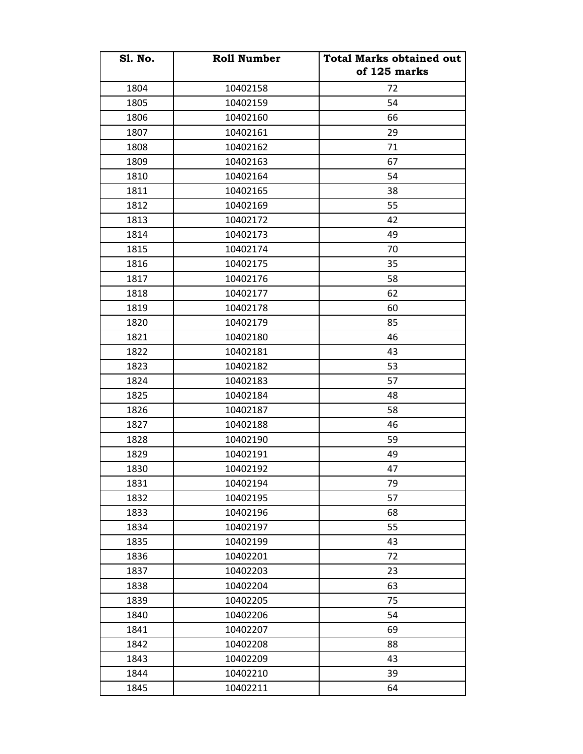| Sl. No. | Roll Number | Total Marks obtained out of 125 marks |
|---|---|---|
| 1804 | 10402158 | 72 |
| 1805 | 10402159 | 54 |
| 1806 | 10402160 | 66 |
| 1807 | 10402161 | 29 |
| 1808 | 10402162 | 71 |
| 1809 | 10402163 | 67 |
| 1810 | 10402164 | 54 |
| 1811 | 10402165 | 38 |
| 1812 | 10402169 | 55 |
| 1813 | 10402172 | 42 |
| 1814 | 10402173 | 49 |
| 1815 | 10402174 | 70 |
| 1816 | 10402175 | 35 |
| 1817 | 10402176 | 58 |
| 1818 | 10402177 | 62 |
| 1819 | 10402178 | 60 |
| 1820 | 10402179 | 85 |
| 1821 | 10402180 | 46 |
| 1822 | 10402181 | 43 |
| 1823 | 10402182 | 53 |
| 1824 | 10402183 | 57 |
| 1825 | 10402184 | 48 |
| 1826 | 10402187 | 58 |
| 1827 | 10402188 | 46 |
| 1828 | 10402190 | 59 |
| 1829 | 10402191 | 49 |
| 1830 | 10402192 | 47 |
| 1831 | 10402194 | 79 |
| 1832 | 10402195 | 57 |
| 1833 | 10402196 | 68 |
| 1834 | 10402197 | 55 |
| 1835 | 10402199 | 43 |
| 1836 | 10402201 | 72 |
| 1837 | 10402203 | 23 |
| 1838 | 10402204 | 63 |
| 1839 | 10402205 | 75 |
| 1840 | 10402206 | 54 |
| 1841 | 10402207 | 69 |
| 1842 | 10402208 | 88 |
| 1843 | 10402209 | 43 |
| 1844 | 10402210 | 39 |
| 1845 | 10402211 | 64 |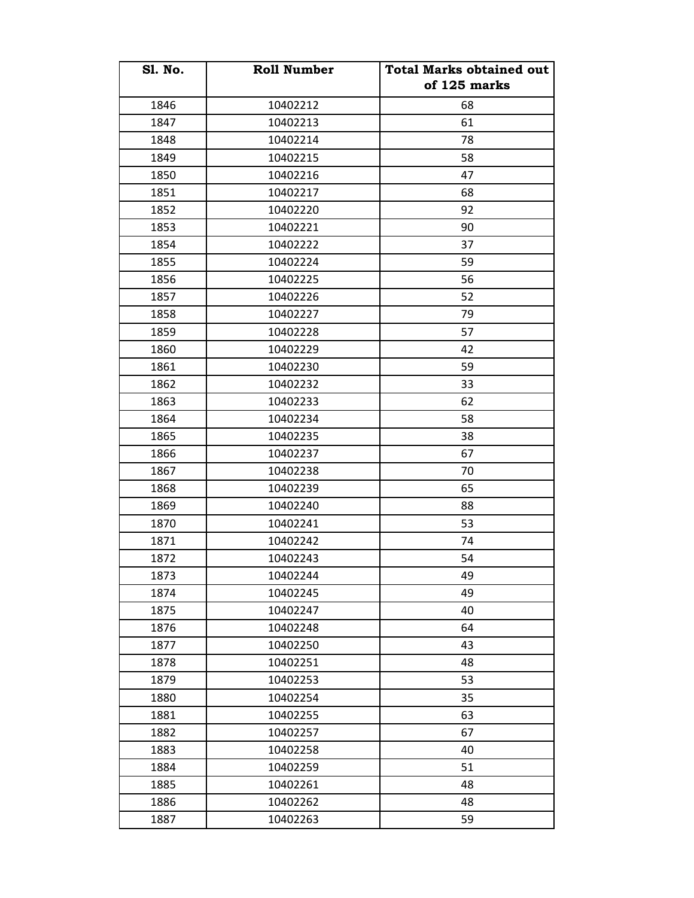| Sl. No. | Roll Number | Total Marks obtained out of 125 marks |
|---|---|---|
| 1846 | 10402212 | 68 |
| 1847 | 10402213 | 61 |
| 1848 | 10402214 | 78 |
| 1849 | 10402215 | 58 |
| 1850 | 10402216 | 47 |
| 1851 | 10402217 | 68 |
| 1852 | 10402220 | 92 |
| 1853 | 10402221 | 90 |
| 1854 | 10402222 | 37 |
| 1855 | 10402224 | 59 |
| 1856 | 10402225 | 56 |
| 1857 | 10402226 | 52 |
| 1858 | 10402227 | 79 |
| 1859 | 10402228 | 57 |
| 1860 | 10402229 | 42 |
| 1861 | 10402230 | 59 |
| 1862 | 10402232 | 33 |
| 1863 | 10402233 | 62 |
| 1864 | 10402234 | 58 |
| 1865 | 10402235 | 38 |
| 1866 | 10402237 | 67 |
| 1867 | 10402238 | 70 |
| 1868 | 10402239 | 65 |
| 1869 | 10402240 | 88 |
| 1870 | 10402241 | 53 |
| 1871 | 10402242 | 74 |
| 1872 | 10402243 | 54 |
| 1873 | 10402244 | 49 |
| 1874 | 10402245 | 49 |
| 1875 | 10402247 | 40 |
| 1876 | 10402248 | 64 |
| 1877 | 10402250 | 43 |
| 1878 | 10402251 | 48 |
| 1879 | 10402253 | 53 |
| 1880 | 10402254 | 35 |
| 1881 | 10402255 | 63 |
| 1882 | 10402257 | 67 |
| 1883 | 10402258 | 40 |
| 1884 | 10402259 | 51 |
| 1885 | 10402261 | 48 |
| 1886 | 10402262 | 48 |
| 1887 | 10402263 | 59 |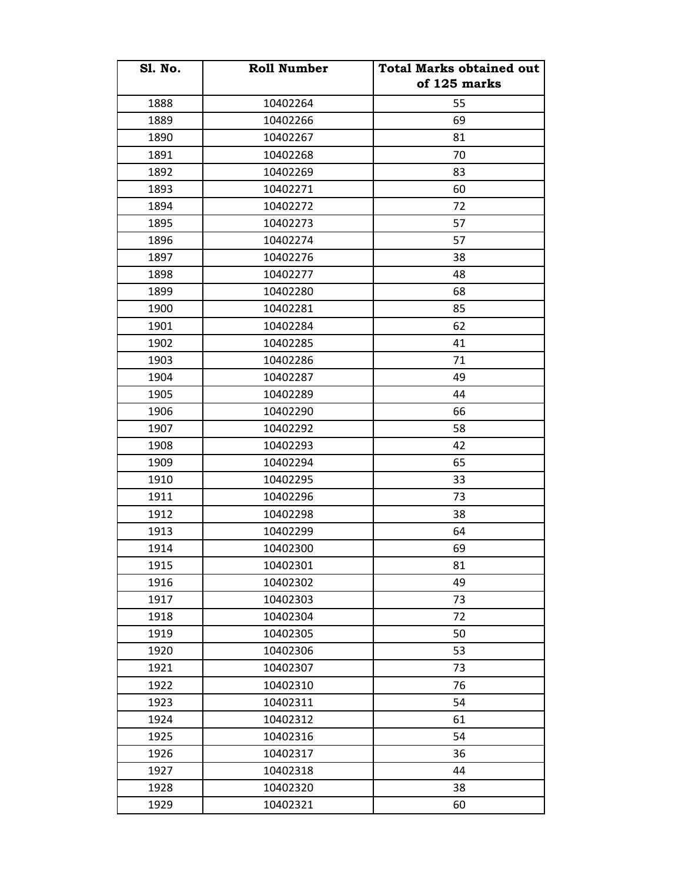| Sl. No. | Roll Number | Total Marks obtained out of 125 marks |
|---|---|---|
| 1888 | 10402264 | 55 |
| 1889 | 10402266 | 69 |
| 1890 | 10402267 | 81 |
| 1891 | 10402268 | 70 |
| 1892 | 10402269 | 83 |
| 1893 | 10402271 | 60 |
| 1894 | 10402272 | 72 |
| 1895 | 10402273 | 57 |
| 1896 | 10402274 | 57 |
| 1897 | 10402276 | 38 |
| 1898 | 10402277 | 48 |
| 1899 | 10402280 | 68 |
| 1900 | 10402281 | 85 |
| 1901 | 10402284 | 62 |
| 1902 | 10402285 | 41 |
| 1903 | 10402286 | 71 |
| 1904 | 10402287 | 49 |
| 1905 | 10402289 | 44 |
| 1906 | 10402290 | 66 |
| 1907 | 10402292 | 58 |
| 1908 | 10402293 | 42 |
| 1909 | 10402294 | 65 |
| 1910 | 10402295 | 33 |
| 1911 | 10402296 | 73 |
| 1912 | 10402298 | 38 |
| 1913 | 10402299 | 64 |
| 1914 | 10402300 | 69 |
| 1915 | 10402301 | 81 |
| 1916 | 10402302 | 49 |
| 1917 | 10402303 | 73 |
| 1918 | 10402304 | 72 |
| 1919 | 10402305 | 50 |
| 1920 | 10402306 | 53 |
| 1921 | 10402307 | 73 |
| 1922 | 10402310 | 76 |
| 1923 | 10402311 | 54 |
| 1924 | 10402312 | 61 |
| 1925 | 10402316 | 54 |
| 1926 | 10402317 | 36 |
| 1927 | 10402318 | 44 |
| 1928 | 10402320 | 38 |
| 1929 | 10402321 | 60 |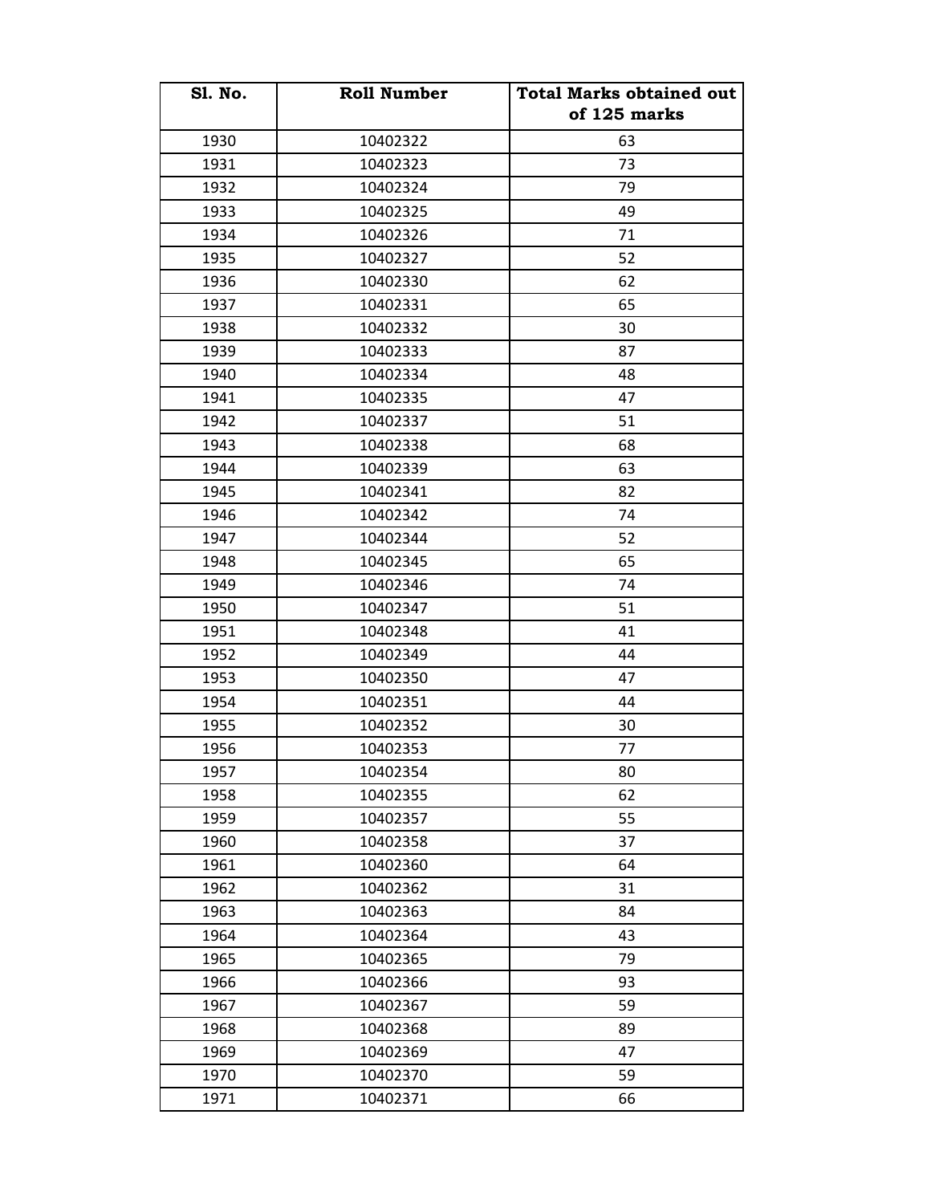| Sl. No. | Roll Number | Total Marks obtained out of 125 marks |
|---|---|---|
| 1930 | 10402322 | 63 |
| 1931 | 10402323 | 73 |
| 1932 | 10402324 | 79 |
| 1933 | 10402325 | 49 |
| 1934 | 10402326 | 71 |
| 1935 | 10402327 | 52 |
| 1936 | 10402330 | 62 |
| 1937 | 10402331 | 65 |
| 1938 | 10402332 | 30 |
| 1939 | 10402333 | 87 |
| 1940 | 10402334 | 48 |
| 1941 | 10402335 | 47 |
| 1942 | 10402337 | 51 |
| 1943 | 10402338 | 68 |
| 1944 | 10402339 | 63 |
| 1945 | 10402341 | 82 |
| 1946 | 10402342 | 74 |
| 1947 | 10402344 | 52 |
| 1948 | 10402345 | 65 |
| 1949 | 10402346 | 74 |
| 1950 | 10402347 | 51 |
| 1951 | 10402348 | 41 |
| 1952 | 10402349 | 44 |
| 1953 | 10402350 | 47 |
| 1954 | 10402351 | 44 |
| 1955 | 10402352 | 30 |
| 1956 | 10402353 | 77 |
| 1957 | 10402354 | 80 |
| 1958 | 10402355 | 62 |
| 1959 | 10402357 | 55 |
| 1960 | 10402358 | 37 |
| 1961 | 10402360 | 64 |
| 1962 | 10402362 | 31 |
| 1963 | 10402363 | 84 |
| 1964 | 10402364 | 43 |
| 1965 | 10402365 | 79 |
| 1966 | 10402366 | 93 |
| 1967 | 10402367 | 59 |
| 1968 | 10402368 | 89 |
| 1969 | 10402369 | 47 |
| 1970 | 10402370 | 59 |
| 1971 | 10402371 | 66 |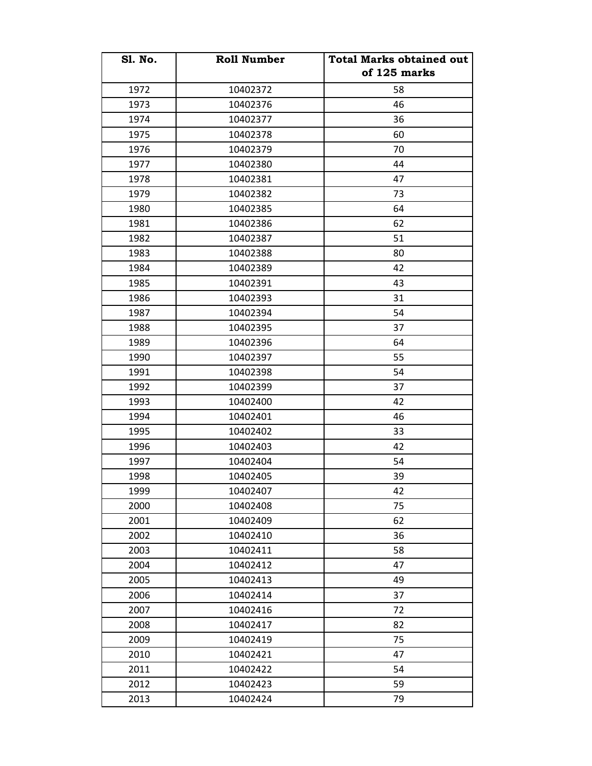| Sl. No. | Roll Number | Total Marks obtained out of 125 marks |
|---|---|---|
| 1972 | 10402372 | 58 |
| 1973 | 10402376 | 46 |
| 1974 | 10402377 | 36 |
| 1975 | 10402378 | 60 |
| 1976 | 10402379 | 70 |
| 1977 | 10402380 | 44 |
| 1978 | 10402381 | 47 |
| 1979 | 10402382 | 73 |
| 1980 | 10402385 | 64 |
| 1981 | 10402386 | 62 |
| 1982 | 10402387 | 51 |
| 1983 | 10402388 | 80 |
| 1984 | 10402389 | 42 |
| 1985 | 10402391 | 43 |
| 1986 | 10402393 | 31 |
| 1987 | 10402394 | 54 |
| 1988 | 10402395 | 37 |
| 1989 | 10402396 | 64 |
| 1990 | 10402397 | 55 |
| 1991 | 10402398 | 54 |
| 1992 | 10402399 | 37 |
| 1993 | 10402400 | 42 |
| 1994 | 10402401 | 46 |
| 1995 | 10402402 | 33 |
| 1996 | 10402403 | 42 |
| 1997 | 10402404 | 54 |
| 1998 | 10402405 | 39 |
| 1999 | 10402407 | 42 |
| 2000 | 10402408 | 75 |
| 2001 | 10402409 | 62 |
| 2002 | 10402410 | 36 |
| 2003 | 10402411 | 58 |
| 2004 | 10402412 | 47 |
| 2005 | 10402413 | 49 |
| 2006 | 10402414 | 37 |
| 2007 | 10402416 | 72 |
| 2008 | 10402417 | 82 |
| 2009 | 10402419 | 75 |
| 2010 | 10402421 | 47 |
| 2011 | 10402422 | 54 |
| 2012 | 10402423 | 59 |
| 2013 | 10402424 | 79 |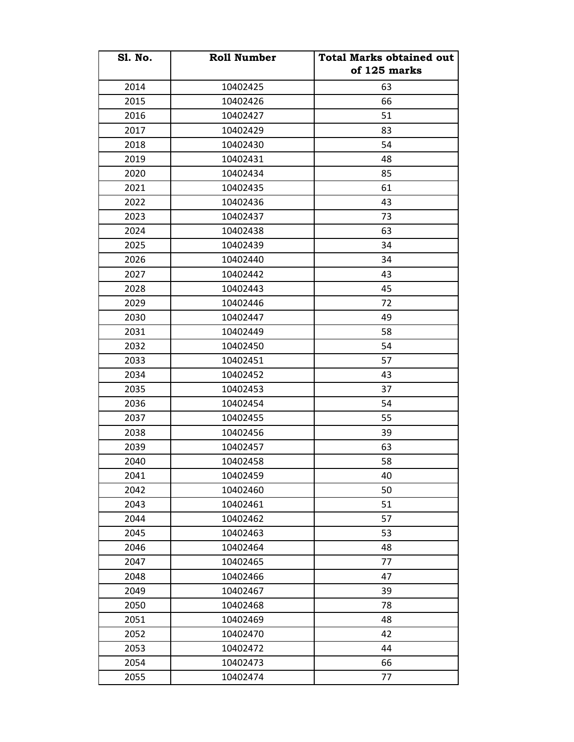| Sl. No. | Roll Number | Total Marks obtained out of 125 marks |
|---|---|---|
| 2014 | 10402425 | 63 |
| 2015 | 10402426 | 66 |
| 2016 | 10402427 | 51 |
| 2017 | 10402429 | 83 |
| 2018 | 10402430 | 54 |
| 2019 | 10402431 | 48 |
| 2020 | 10402434 | 85 |
| 2021 | 10402435 | 61 |
| 2022 | 10402436 | 43 |
| 2023 | 10402437 | 73 |
| 2024 | 10402438 | 63 |
| 2025 | 10402439 | 34 |
| 2026 | 10402440 | 34 |
| 2027 | 10402442 | 43 |
| 2028 | 10402443 | 45 |
| 2029 | 10402446 | 72 |
| 2030 | 10402447 | 49 |
| 2031 | 10402449 | 58 |
| 2032 | 10402450 | 54 |
| 2033 | 10402451 | 57 |
| 2034 | 10402452 | 43 |
| 2035 | 10402453 | 37 |
| 2036 | 10402454 | 54 |
| 2037 | 10402455 | 55 |
| 2038 | 10402456 | 39 |
| 2039 | 10402457 | 63 |
| 2040 | 10402458 | 58 |
| 2041 | 10402459 | 40 |
| 2042 | 10402460 | 50 |
| 2043 | 10402461 | 51 |
| 2044 | 10402462 | 57 |
| 2045 | 10402463 | 53 |
| 2046 | 10402464 | 48 |
| 2047 | 10402465 | 77 |
| 2048 | 10402466 | 47 |
| 2049 | 10402467 | 39 |
| 2050 | 10402468 | 78 |
| 2051 | 10402469 | 48 |
| 2052 | 10402470 | 42 |
| 2053 | 10402472 | 44 |
| 2054 | 10402473 | 66 |
| 2055 | 10402474 | 77 |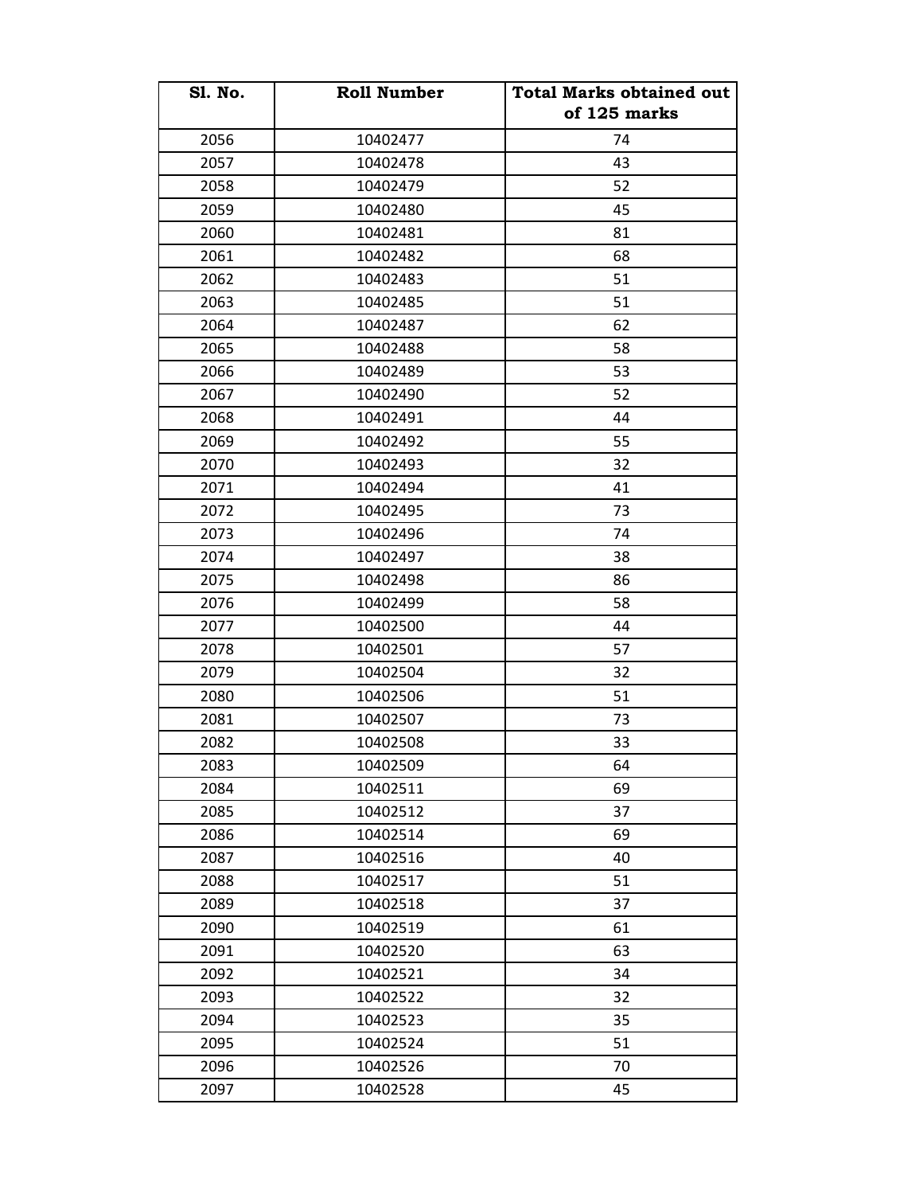| Sl. No. | Roll Number | Total Marks obtained out of 125 marks |
|---|---|---|
| 2056 | 10402477 | 74 |
| 2057 | 10402478 | 43 |
| 2058 | 10402479 | 52 |
| 2059 | 10402480 | 45 |
| 2060 | 10402481 | 81 |
| 2061 | 10402482 | 68 |
| 2062 | 10402483 | 51 |
| 2063 | 10402485 | 51 |
| 2064 | 10402487 | 62 |
| 2065 | 10402488 | 58 |
| 2066 | 10402489 | 53 |
| 2067 | 10402490 | 52 |
| 2068 | 10402491 | 44 |
| 2069 | 10402492 | 55 |
| 2070 | 10402493 | 32 |
| 2071 | 10402494 | 41 |
| 2072 | 10402495 | 73 |
| 2073 | 10402496 | 74 |
| 2074 | 10402497 | 38 |
| 2075 | 10402498 | 86 |
| 2076 | 10402499 | 58 |
| 2077 | 10402500 | 44 |
| 2078 | 10402501 | 57 |
| 2079 | 10402504 | 32 |
| 2080 | 10402506 | 51 |
| 2081 | 10402507 | 73 |
| 2082 | 10402508 | 33 |
| 2083 | 10402509 | 64 |
| 2084 | 10402511 | 69 |
| 2085 | 10402512 | 37 |
| 2086 | 10402514 | 69 |
| 2087 | 10402516 | 40 |
| 2088 | 10402517 | 51 |
| 2089 | 10402518 | 37 |
| 2090 | 10402519 | 61 |
| 2091 | 10402520 | 63 |
| 2092 | 10402521 | 34 |
| 2093 | 10402522 | 32 |
| 2094 | 10402523 | 35 |
| 2095 | 10402524 | 51 |
| 2096 | 10402526 | 70 |
| 2097 | 10402528 | 45 |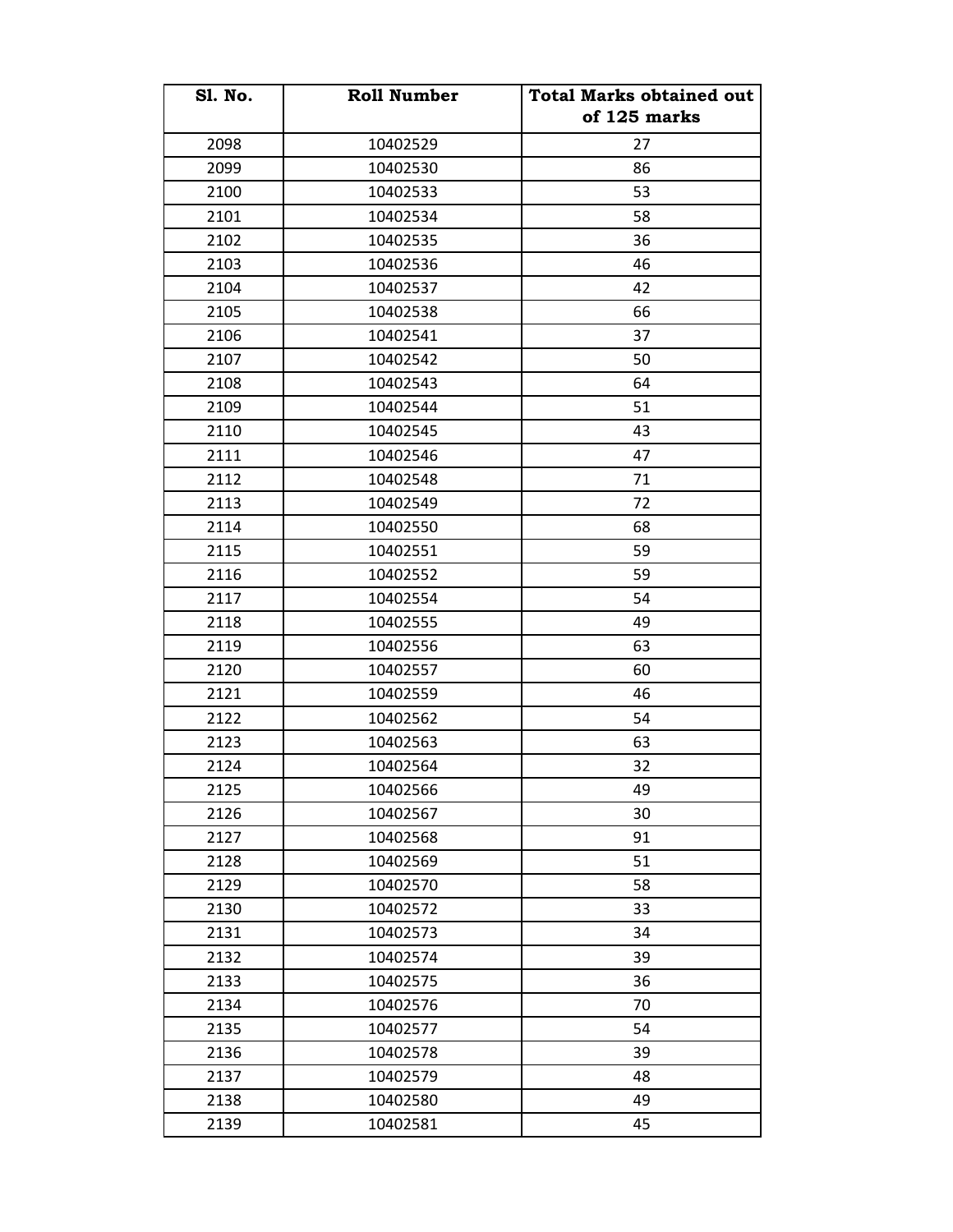| Sl. No. | Roll Number | Total Marks obtained out of 125 marks |
|---|---|---|
| 2098 | 10402529 | 27 |
| 2099 | 10402530 | 86 |
| 2100 | 10402533 | 53 |
| 2101 | 10402534 | 58 |
| 2102 | 10402535 | 36 |
| 2103 | 10402536 | 46 |
| 2104 | 10402537 | 42 |
| 2105 | 10402538 | 66 |
| 2106 | 10402541 | 37 |
| 2107 | 10402542 | 50 |
| 2108 | 10402543 | 64 |
| 2109 | 10402544 | 51 |
| 2110 | 10402545 | 43 |
| 2111 | 10402546 | 47 |
| 2112 | 10402548 | 71 |
| 2113 | 10402549 | 72 |
| 2114 | 10402550 | 68 |
| 2115 | 10402551 | 59 |
| 2116 | 10402552 | 59 |
| 2117 | 10402554 | 54 |
| 2118 | 10402555 | 49 |
| 2119 | 10402556 | 63 |
| 2120 | 10402557 | 60 |
| 2121 | 10402559 | 46 |
| 2122 | 10402562 | 54 |
| 2123 | 10402563 | 63 |
| 2124 | 10402564 | 32 |
| 2125 | 10402566 | 49 |
| 2126 | 10402567 | 30 |
| 2127 | 10402568 | 91 |
| 2128 | 10402569 | 51 |
| 2129 | 10402570 | 58 |
| 2130 | 10402572 | 33 |
| 2131 | 10402573 | 34 |
| 2132 | 10402574 | 39 |
| 2133 | 10402575 | 36 |
| 2134 | 10402576 | 70 |
| 2135 | 10402577 | 54 |
| 2136 | 10402578 | 39 |
| 2137 | 10402579 | 48 |
| 2138 | 10402580 | 49 |
| 2139 | 10402581 | 45 |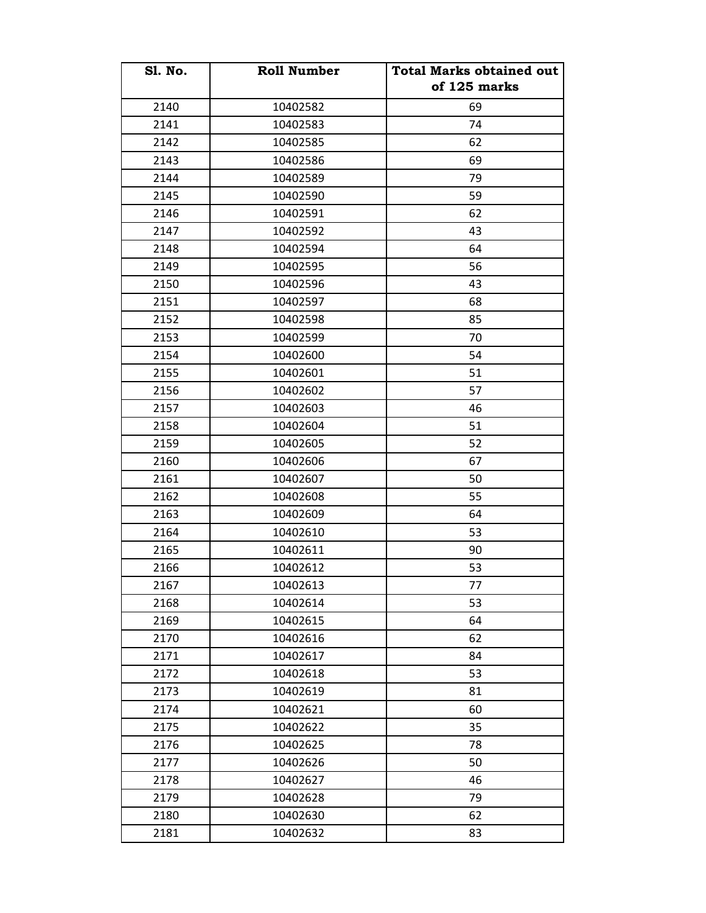| Sl. No. | Roll Number | Total Marks obtained out of 125 marks |
|---|---|---|
| 2140 | 10402582 | 69 |
| 2141 | 10402583 | 74 |
| 2142 | 10402585 | 62 |
| 2143 | 10402586 | 69 |
| 2144 | 10402589 | 79 |
| 2145 | 10402590 | 59 |
| 2146 | 10402591 | 62 |
| 2147 | 10402592 | 43 |
| 2148 | 10402594 | 64 |
| 2149 | 10402595 | 56 |
| 2150 | 10402596 | 43 |
| 2151 | 10402597 | 68 |
| 2152 | 10402598 | 85 |
| 2153 | 10402599 | 70 |
| 2154 | 10402600 | 54 |
| 2155 | 10402601 | 51 |
| 2156 | 10402602 | 57 |
| 2157 | 10402603 | 46 |
| 2158 | 10402604 | 51 |
| 2159 | 10402605 | 52 |
| 2160 | 10402606 | 67 |
| 2161 | 10402607 | 50 |
| 2162 | 10402608 | 55 |
| 2163 | 10402609 | 64 |
| 2164 | 10402610 | 53 |
| 2165 | 10402611 | 90 |
| 2166 | 10402612 | 53 |
| 2167 | 10402613 | 77 |
| 2168 | 10402614 | 53 |
| 2169 | 10402615 | 64 |
| 2170 | 10402616 | 62 |
| 2171 | 10402617 | 84 |
| 2172 | 10402618 | 53 |
| 2173 | 10402619 | 81 |
| 2174 | 10402621 | 60 |
| 2175 | 10402622 | 35 |
| 2176 | 10402625 | 78 |
| 2177 | 10402626 | 50 |
| 2178 | 10402627 | 46 |
| 2179 | 10402628 | 79 |
| 2180 | 10402630 | 62 |
| 2181 | 10402632 | 83 |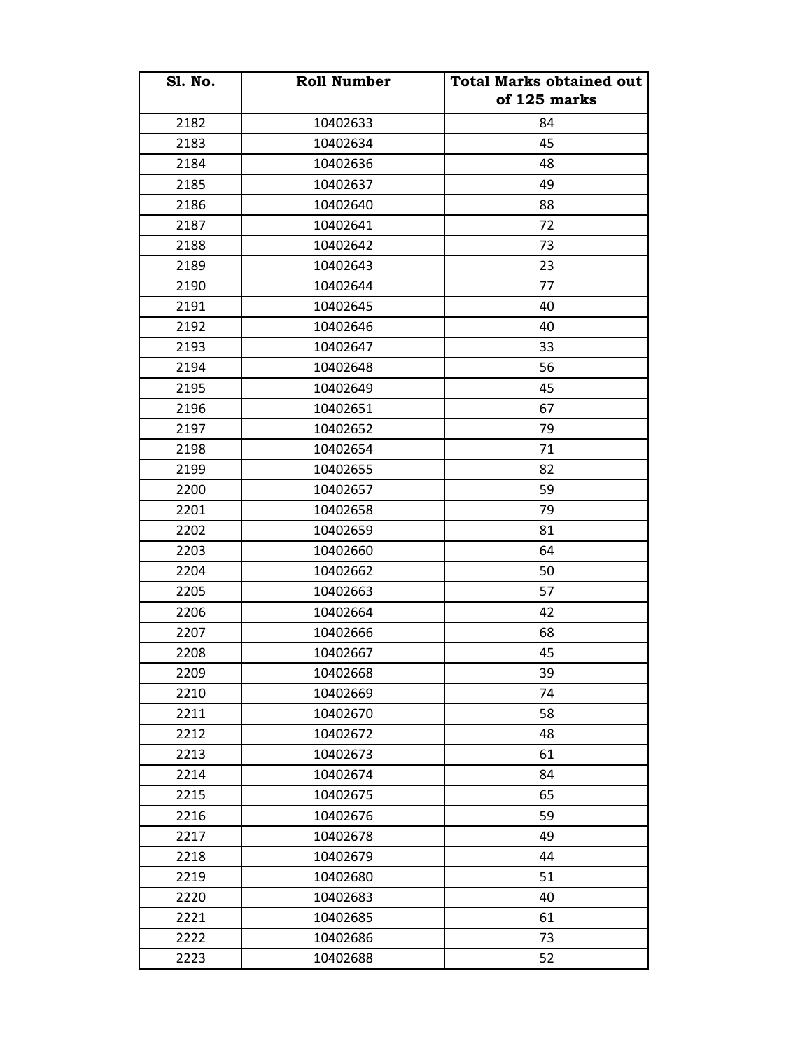| Sl. No. | Roll Number | Total Marks obtained out of 125 marks |
|---|---|---|
| 2182 | 10402633 | 84 |
| 2183 | 10402634 | 45 |
| 2184 | 10402636 | 48 |
| 2185 | 10402637 | 49 |
| 2186 | 10402640 | 88 |
| 2187 | 10402641 | 72 |
| 2188 | 10402642 | 73 |
| 2189 | 10402643 | 23 |
| 2190 | 10402644 | 77 |
| 2191 | 10402645 | 40 |
| 2192 | 10402646 | 40 |
| 2193 | 10402647 | 33 |
| 2194 | 10402648 | 56 |
| 2195 | 10402649 | 45 |
| 2196 | 10402651 | 67 |
| 2197 | 10402652 | 79 |
| 2198 | 10402654 | 71 |
| 2199 | 10402655 | 82 |
| 2200 | 10402657 | 59 |
| 2201 | 10402658 | 79 |
| 2202 | 10402659 | 81 |
| 2203 | 10402660 | 64 |
| 2204 | 10402662 | 50 |
| 2205 | 10402663 | 57 |
| 2206 | 10402664 | 42 |
| 2207 | 10402666 | 68 |
| 2208 | 10402667 | 45 |
| 2209 | 10402668 | 39 |
| 2210 | 10402669 | 74 |
| 2211 | 10402670 | 58 |
| 2212 | 10402672 | 48 |
| 2213 | 10402673 | 61 |
| 2214 | 10402674 | 84 |
| 2215 | 10402675 | 65 |
| 2216 | 10402676 | 59 |
| 2217 | 10402678 | 49 |
| 2218 | 10402679 | 44 |
| 2219 | 10402680 | 51 |
| 2220 | 10402683 | 40 |
| 2221 | 10402685 | 61 |
| 2222 | 10402686 | 73 |
| 2223 | 10402688 | 52 |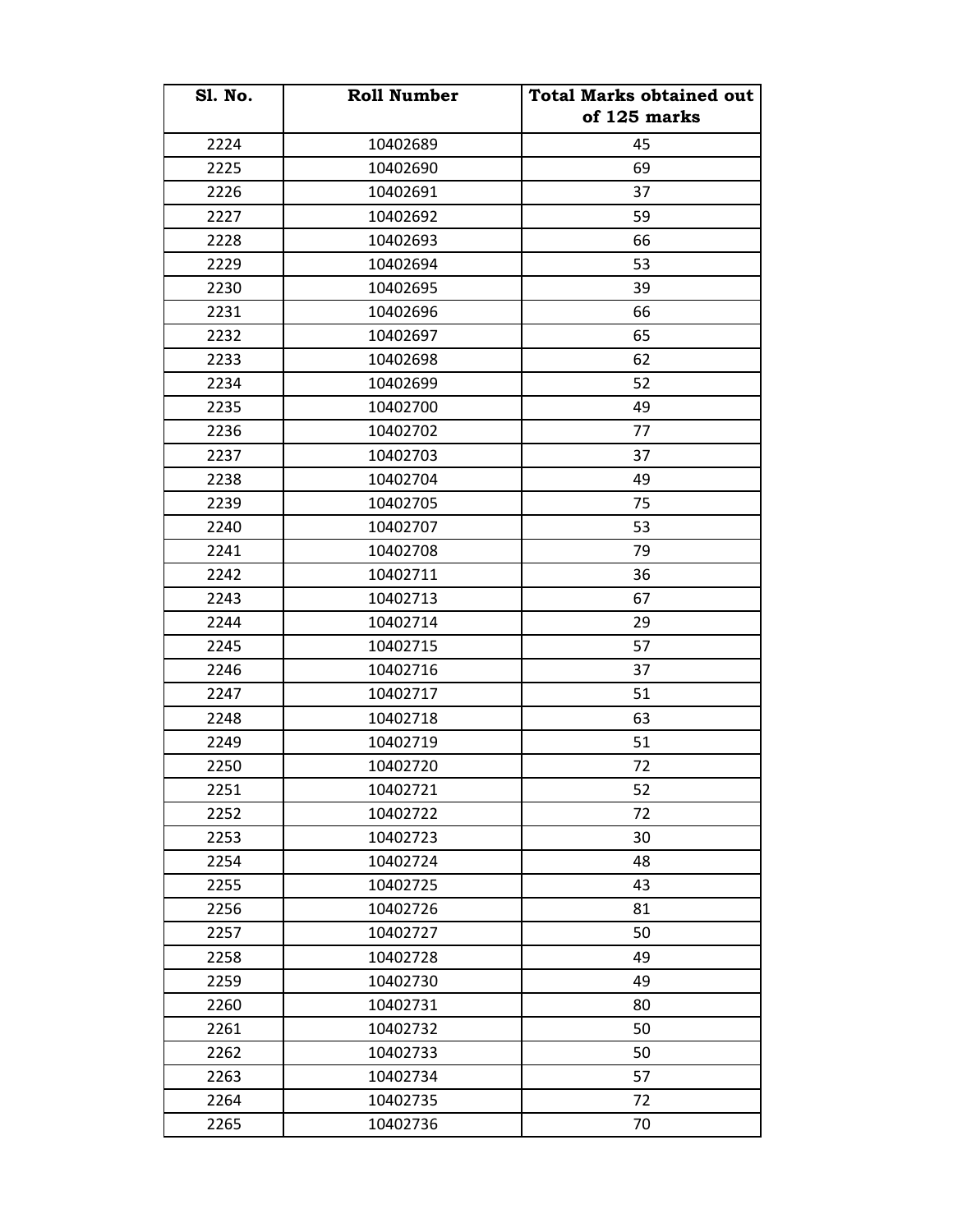| Sl. No. | Roll Number | Total Marks obtained out of 125 marks |
|---|---|---|
| 2224 | 10402689 | 45 |
| 2225 | 10402690 | 69 |
| 2226 | 10402691 | 37 |
| 2227 | 10402692 | 59 |
| 2228 | 10402693 | 66 |
| 2229 | 10402694 | 53 |
| 2230 | 10402695 | 39 |
| 2231 | 10402696 | 66 |
| 2232 | 10402697 | 65 |
| 2233 | 10402698 | 62 |
| 2234 | 10402699 | 52 |
| 2235 | 10402700 | 49 |
| 2236 | 10402702 | 77 |
| 2237 | 10402703 | 37 |
| 2238 | 10402704 | 49 |
| 2239 | 10402705 | 75 |
| 2240 | 10402707 | 53 |
| 2241 | 10402708 | 79 |
| 2242 | 10402711 | 36 |
| 2243 | 10402713 | 67 |
| 2244 | 10402714 | 29 |
| 2245 | 10402715 | 57 |
| 2246 | 10402716 | 37 |
| 2247 | 10402717 | 51 |
| 2248 | 10402718 | 63 |
| 2249 | 10402719 | 51 |
| 2250 | 10402720 | 72 |
| 2251 | 10402721 | 52 |
| 2252 | 10402722 | 72 |
| 2253 | 10402723 | 30 |
| 2254 | 10402724 | 48 |
| 2255 | 10402725 | 43 |
| 2256 | 10402726 | 81 |
| 2257 | 10402727 | 50 |
| 2258 | 10402728 | 49 |
| 2259 | 10402730 | 49 |
| 2260 | 10402731 | 80 |
| 2261 | 10402732 | 50 |
| 2262 | 10402733 | 50 |
| 2263 | 10402734 | 57 |
| 2264 | 10402735 | 72 |
| 2265 | 10402736 | 70 |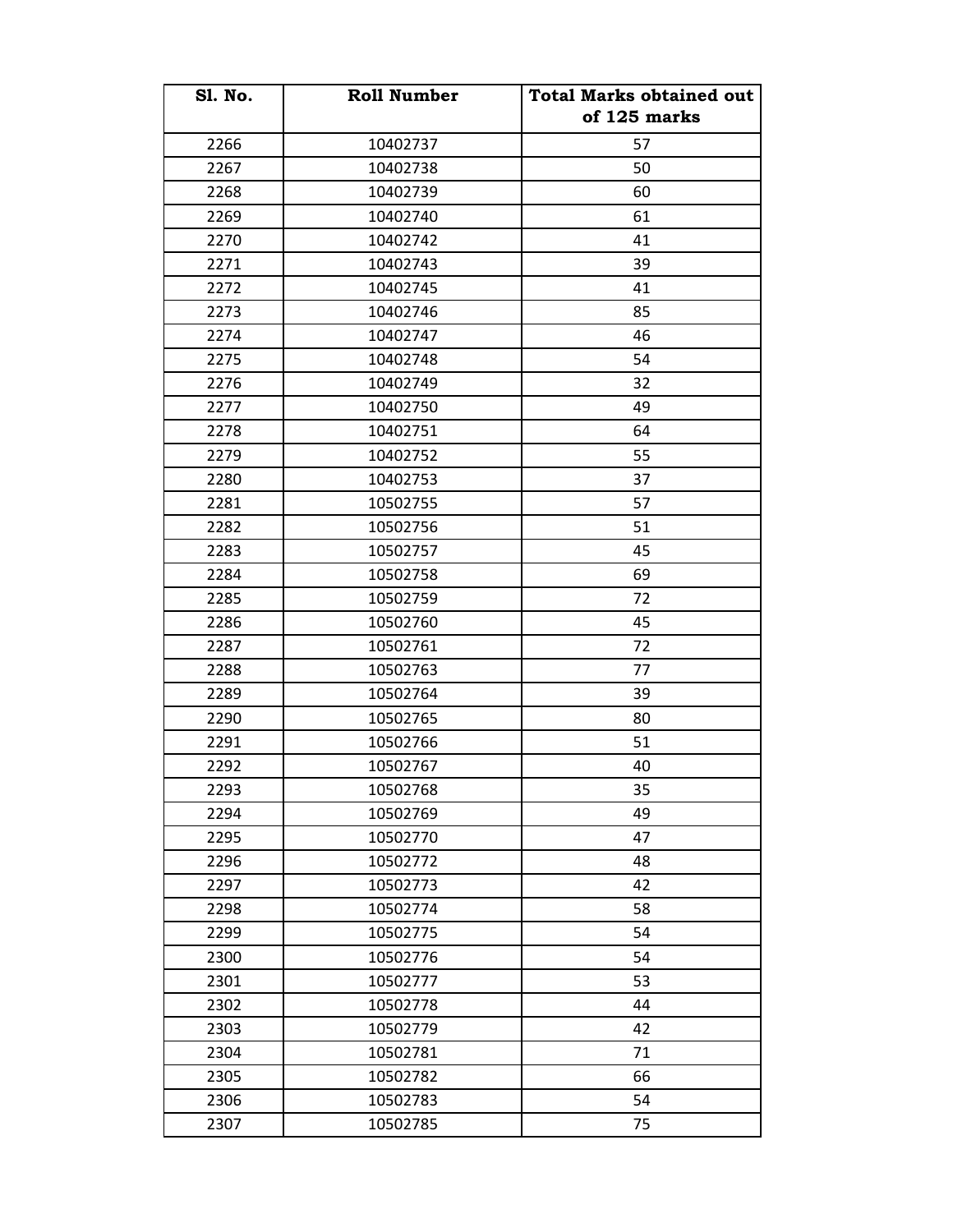| Sl. No. | Roll Number | Total Marks obtained out of 125 marks |
|---|---|---|
| 2266 | 10402737 | 57 |
| 2267 | 10402738 | 50 |
| 2268 | 10402739 | 60 |
| 2269 | 10402740 | 61 |
| 2270 | 10402742 | 41 |
| 2271 | 10402743 | 39 |
| 2272 | 10402745 | 41 |
| 2273 | 10402746 | 85 |
| 2274 | 10402747 | 46 |
| 2275 | 10402748 | 54 |
| 2276 | 10402749 | 32 |
| 2277 | 10402750 | 49 |
| 2278 | 10402751 | 64 |
| 2279 | 10402752 | 55 |
| 2280 | 10402753 | 37 |
| 2281 | 10502755 | 57 |
| 2282 | 10502756 | 51 |
| 2283 | 10502757 | 45 |
| 2284 | 10502758 | 69 |
| 2285 | 10502759 | 72 |
| 2286 | 10502760 | 45 |
| 2287 | 10502761 | 72 |
| 2288 | 10502763 | 77 |
| 2289 | 10502764 | 39 |
| 2290 | 10502765 | 80 |
| 2291 | 10502766 | 51 |
| 2292 | 10502767 | 40 |
| 2293 | 10502768 | 35 |
| 2294 | 10502769 | 49 |
| 2295 | 10502770 | 47 |
| 2296 | 10502772 | 48 |
| 2297 | 10502773 | 42 |
| 2298 | 10502774 | 58 |
| 2299 | 10502775 | 54 |
| 2300 | 10502776 | 54 |
| 2301 | 10502777 | 53 |
| 2302 | 10502778 | 44 |
| 2303 | 10502779 | 42 |
| 2304 | 10502781 | 71 |
| 2305 | 10502782 | 66 |
| 2306 | 10502783 | 54 |
| 2307 | 10502785 | 75 |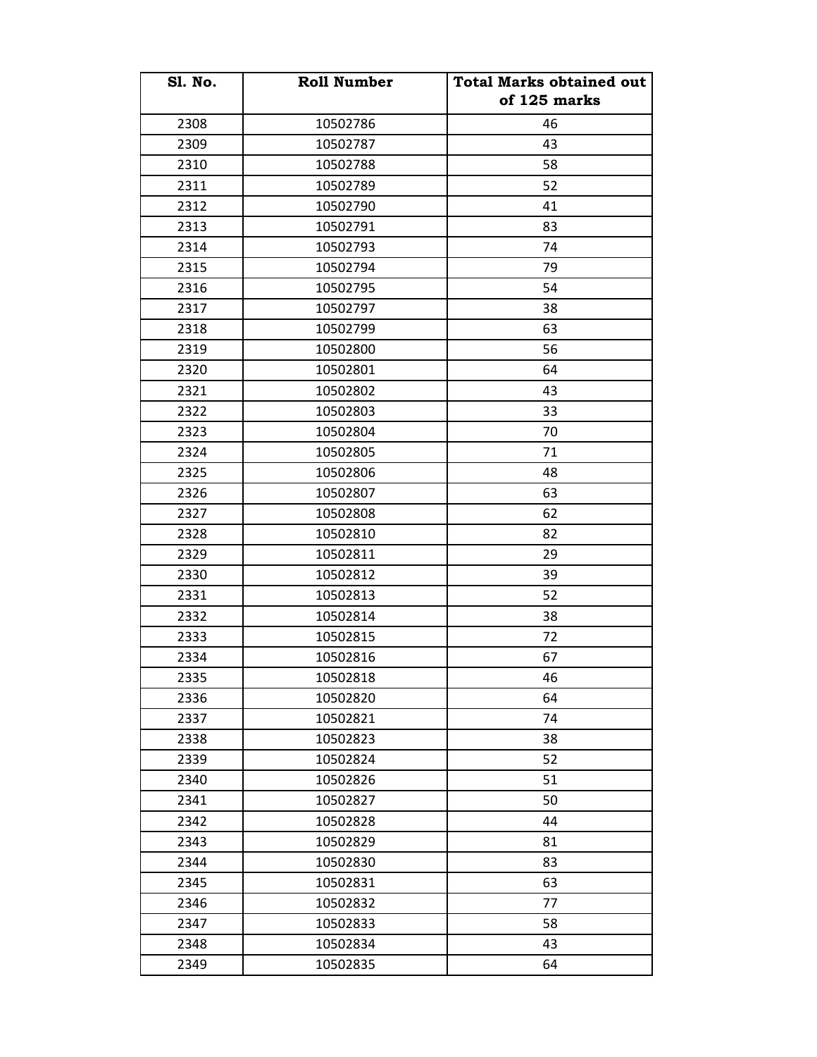| Sl. No. | Roll Number | Total Marks obtained out of 125 marks |
|---|---|---|
| 2308 | 10502786 | 46 |
| 2309 | 10502787 | 43 |
| 2310 | 10502788 | 58 |
| 2311 | 10502789 | 52 |
| 2312 | 10502790 | 41 |
| 2313 | 10502791 | 83 |
| 2314 | 10502793 | 74 |
| 2315 | 10502794 | 79 |
| 2316 | 10502795 | 54 |
| 2317 | 10502797 | 38 |
| 2318 | 10502799 | 63 |
| 2319 | 10502800 | 56 |
| 2320 | 10502801 | 64 |
| 2321 | 10502802 | 43 |
| 2322 | 10502803 | 33 |
| 2323 | 10502804 | 70 |
| 2324 | 10502805 | 71 |
| 2325 | 10502806 | 48 |
| 2326 | 10502807 | 63 |
| 2327 | 10502808 | 62 |
| 2328 | 10502810 | 82 |
| 2329 | 10502811 | 29 |
| 2330 | 10502812 | 39 |
| 2331 | 10502813 | 52 |
| 2332 | 10502814 | 38 |
| 2333 | 10502815 | 72 |
| 2334 | 10502816 | 67 |
| 2335 | 10502818 | 46 |
| 2336 | 10502820 | 64 |
| 2337 | 10502821 | 74 |
| 2338 | 10502823 | 38 |
| 2339 | 10502824 | 52 |
| 2340 | 10502826 | 51 |
| 2341 | 10502827 | 50 |
| 2342 | 10502828 | 44 |
| 2343 | 10502829 | 81 |
| 2344 | 10502830 | 83 |
| 2345 | 10502831 | 63 |
| 2346 | 10502832 | 77 |
| 2347 | 10502833 | 58 |
| 2348 | 10502834 | 43 |
| 2349 | 10502835 | 64 |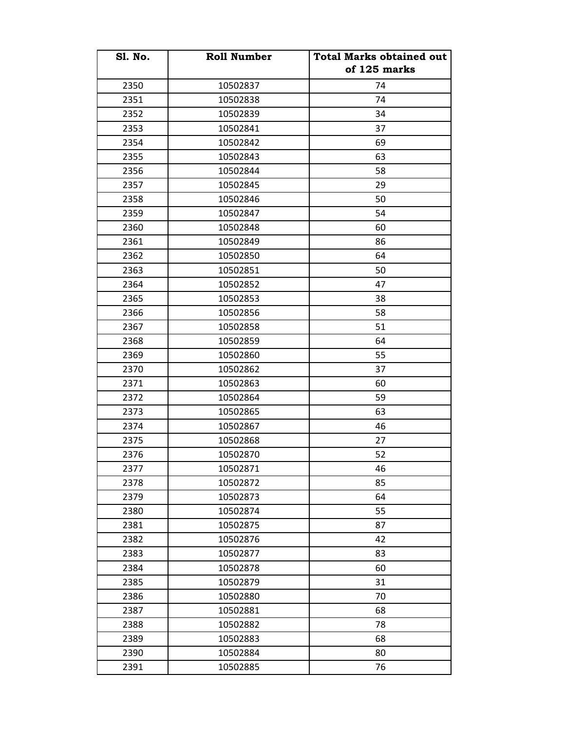| Sl. No. | Roll Number | Total Marks obtained out of 125 marks |
|---|---|---|
| 2350 | 10502837 | 74 |
| 2351 | 10502838 | 74 |
| 2352 | 10502839 | 34 |
| 2353 | 10502841 | 37 |
| 2354 | 10502842 | 69 |
| 2355 | 10502843 | 63 |
| 2356 | 10502844 | 58 |
| 2357 | 10502845 | 29 |
| 2358 | 10502846 | 50 |
| 2359 | 10502847 | 54 |
| 2360 | 10502848 | 60 |
| 2361 | 10502849 | 86 |
| 2362 | 10502850 | 64 |
| 2363 | 10502851 | 50 |
| 2364 | 10502852 | 47 |
| 2365 | 10502853 | 38 |
| 2366 | 10502856 | 58 |
| 2367 | 10502858 | 51 |
| 2368 | 10502859 | 64 |
| 2369 | 10502860 | 55 |
| 2370 | 10502862 | 37 |
| 2371 | 10502863 | 60 |
| 2372 | 10502864 | 59 |
| 2373 | 10502865 | 63 |
| 2374 | 10502867 | 46 |
| 2375 | 10502868 | 27 |
| 2376 | 10502870 | 52 |
| 2377 | 10502871 | 46 |
| 2378 | 10502872 | 85 |
| 2379 | 10502873 | 64 |
| 2380 | 10502874 | 55 |
| 2381 | 10502875 | 87 |
| 2382 | 10502876 | 42 |
| 2383 | 10502877 | 83 |
| 2384 | 10502878 | 60 |
| 2385 | 10502879 | 31 |
| 2386 | 10502880 | 70 |
| 2387 | 10502881 | 68 |
| 2388 | 10502882 | 78 |
| 2389 | 10502883 | 68 |
| 2390 | 10502884 | 80 |
| 2391 | 10502885 | 76 |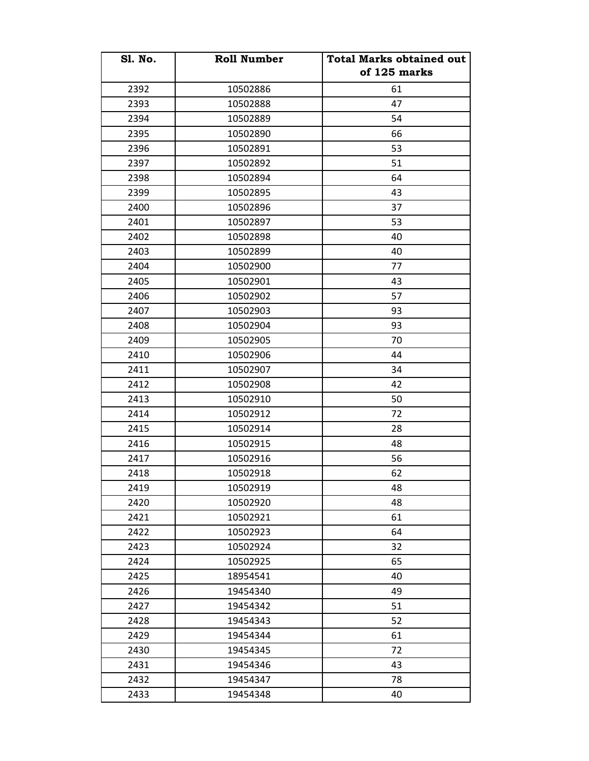| Sl. No. | Roll Number | Total Marks obtained out of 125 marks |
|---|---|---|
| 2392 | 10502886 | 61 |
| 2393 | 10502888 | 47 |
| 2394 | 10502889 | 54 |
| 2395 | 10502890 | 66 |
| 2396 | 10502891 | 53 |
| 2397 | 10502892 | 51 |
| 2398 | 10502894 | 64 |
| 2399 | 10502895 | 43 |
| 2400 | 10502896 | 37 |
| 2401 | 10502897 | 53 |
| 2402 | 10502898 | 40 |
| 2403 | 10502899 | 40 |
| 2404 | 10502900 | 77 |
| 2405 | 10502901 | 43 |
| 2406 | 10502902 | 57 |
| 2407 | 10502903 | 93 |
| 2408 | 10502904 | 93 |
| 2409 | 10502905 | 70 |
| 2410 | 10502906 | 44 |
| 2411 | 10502907 | 34 |
| 2412 | 10502908 | 42 |
| 2413 | 10502910 | 50 |
| 2414 | 10502912 | 72 |
| 2415 | 10502914 | 28 |
| 2416 | 10502915 | 48 |
| 2417 | 10502916 | 56 |
| 2418 | 10502918 | 62 |
| 2419 | 10502919 | 48 |
| 2420 | 10502920 | 48 |
| 2421 | 10502921 | 61 |
| 2422 | 10502923 | 64 |
| 2423 | 10502924 | 32 |
| 2424 | 10502925 | 65 |
| 2425 | 18954541 | 40 |
| 2426 | 19454340 | 49 |
| 2427 | 19454342 | 51 |
| 2428 | 19454343 | 52 |
| 2429 | 19454344 | 61 |
| 2430 | 19454345 | 72 |
| 2431 | 19454346 | 43 |
| 2432 | 19454347 | 78 |
| 2433 | 19454348 | 40 |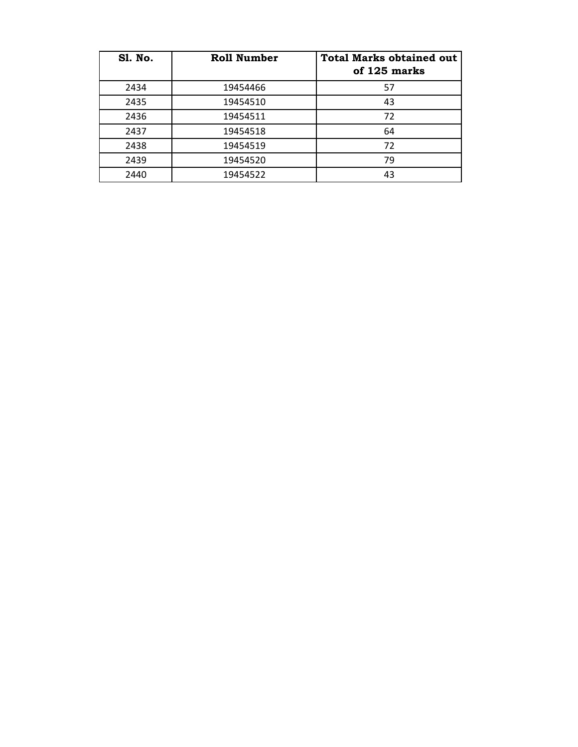| Sl. No. | Roll Number | Total Marks obtained out of 125 marks |
|---|---|---|
| 2434 | 19454466 | 57 |
| 2435 | 19454510 | 43 |
| 2436 | 19454511 | 72 |
| 2437 | 19454518 | 64 |
| 2438 | 19454519 | 72 |
| 2439 | 19454520 | 79 |
| 2440 | 19454522 | 43 |